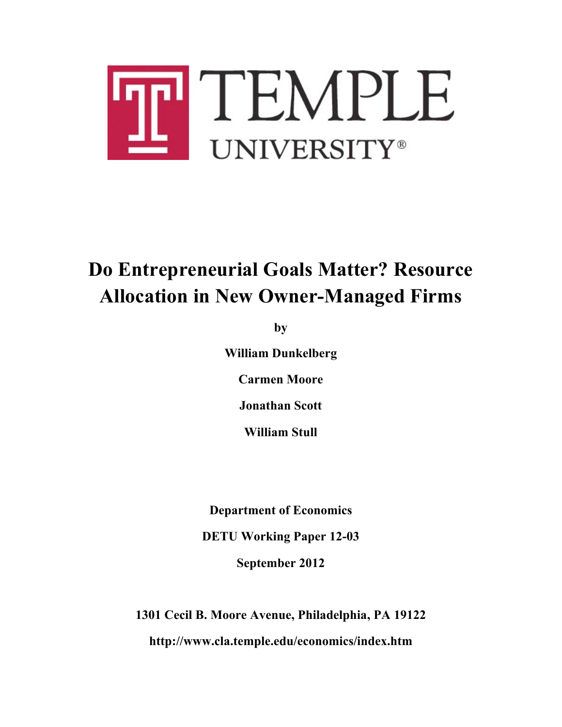TEMPLE UNIVERSITY®

# Do Entrepreneurial Goals Matter? Resource Allocation in New Owner-Managed Firms

**by**

**William Dunkelberg**

**Carmen Moore**

**Jonathan Scott**

**William Stull**

**Department of Economics**

**DETU Working Paper 12-03**

**September 2012**

**1301 Cecil B. Moore Avenue, Philadelphia, PA 19122**

**http://www.cla.temple.edu/economics/index.htm**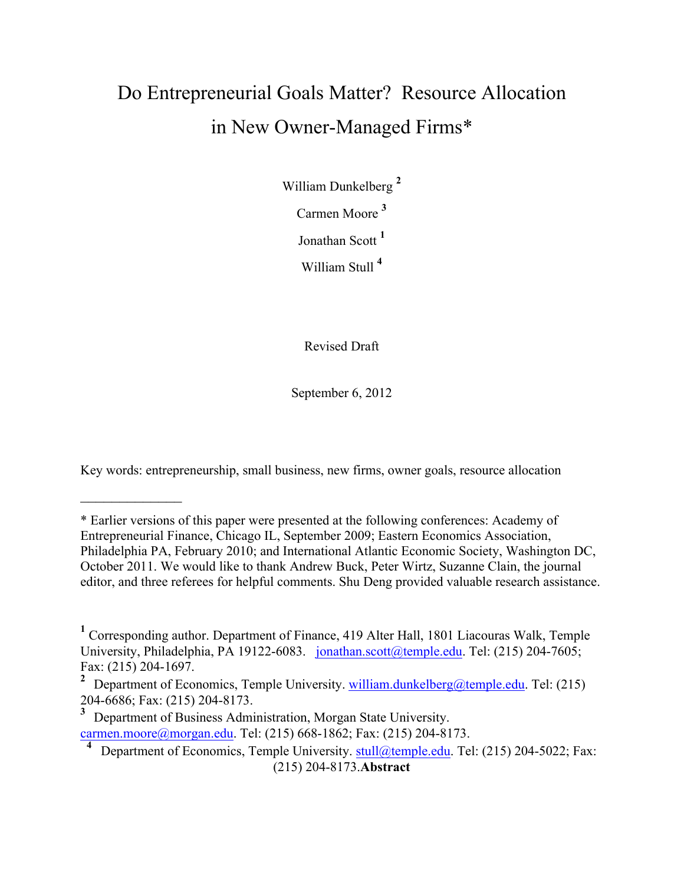# Do Entrepreneurial Goals Matter? Resource Allocation in New Owner-Managed Firms*

William Dunkelberg [2]

Carmen Moore [3]

Jonathan Scott [1]

William Stull [4]

Revised Draft

September 6, 2012

Key words: entrepreneurship, small business, new firms, owner goals, resource allocation

---

\* Earlier versions of this paper were presented at the following conferences: Academy of Entrepreneurial Finance, Chicago IL, September 2009; Eastern Economics Association, Philadelphia PA, February 2010; and International Atlantic Economic Society, Washington DC, October 2011. We would like to thank Andrew Buck, Peter Wirtz, Suzanne Clain, the journal editor, and three referees for helpful comments. Shu Deng provided valuable research assistance.

[1] Corresponding author. Department of Finance, 419 Alter Hall, 1801 Liacouras Walk, Temple University, Philadelphia, PA 19122-6083. jonathan.scott@temple.edu. Tel: (215) 204-7605; Fax: (215) 204-1697.

[2] Department of Economics, Temple University. william.dunkelberg@temple.edu. Tel: (215) 204-6686; Fax: (215) 204-8173.

[3] Department of Business Administration, Morgan State University. carmen.moore@morgan.edu. Tel: (215) 668-1862; Fax: (215) 204-8173.

[4] Department of Economics, Temple University. stull@temple.edu. Tel: (215) 204-5022; Fax: (215) 204-8173.**Abstract**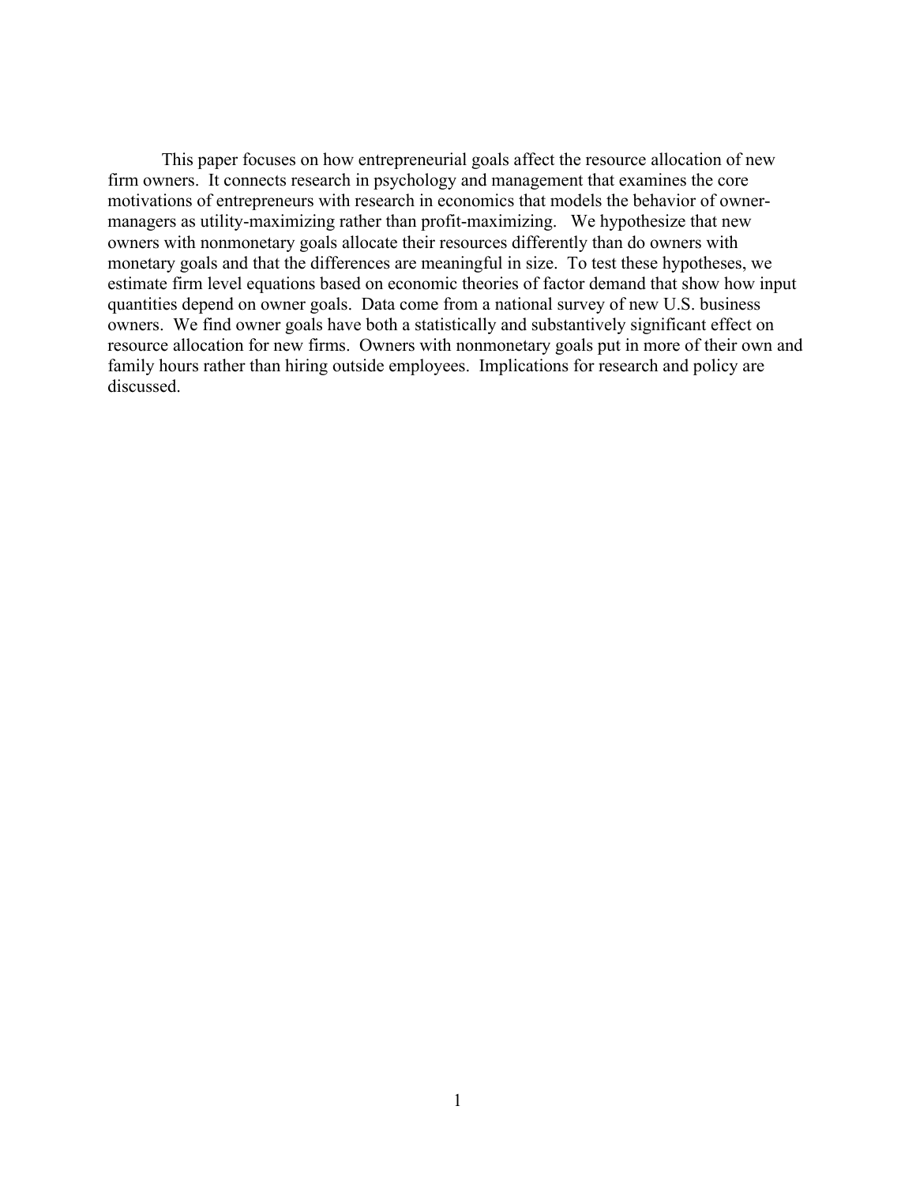This paper focuses on how entrepreneurial goals affect the resource allocation of new firm owners. It connects research in psychology and management that examines the core motivations of entrepreneurs with research in economics that models the behavior of owner-managers as utility-maximizing rather than profit-maximizing. We hypothesize that new owners with nonmonetary goals allocate their resources differently than do owners with monetary goals and that the differences are meaningful in size. To test these hypotheses, we estimate firm level equations based on economic theories of factor demand that show how input quantities depend on owner goals. Data come from a national survey of new U.S. business owners. We find owner goals have both a statistically and substantively significant effect on resource allocation for new firms. Owners with nonmonetary goals put in more of their own and family hours rather than hiring outside employees. Implications for research and policy are discussed.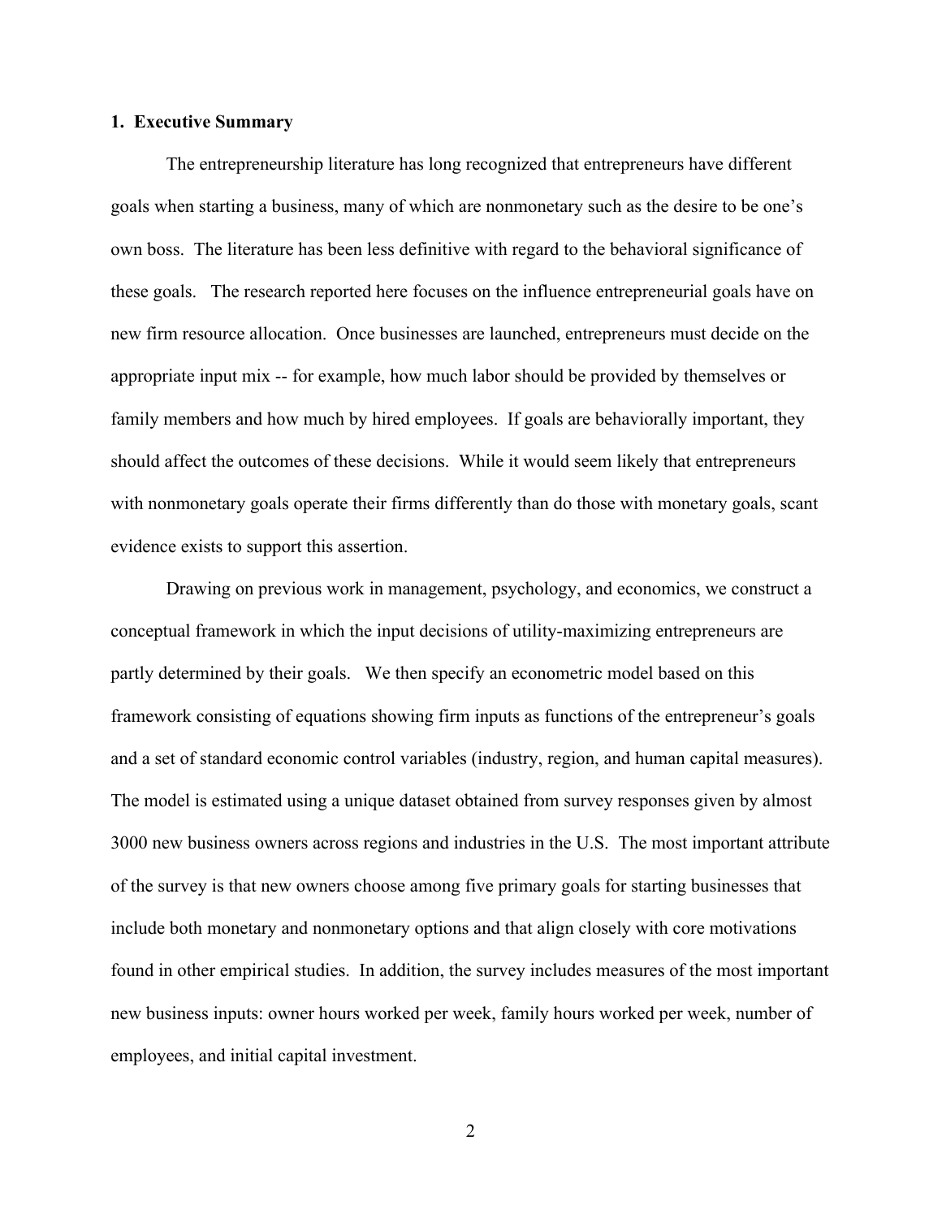## 1. Executive Summary

The entrepreneurship literature has long recognized that entrepreneurs have different goals when starting a business, many of which are nonmonetary such as the desire to be one's own boss. The literature has been less definitive with regard to the behavioral significance of these goals. The research reported here focuses on the influence entrepreneurial goals have on new firm resource allocation. Once businesses are launched, entrepreneurs must decide on the appropriate input mix -- for example, how much labor should be provided by themselves or family members and how much by hired employees. If goals are behaviorally important, they should affect the outcomes of these decisions. While it would seem likely that entrepreneurs with nonmonetary goals operate their firms differently than do those with monetary goals, scant evidence exists to support this assertion.

Drawing on previous work in management, psychology, and economics, we construct a conceptual framework in which the input decisions of utility-maximizing entrepreneurs are partly determined by their goals. We then specify an econometric model based on this framework consisting of equations showing firm inputs as functions of the entrepreneur's goals and a set of standard economic control variables (industry, region, and human capital measures). The model is estimated using a unique dataset obtained from survey responses given by almost 3000 new business owners across regions and industries in the U.S. The most important attribute of the survey is that new owners choose among five primary goals for starting businesses that include both monetary and nonmonetary options and that align closely with core motivations found in other empirical studies. In addition, the survey includes measures of the most important new business inputs: owner hours worked per week, family hours worked per week, number of employees, and initial capital investment.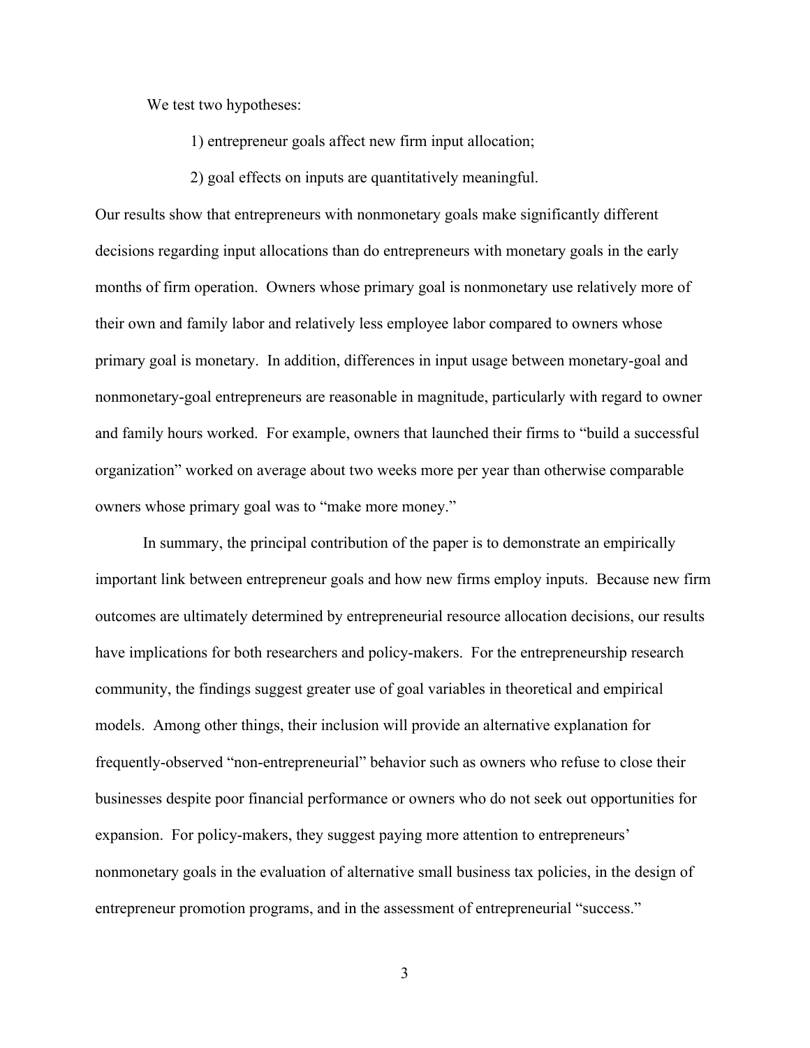We test two hypotheses:

1) entrepreneur goals affect new firm input allocation;

2) goal effects on inputs are quantitatively meaningful.

Our results show that entrepreneurs with nonmonetary goals make significantly different decisions regarding input allocations than do entrepreneurs with monetary goals in the early months of firm operation. Owners whose primary goal is nonmonetary use relatively more of their own and family labor and relatively less employee labor compared to owners whose primary goal is monetary. In addition, differences in input usage between monetary-goal and nonmonetary-goal entrepreneurs are reasonable in magnitude, particularly with regard to owner and family hours worked. For example, owners that launched their firms to "build a successful organization" worked on average about two weeks more per year than otherwise comparable owners whose primary goal was to "make more money."

In summary, the principal contribution of the paper is to demonstrate an empirically important link between entrepreneur goals and how new firms employ inputs. Because new firm outcomes are ultimately determined by entrepreneurial resource allocation decisions, our results have implications for both researchers and policy-makers. For the entrepreneurship research community, the findings suggest greater use of goal variables in theoretical and empirical models. Among other things, their inclusion will provide an alternative explanation for frequently-observed "non-entrepreneurial" behavior such as owners who refuse to close their businesses despite poor financial performance or owners who do not seek out opportunities for expansion. For policy-makers, they suggest paying more attention to entrepreneurs' nonmonetary goals in the evaluation of alternative small business tax policies, in the design of entrepreneur promotion programs, and in the assessment of entrepreneurial "success."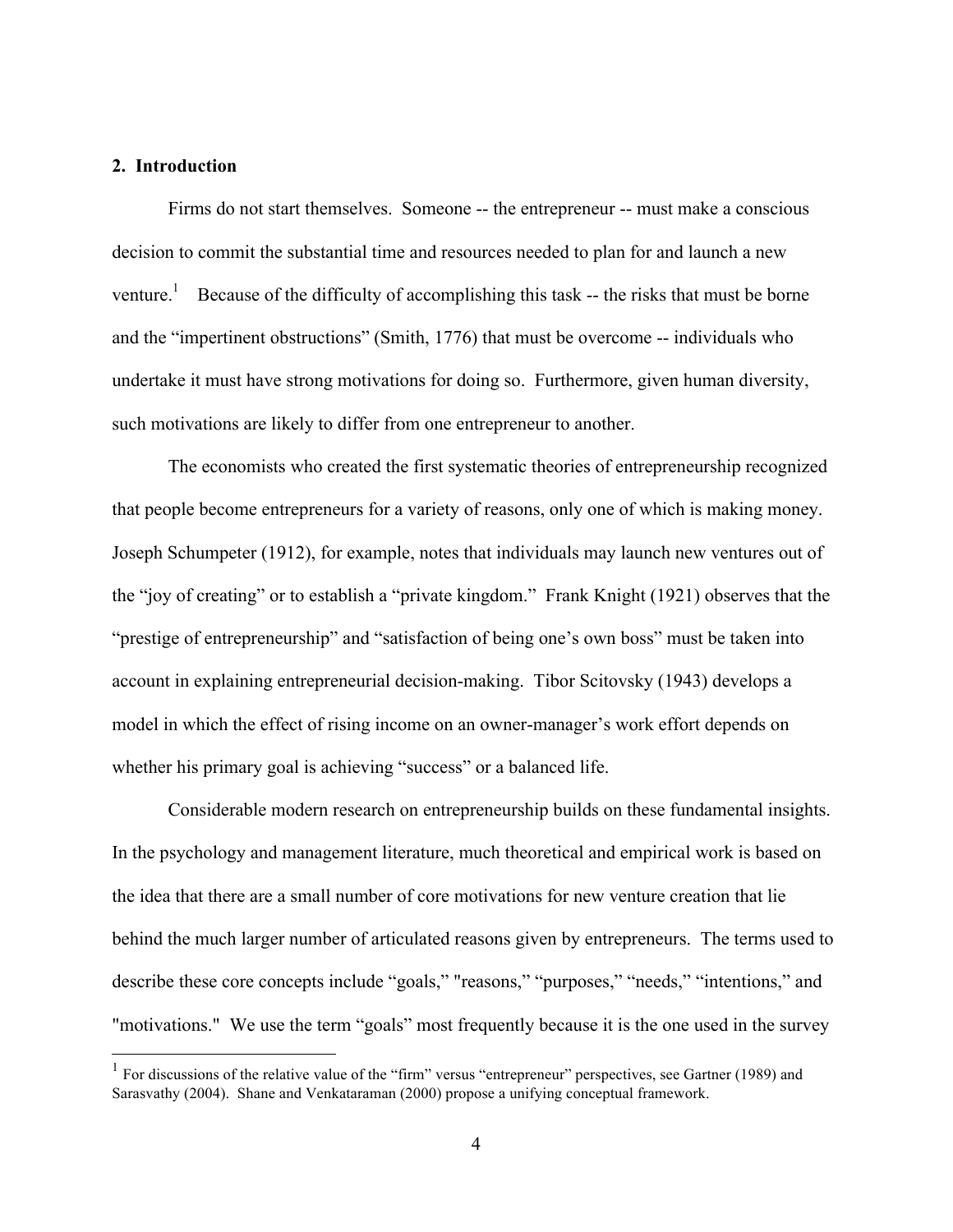## 2. Introduction

Firms do not start themselves. Someone -- the entrepreneur -- must make a conscious decision to commit the substantial time and resources needed to plan for and launch a new venture.[1] Because of the difficulty of accomplishing this task -- the risks that must be borne and the "impertinent obstructions" (Smith, 1776) that must be overcome -- individuals who undertake it must have strong motivations for doing so. Furthermore, given human diversity, such motivations are likely to differ from one entrepreneur to another.

The economists who created the first systematic theories of entrepreneurship recognized that people become entrepreneurs for a variety of reasons, only one of which is making money. Joseph Schumpeter (1912), for example, notes that individuals may launch new ventures out of the "joy of creating" or to establish a "private kingdom." Frank Knight (1921) observes that the "prestige of entrepreneurship" and "satisfaction of being one's own boss" must be taken into account in explaining entrepreneurial decision-making. Tibor Scitovsky (1943) develops a model in which the effect of rising income on an owner-manager's work effort depends on whether his primary goal is achieving "success" or a balanced life.

Considerable modern research on entrepreneurship builds on these fundamental insights. In the psychology and management literature, much theoretical and empirical work is based on the idea that there are a small number of core motivations for new venture creation that lie behind the much larger number of articulated reasons given by entrepreneurs. The terms used to describe these core concepts include "goals," "reasons," "purposes," "needs," "intentions," and "motivations." We use the term "goals" most frequently because it is the one used in the survey

[1] For discussions of the relative value of the "firm" versus "entrepreneur" perspectives, see Gartner (1989) and Sarasvathy (2004). Shane and Venkataraman (2000) propose a unifying conceptual framework.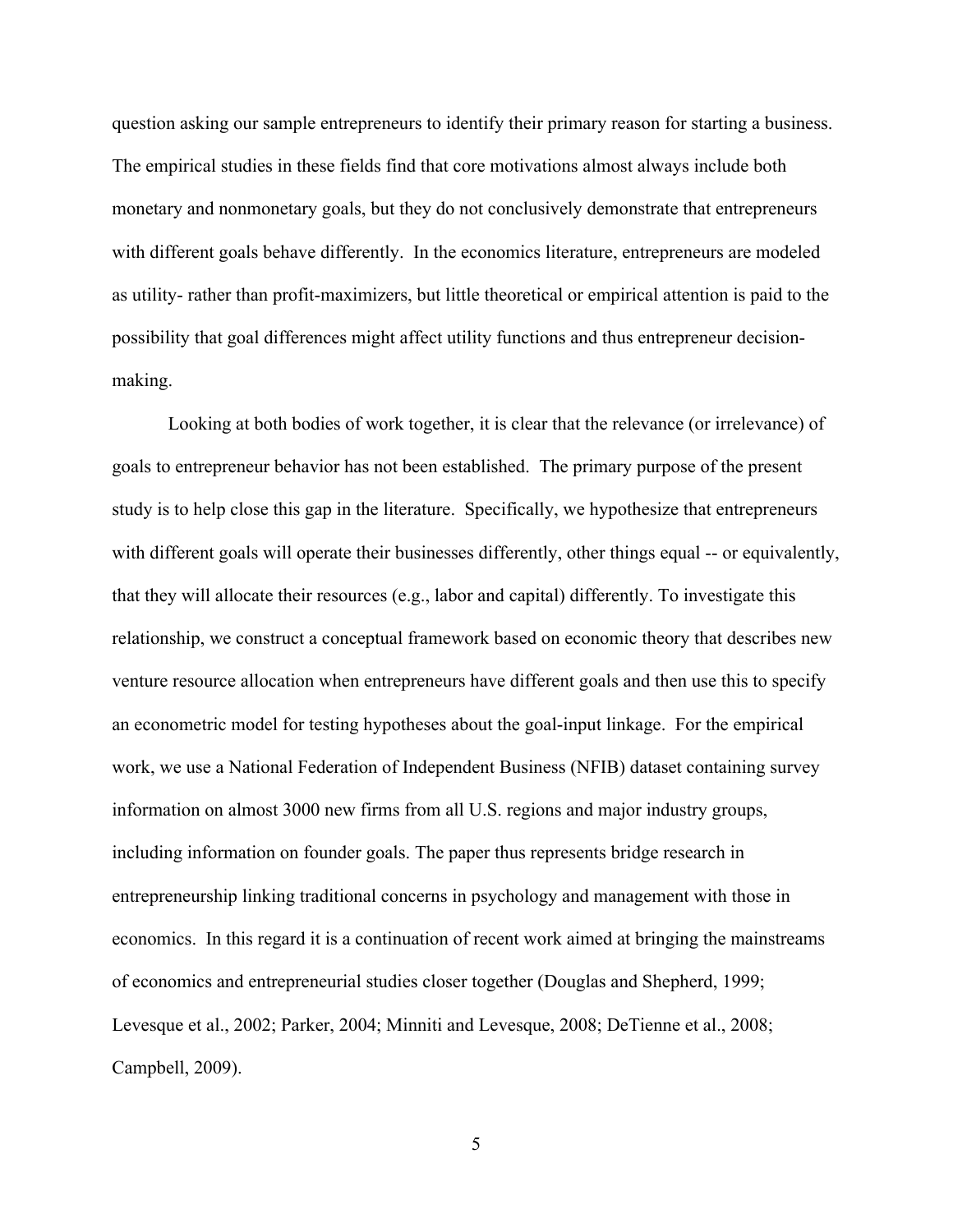question asking our sample entrepreneurs to identify their primary reason for starting a business. The empirical studies in these fields find that core motivations almost always include both monetary and nonmonetary goals, but they do not conclusively demonstrate that entrepreneurs with different goals behave differently. In the economics literature, entrepreneurs are modeled as utility- rather than profit-maximizers, but little theoretical or empirical attention is paid to the possibility that goal differences might affect utility functions and thus entrepreneur decision-making.

Looking at both bodies of work together, it is clear that the relevance (or irrelevance) of goals to entrepreneur behavior has not been established. The primary purpose of the present study is to help close this gap in the literature. Specifically, we hypothesize that entrepreneurs with different goals will operate their businesses differently, other things equal -- or equivalently, that they will allocate their resources (e.g., labor and capital) differently. To investigate this relationship, we construct a conceptual framework based on economic theory that describes new venture resource allocation when entrepreneurs have different goals and then use this to specify an econometric model for testing hypotheses about the goal-input linkage. For the empirical work, we use a National Federation of Independent Business (NFIB) dataset containing survey information on almost 3000 new firms from all U.S. regions and major industry groups, including information on founder goals. The paper thus represents bridge research in entrepreneurship linking traditional concerns in psychology and management with those in economics. In this regard it is a continuation of recent work aimed at bringing the mainstreams of economics and entrepreneurial studies closer together (Douglas and Shepherd, 1999; Levesque et al., 2002; Parker, 2004; Minniti and Levesque, 2008; DeTienne et al., 2008; Campbell, 2009).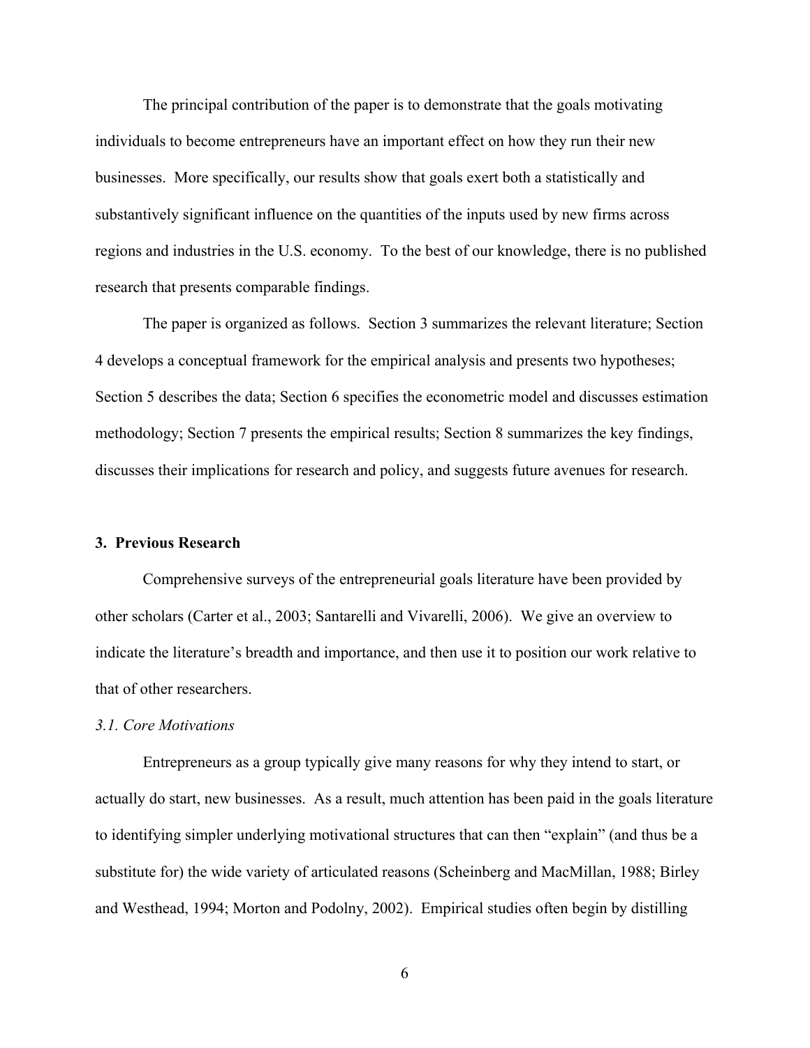The principal contribution of the paper is to demonstrate that the goals motivating individuals to become entrepreneurs have an important effect on how they run their new businesses. More specifically, our results show that goals exert both a statistically and substantively significant influence on the quantities of the inputs used by new firms across regions and industries in the U.S. economy. To the best of our knowledge, there is no published research that presents comparable findings.

The paper is organized as follows. Section 3 summarizes the relevant literature; Section 4 develops a conceptual framework for the empirical analysis and presents two hypotheses; Section 5 describes the data; Section 6 specifies the econometric model and discusses estimation methodology; Section 7 presents the empirical results; Section 8 summarizes the key findings, discusses their implications for research and policy, and suggests future avenues for research.

## 3. Previous Research

Comprehensive surveys of the entrepreneurial goals literature have been provided by other scholars (Carter et al., 2003; Santarelli and Vivarelli, 2006). We give an overview to indicate the literature's breadth and importance, and then use it to position our work relative to that of other researchers.

### *3.1. Core Motivations*

Entrepreneurs as a group typically give many reasons for why they intend to start, or actually do start, new businesses. As a result, much attention has been paid in the goals literature to identifying simpler underlying motivational structures that can then "explain" (and thus be a substitute for) the wide variety of articulated reasons (Scheinberg and MacMillan, 1988; Birley and Westhead, 1994; Morton and Podolny, 2002). Empirical studies often begin by distilling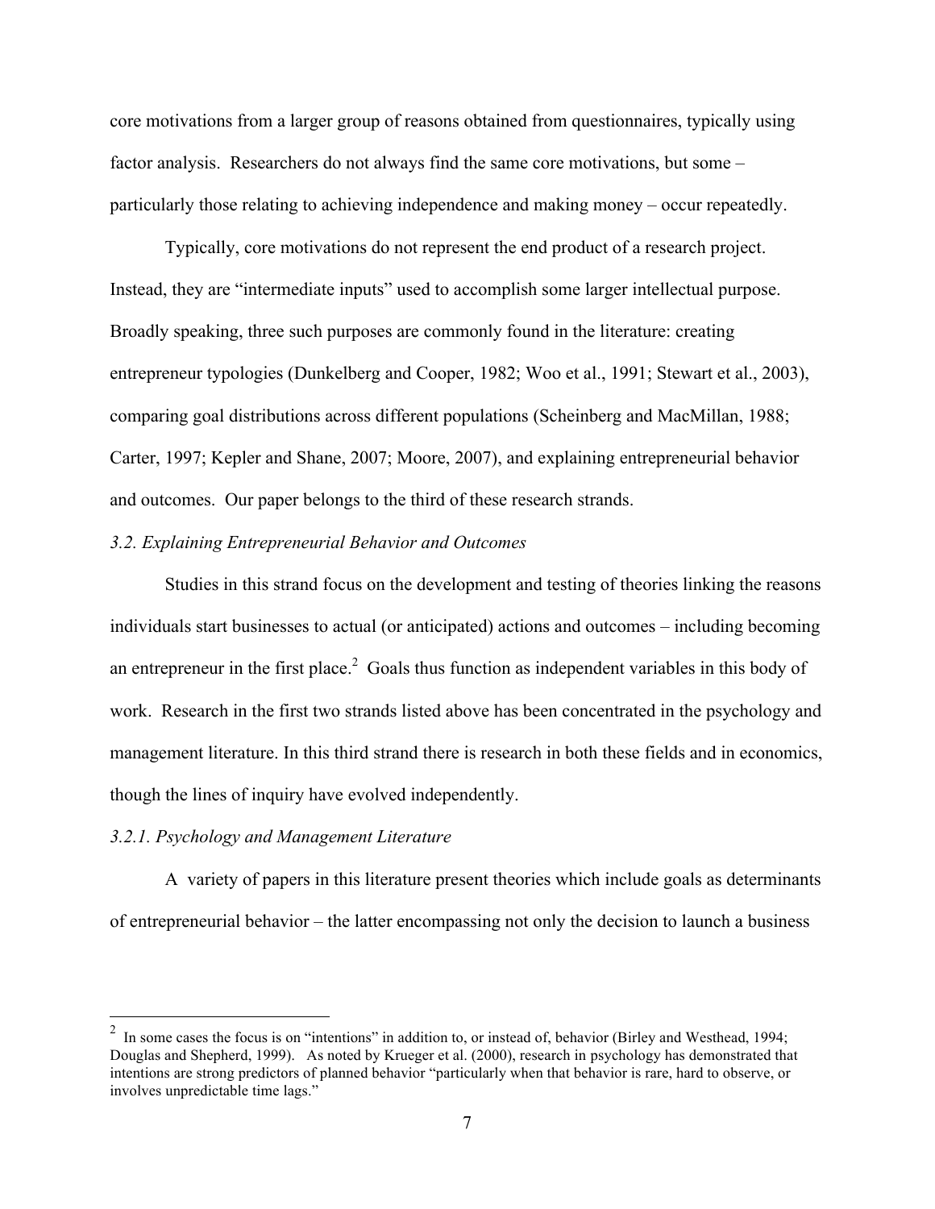core motivations from a larger group of reasons obtained from questionnaires, typically using factor analysis. Researchers do not always find the same core motivations, but some – particularly those relating to achieving independence and making money – occur repeatedly.

Typically, core motivations do not represent the end product of a research project. Instead, they are "intermediate inputs" used to accomplish some larger intellectual purpose. Broadly speaking, three such purposes are commonly found in the literature: creating entrepreneur typologies (Dunkelberg and Cooper, 1982; Woo et al., 1991; Stewart et al., 2003), comparing goal distributions across different populations (Scheinberg and MacMillan, 1988; Carter, 1997; Kepler and Shane, 2007; Moore, 2007), and explaining entrepreneurial behavior and outcomes. Our paper belongs to the third of these research strands.

### *3.2. Explaining Entrepreneurial Behavior and Outcomes*

Studies in this strand focus on the development and testing of theories linking the reasons individuals start businesses to actual (or anticipated) actions and outcomes – including becoming an entrepreneur in the first place.[2] Goals thus function as independent variables in this body of work. Research in the first two strands listed above has been concentrated in the psychology and management literature. In this third strand there is research in both these fields and in economics, though the lines of inquiry have evolved independently.

#### *3.2.1. Psychology and Management Literature*

A variety of papers in this literature present theories which include goals as determinants of entrepreneurial behavior – the latter encompassing not only the decision to launch a business

[2] In some cases the focus is on "intentions" in addition to, or instead of, behavior (Birley and Westhead, 1994; Douglas and Shepherd, 1999). As noted by Krueger et al. (2000), research in psychology has demonstrated that intentions are strong predictors of planned behavior "particularly when that behavior is rare, hard to observe, or involves unpredictable time lags."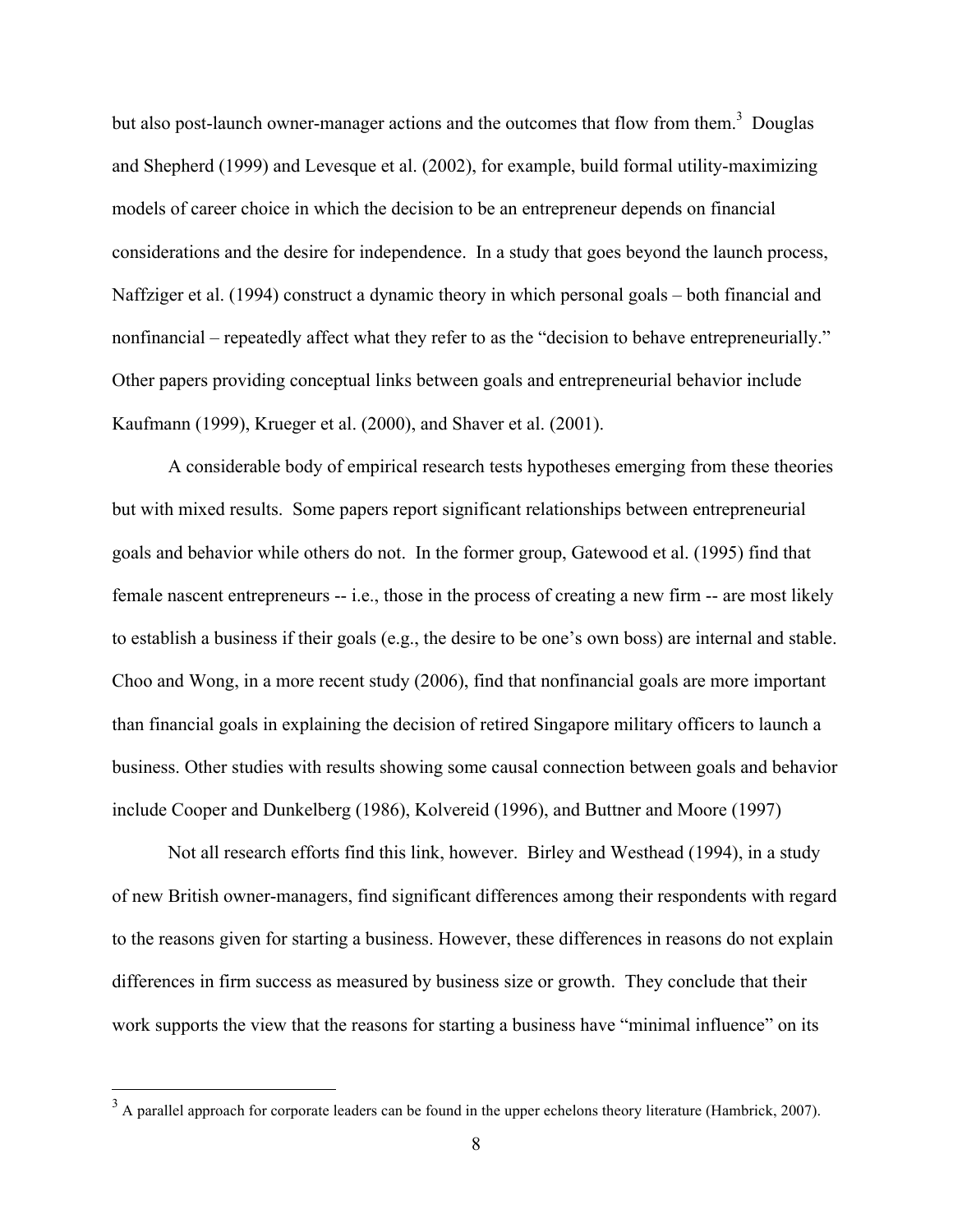but also post-launch owner-manager actions and the outcomes that flow from them.[3] Douglas and Shepherd (1999) and Levesque et al. (2002), for example, build formal utility-maximizing models of career choice in which the decision to be an entrepreneur depends on financial considerations and the desire for independence. In a study that goes beyond the launch process, Naffziger et al. (1994) construct a dynamic theory in which personal goals – both financial and nonfinancial – repeatedly affect what they refer to as the "decision to behave entrepreneurially." Other papers providing conceptual links between goals and entrepreneurial behavior include Kaufmann (1999), Krueger et al. (2000), and Shaver et al. (2001).

A considerable body of empirical research tests hypotheses emerging from these theories but with mixed results. Some papers report significant relationships between entrepreneurial goals and behavior while others do not. In the former group, Gatewood et al. (1995) find that female nascent entrepreneurs -- i.e., those in the process of creating a new firm -- are most likely to establish a business if their goals (e.g., the desire to be one's own boss) are internal and stable. Choo and Wong, in a more recent study (2006), find that nonfinancial goals are more important than financial goals in explaining the decision of retired Singapore military officers to launch a business. Other studies with results showing some causal connection between goals and behavior include Cooper and Dunkelberg (1986), Kolvereid (1996), and Buttner and Moore (1997)

Not all research efforts find this link, however. Birley and Westhead (1994), in a study of new British owner-managers, find significant differences among their respondents with regard to the reasons given for starting a business. However, these differences in reasons do not explain differences in firm success as measured by business size or growth. They conclude that their work supports the view that the reasons for starting a business have "minimal influence" on its

[3] A parallel approach for corporate leaders can be found in the upper echelons theory literature (Hambrick, 2007).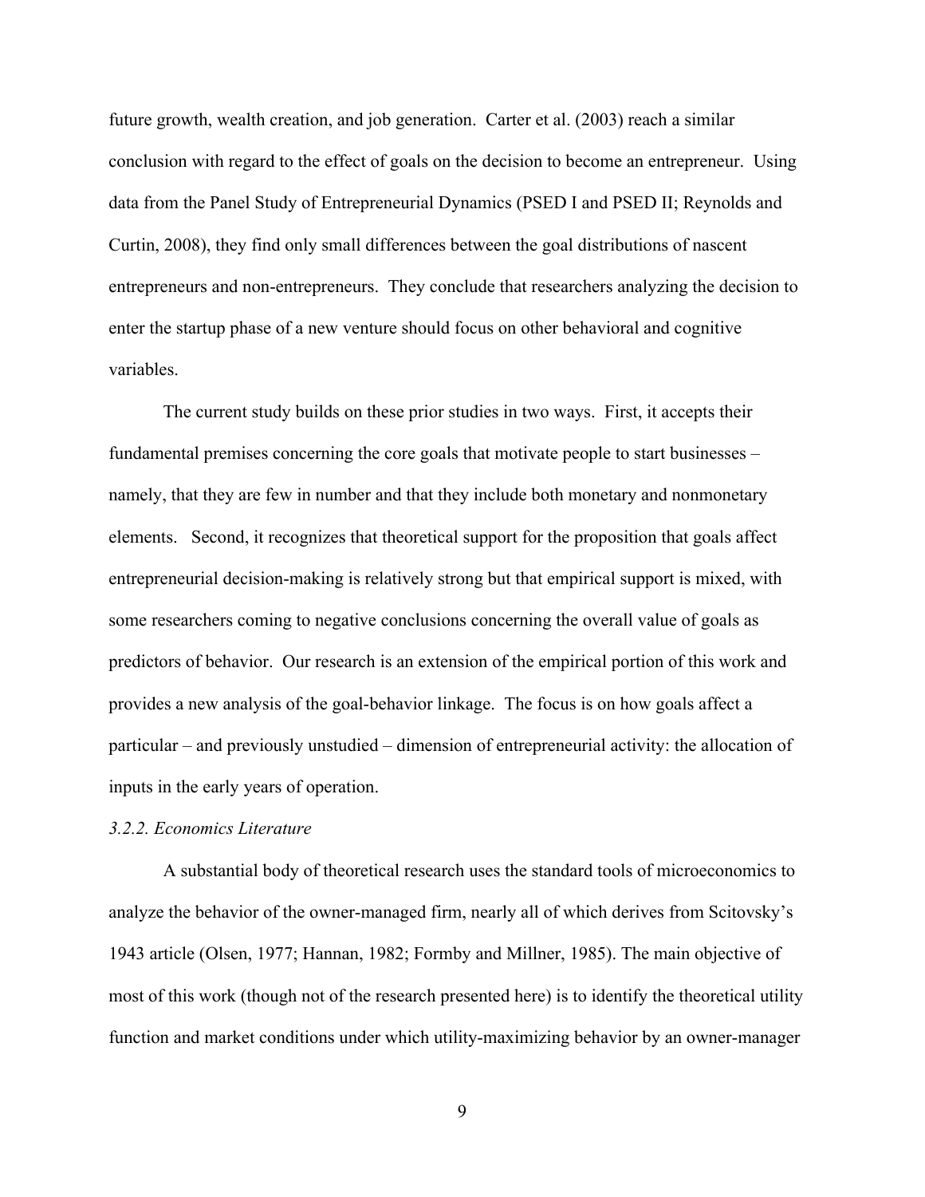future growth, wealth creation, and job generation. Carter et al. (2003) reach a similar conclusion with regard to the effect of goals on the decision to become an entrepreneur. Using data from the Panel Study of Entrepreneurial Dynamics (PSED I and PSED II; Reynolds and Curtin, 2008), they find only small differences between the goal distributions of nascent entrepreneurs and non-entrepreneurs. They conclude that researchers analyzing the decision to enter the startup phase of a new venture should focus on other behavioral and cognitive variables.

The current study builds on these prior studies in two ways. First, it accepts their fundamental premises concerning the core goals that motivate people to start businesses – namely, that they are few in number and that they include both monetary and nonmonetary elements. Second, it recognizes that theoretical support for the proposition that goals affect entrepreneurial decision-making is relatively strong but that empirical support is mixed, with some researchers coming to negative conclusions concerning the overall value of goals as predictors of behavior. Our research is an extension of the empirical portion of this work and provides a new analysis of the goal-behavior linkage. The focus is on how goals affect a particular – and previously unstudied – dimension of entrepreneurial activity: the allocation of inputs in the early years of operation.

### *3.2.2. Economics Literature*

A substantial body of theoretical research uses the standard tools of microeconomics to analyze the behavior of the owner-managed firm, nearly all of which derives from Scitovsky's 1943 article (Olsen, 1977; Hannan, 1982; Formby and Millner, 1985). The main objective of most of this work (though not of the research presented here) is to identify the theoretical utility function and market conditions under which utility-maximizing behavior by an owner-manager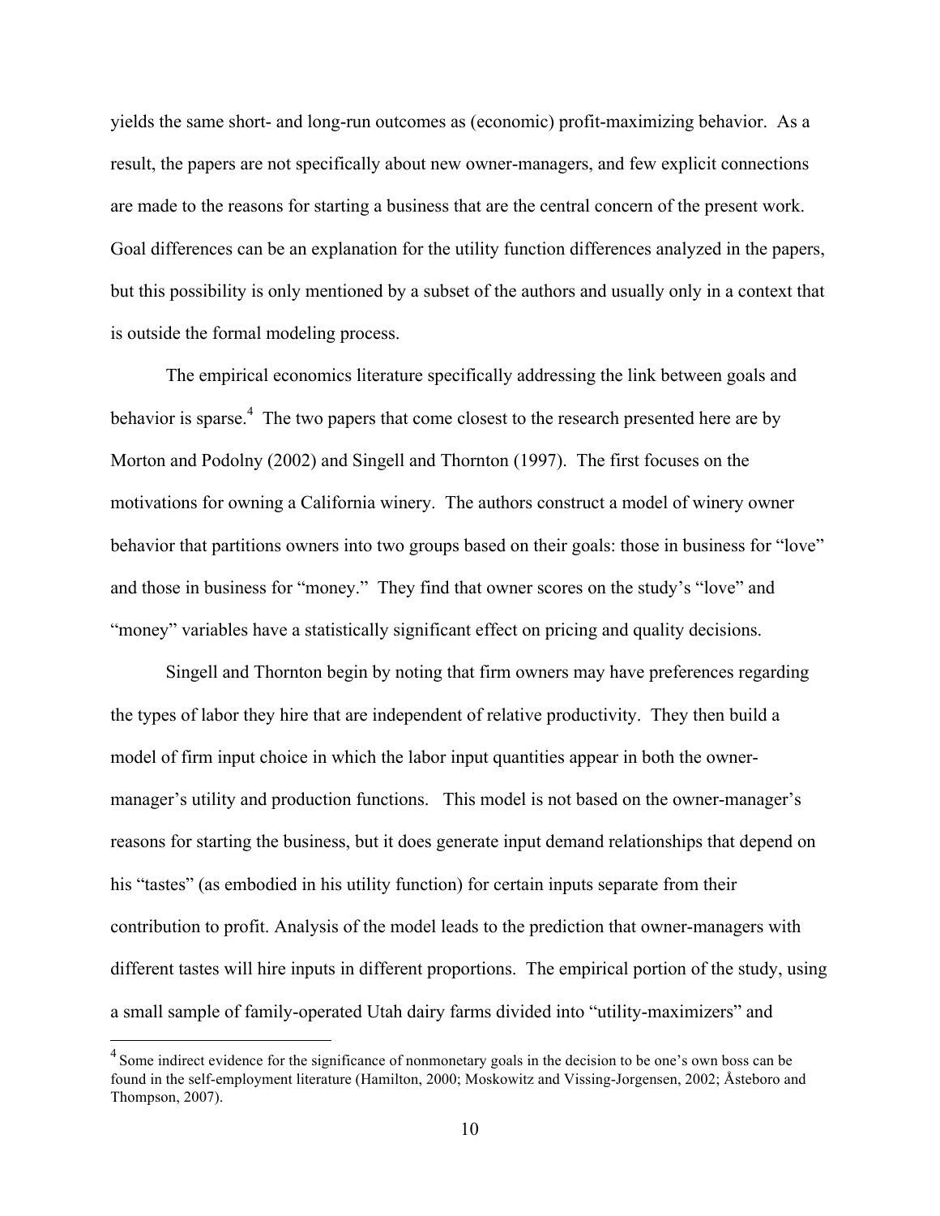yields the same short- and long-run outcomes as (economic) profit-maximizing behavior. As a result, the papers are not specifically about new owner-managers, and few explicit connections are made to the reasons for starting a business that are the central concern of the present work. Goal differences can be an explanation for the utility function differences analyzed in the papers, but this possibility is only mentioned by a subset of the authors and usually only in a context that is outside the formal modeling process.

The empirical economics literature specifically addressing the link between goals and behavior is sparse.[4] The two papers that come closest to the research presented here are by Morton and Podolny (2002) and Singell and Thornton (1997). The first focuses on the motivations for owning a California winery. The authors construct a model of winery owner behavior that partitions owners into two groups based on their goals: those in business for "love" and those in business for "money." They find that owner scores on the study's "love" and "money" variables have a statistically significant effect on pricing and quality decisions.

Singell and Thornton begin by noting that firm owners may have preferences regarding the types of labor they hire that are independent of relative productivity. They then build a model of firm input choice in which the labor input quantities appear in both the owner-manager's utility and production functions. This model is not based on the owner-manager's reasons for starting the business, but it does generate input demand relationships that depend on his "tastes" (as embodied in his utility function) for certain inputs separate from their contribution to profit. Analysis of the model leads to the prediction that owner-managers with different tastes will hire inputs in different proportions. The empirical portion of the study, using a small sample of family-operated Utah dairy farms divided into "utility-maximizers" and

[4] Some indirect evidence for the significance of nonmonetary goals in the decision to be one's own boss can be found in the self-employment literature (Hamilton, 2000; Moskowitz and Vissing-Jorgensen, 2002; Åsteboro and Thompson, 2007).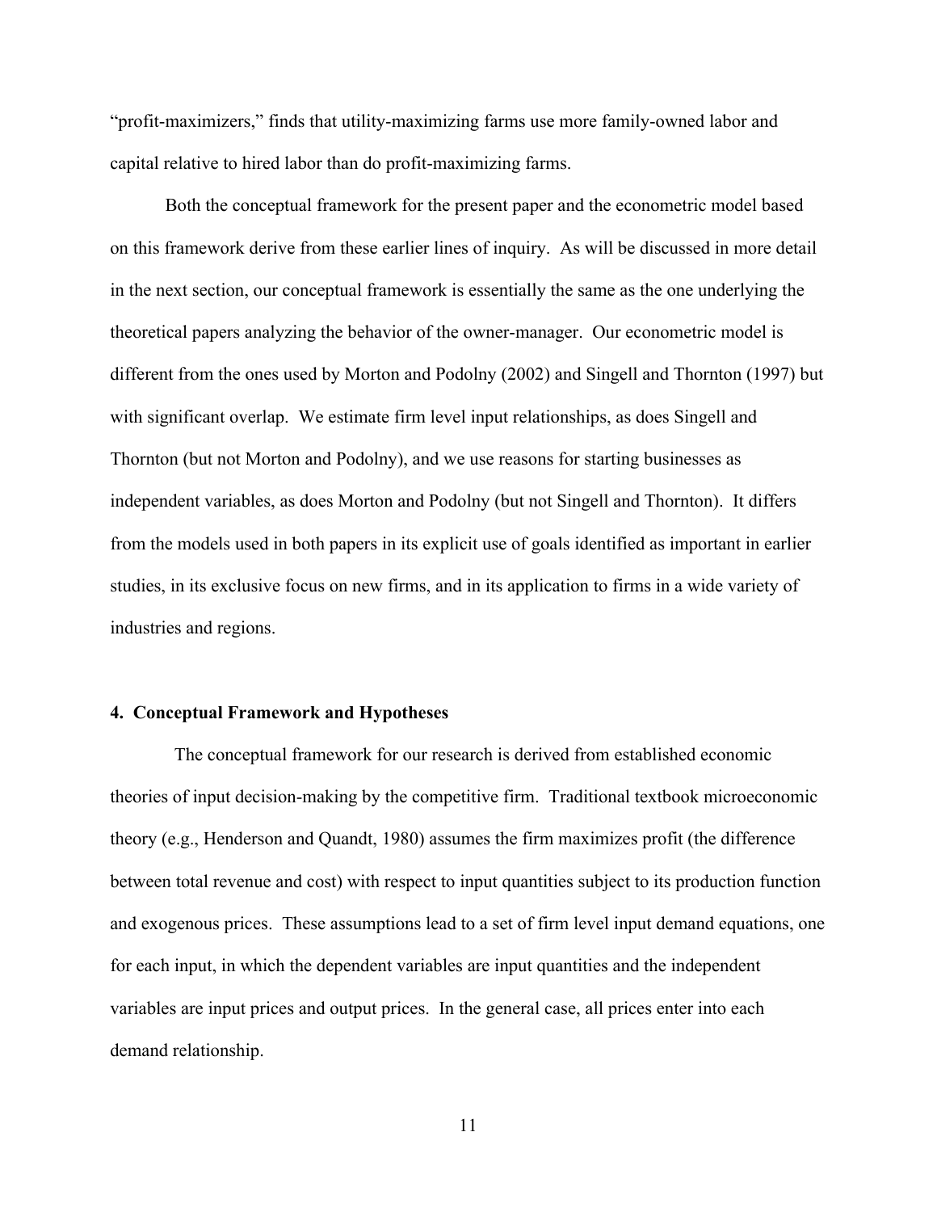"profit-maximizers," finds that utility-maximizing farms use more family-owned labor and capital relative to hired labor than do profit-maximizing farms.

Both the conceptual framework for the present paper and the econometric model based on this framework derive from these earlier lines of inquiry. As will be discussed in more detail in the next section, our conceptual framework is essentially the same as the one underlying the theoretical papers analyzing the behavior of the owner-manager. Our econometric model is different from the ones used by Morton and Podolny (2002) and Singell and Thornton (1997) but with significant overlap. We estimate firm level input relationships, as does Singell and Thornton (but not Morton and Podolny), and we use reasons for starting businesses as independent variables, as does Morton and Podolny (but not Singell and Thornton). It differs from the models used in both papers in its explicit use of goals identified as important in earlier studies, in its exclusive focus on new firms, and in its application to firms in a wide variety of industries and regions.

## 4. Conceptual Framework and Hypotheses

The conceptual framework for our research is derived from established economic theories of input decision-making by the competitive firm. Traditional textbook microeconomic theory (e.g., Henderson and Quandt, 1980) assumes the firm maximizes profit (the difference between total revenue and cost) with respect to input quantities subject to its production function and exogenous prices. These assumptions lead to a set of firm level input demand equations, one for each input, in which the dependent variables are input quantities and the independent variables are input prices and output prices. In the general case, all prices enter into each demand relationship.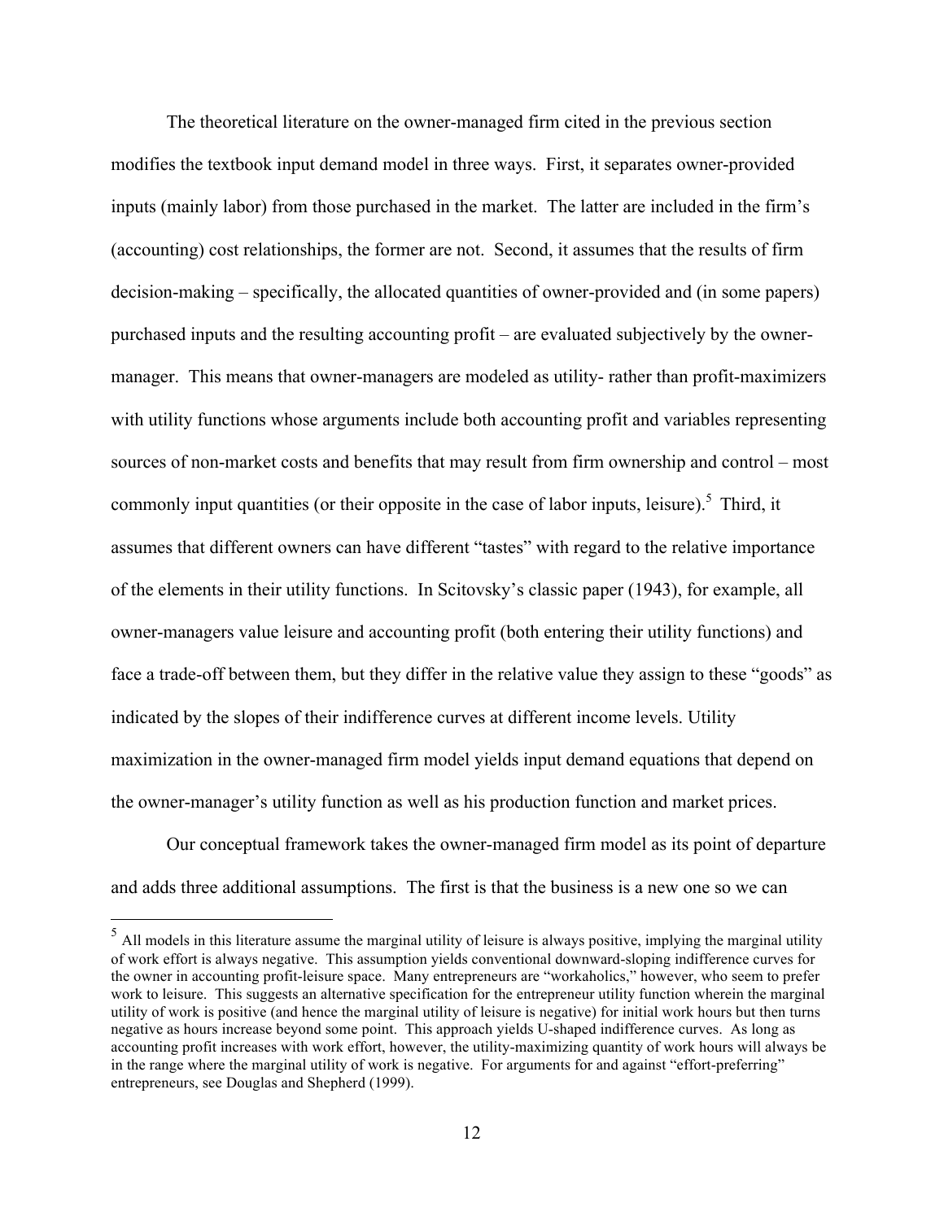The theoretical literature on the owner-managed firm cited in the previous section modifies the textbook input demand model in three ways. First, it separates owner-provided inputs (mainly labor) from those purchased in the market. The latter are included in the firm's (accounting) cost relationships, the former are not. Second, it assumes that the results of firm decision-making – specifically, the allocated quantities of owner-provided and (in some papers) purchased inputs and the resulting accounting profit – are evaluated subjectively by the owner-manager. This means that owner-managers are modeled as utility- rather than profit-maximizers with utility functions whose arguments include both accounting profit and variables representing sources of non-market costs and benefits that may result from firm ownership and control – most commonly input quantities (or their opposite in the case of labor inputs, leisure).[5] Third, it assumes that different owners can have different "tastes" with regard to the relative importance of the elements in their utility functions. In Scitovsky's classic paper (1943), for example, all owner-managers value leisure and accounting profit (both entering their utility functions) and face a trade-off between them, but they differ in the relative value they assign to these "goods" as indicated by the slopes of their indifference curves at different income levels. Utility maximization in the owner-managed firm model yields input demand equations that depend on the owner-manager's utility function as well as his production function and market prices.

Our conceptual framework takes the owner-managed firm model as its point of departure and adds three additional assumptions. The first is that the business is a new one so we can

---

[5] All models in this literature assume the marginal utility of leisure is always positive, implying the marginal utility of work effort is always negative. This assumption yields conventional downward-sloping indifference curves for the owner in accounting profit-leisure space. Many entrepreneurs are "workaholics," however, who seem to prefer work to leisure. This suggests an alternative specification for the entrepreneur utility function wherein the marginal utility of work is positive (and hence the marginal utility of leisure is negative) for initial work hours but then turns negative as hours increase beyond some point. This approach yields U-shaped indifference curves. As long as accounting profit increases with work effort, however, the utility-maximizing quantity of work hours will always be in the range where the marginal utility of work is negative. For arguments for and against "effort-preferring" entrepreneurs, see Douglas and Shepherd (1999).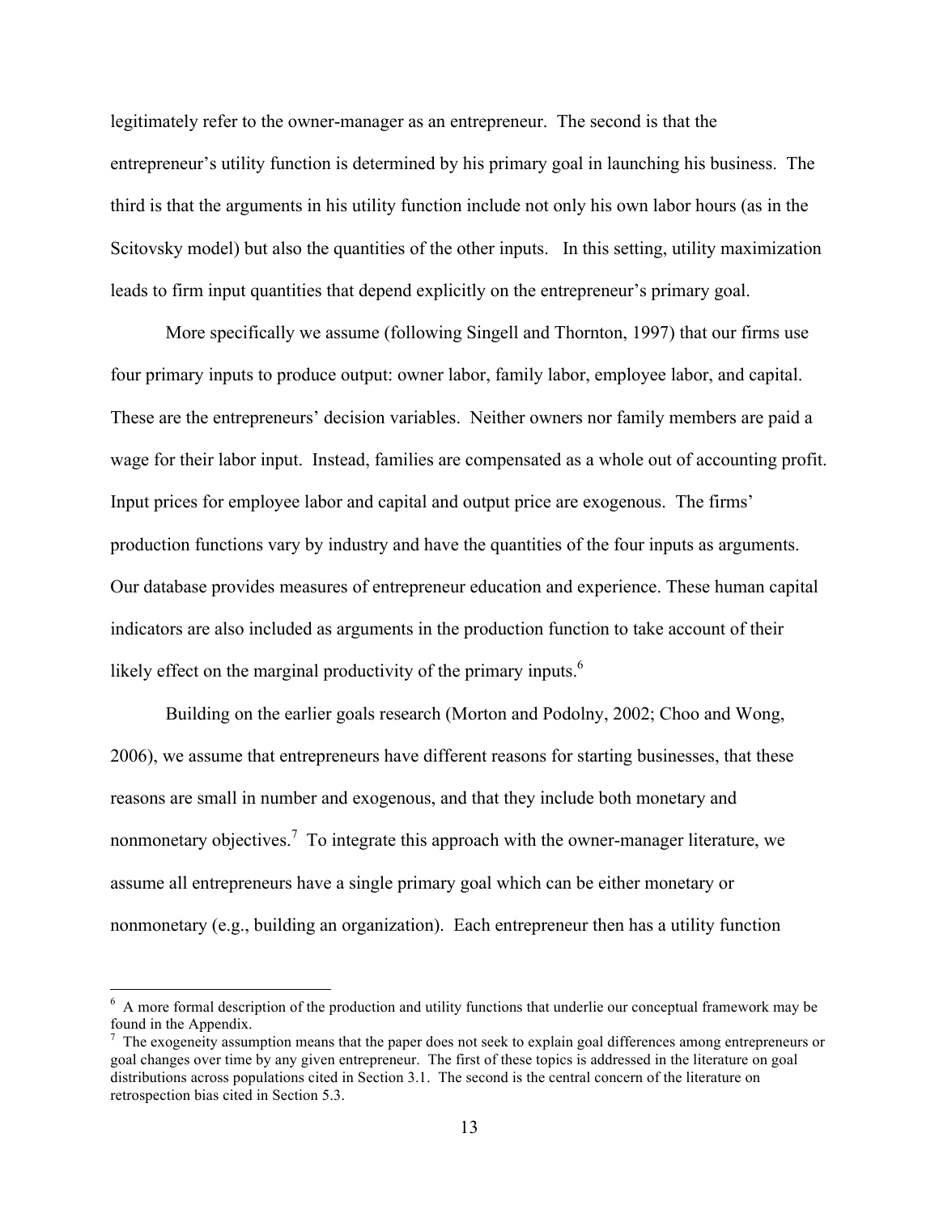legitimately refer to the owner-manager as an entrepreneur. The second is that the entrepreneur's utility function is determined by his primary goal in launching his business. The third is that the arguments in his utility function include not only his own labor hours (as in the Scitovsky model) but also the quantities of the other inputs. In this setting, utility maximization leads to firm input quantities that depend explicitly on the entrepreneur's primary goal.

More specifically we assume (following Singell and Thornton, 1997) that our firms use four primary inputs to produce output: owner labor, family labor, employee labor, and capital. These are the entrepreneurs' decision variables. Neither owners nor family members are paid a wage for their labor input. Instead, families are compensated as a whole out of accounting profit. Input prices for employee labor and capital and output price are exogenous. The firms' production functions vary by industry and have the quantities of the four inputs as arguments. Our database provides measures of entrepreneur education and experience. These human capital indicators are also included as arguments in the production function to take account of their likely effect on the marginal productivity of the primary inputs.[6]

Building on the earlier goals research (Morton and Podolny, 2002; Choo and Wong, 2006), we assume that entrepreneurs have different reasons for starting businesses, that these reasons are small in number and exogenous, and that they include both monetary and nonmonetary objectives.[7] To integrate this approach with the owner-manager literature, we assume all entrepreneurs have a single primary goal which can be either monetary or nonmonetary (e.g., building an organization). Each entrepreneur then has a utility function

---

[6] A more formal description of the production and utility functions that underlie our conceptual framework may be found in the Appendix.

[7] The exogeneity assumption means that the paper does not seek to explain goal differences among entrepreneurs or goal changes over time by any given entrepreneur. The first of these topics is addressed in the literature on goal distributions across populations cited in Section 3.1. The second is the central concern of the literature on retrospection bias cited in Section 5.3.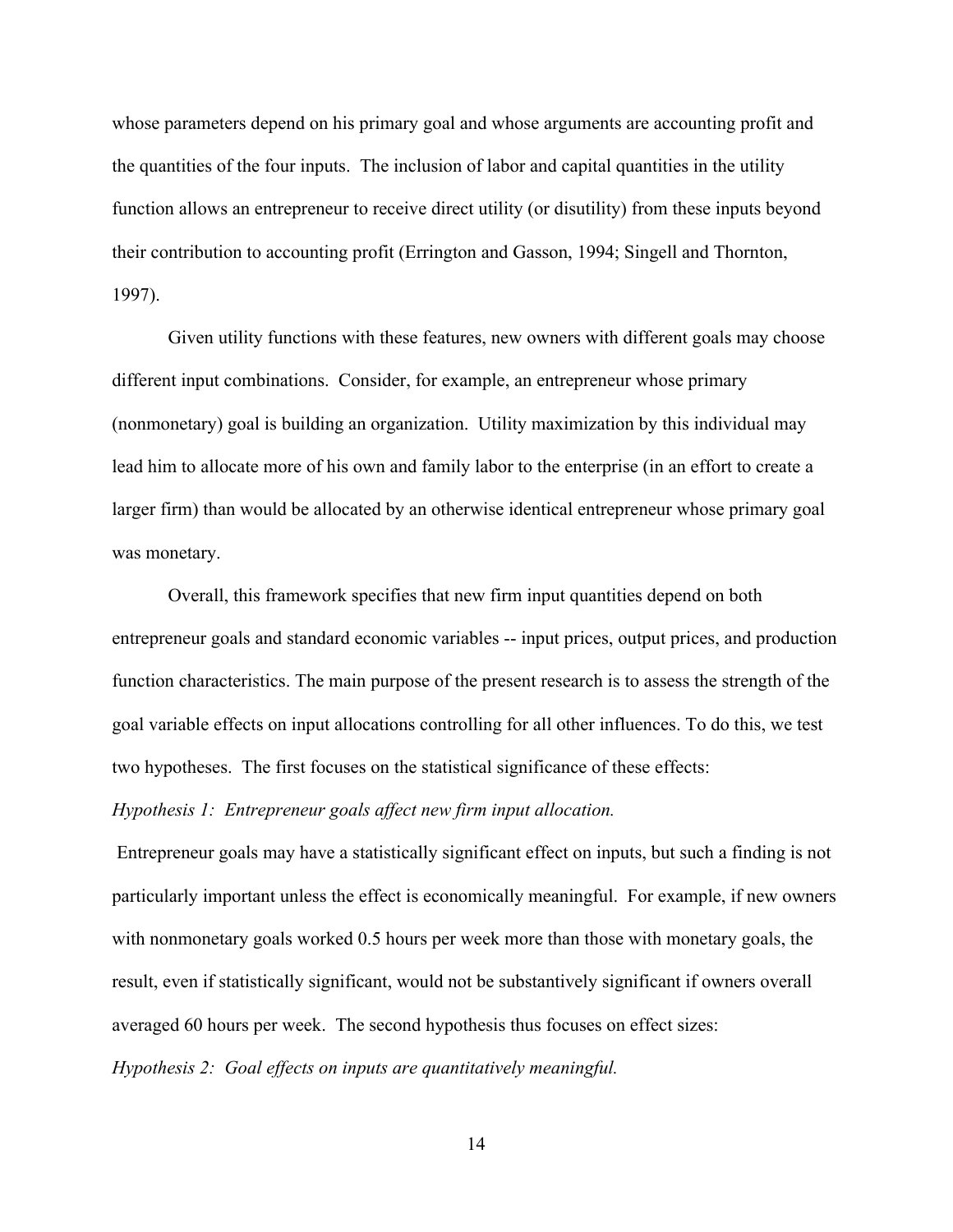whose parameters depend on his primary goal and whose arguments are accounting profit and the quantities of the four inputs. The inclusion of labor and capital quantities in the utility function allows an entrepreneur to receive direct utility (or disutility) from these inputs beyond their contribution to accounting profit (Errington and Gasson, 1994; Singell and Thornton, 1997).

Given utility functions with these features, new owners with different goals may choose different input combinations. Consider, for example, an entrepreneur whose primary (nonmonetary) goal is building an organization. Utility maximization by this individual may lead him to allocate more of his own and family labor to the enterprise (in an effort to create a larger firm) than would be allocated by an otherwise identical entrepreneur whose primary goal was monetary.

Overall, this framework specifies that new firm input quantities depend on both entrepreneur goals and standard economic variables -- input prices, output prices, and production function characteristics. The main purpose of the present research is to assess the strength of the goal variable effects on input allocations controlling for all other influences. To do this, we test two hypotheses. The first focuses on the statistical significance of these effects:

*Hypothesis 1: Entrepreneur goals affect new firm input allocation.*

Entrepreneur goals may have a statistically significant effect on inputs, but such a finding is not particularly important unless the effect is economically meaningful. For example, if new owners with nonmonetary goals worked 0.5 hours per week more than those with monetary goals, the result, even if statistically significant, would not be substantively significant if owners overall averaged 60 hours per week. The second hypothesis thus focuses on effect sizes:

*Hypothesis 2: Goal effects on inputs are quantitatively meaningful.*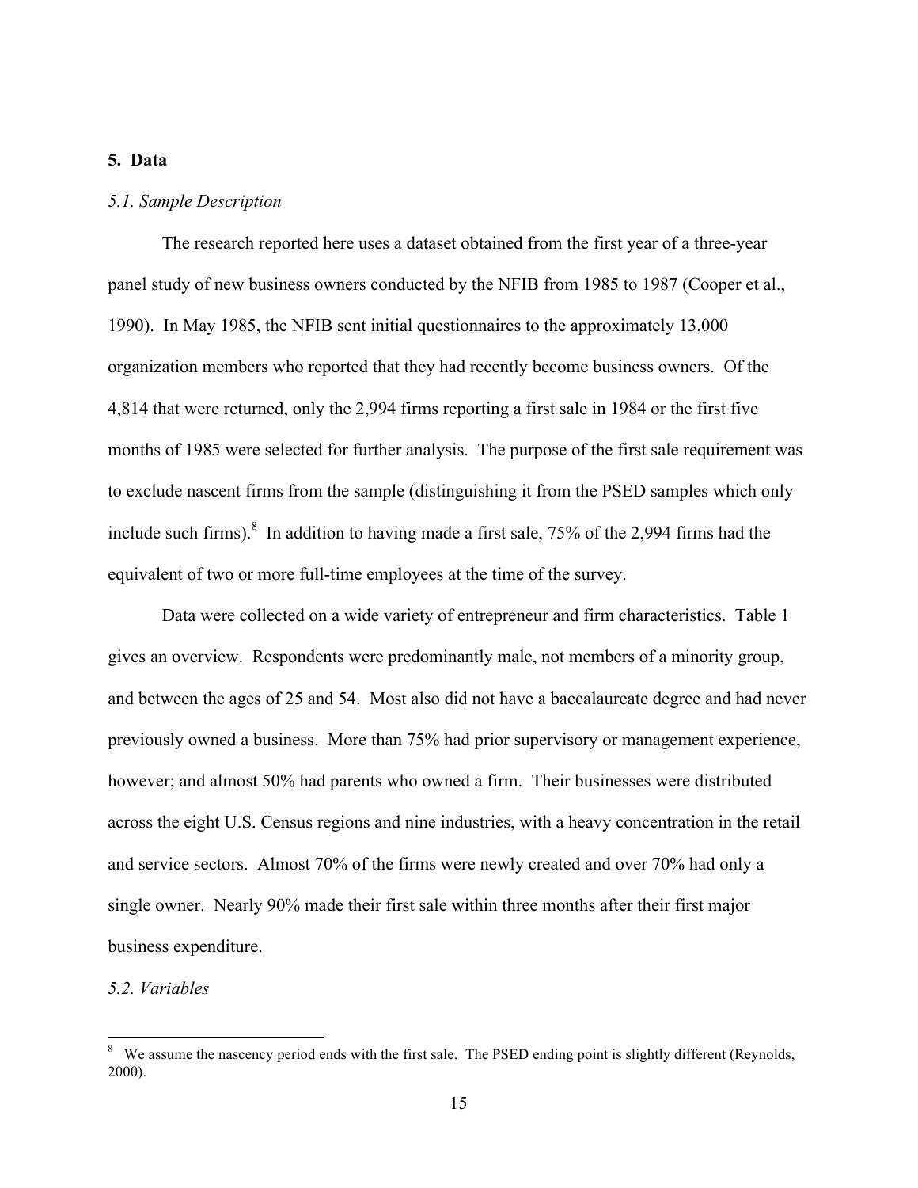## 5. Data

### *5.1. Sample Description*

The research reported here uses a dataset obtained from the first year of a three-year panel study of new business owners conducted by the NFIB from 1985 to 1987 (Cooper et al., 1990). In May 1985, the NFIB sent initial questionnaires to the approximately 13,000 organization members who reported that they had recently become business owners. Of the 4,814 that were returned, only the 2,994 firms reporting a first sale in 1984 or the first five months of 1985 were selected for further analysis. The purpose of the first sale requirement was to exclude nascent firms from the sample (distinguishing it from the PSED samples which only include such firms).[8] In addition to having made a first sale, 75% of the 2,994 firms had the equivalent of two or more full-time employees at the time of the survey.

Data were collected on a wide variety of entrepreneur and firm characteristics. Table 1 gives an overview. Respondents were predominantly male, not members of a minority group, and between the ages of 25 and 54. Most also did not have a baccalaureate degree and had never previously owned a business. More than 75% had prior supervisory or management experience, however; and almost 50% had parents who owned a firm. Their businesses were distributed across the eight U.S. Census regions and nine industries, with a heavy concentration in the retail and service sectors. Almost 70% of the firms were newly created and over 70% had only a single owner. Nearly 90% made their first sale within three months after their first major business expenditure.

### *5.2. Variables*

[8] We assume the nascency period ends with the first sale. The PSED ending point is slightly different (Reynolds, 2000).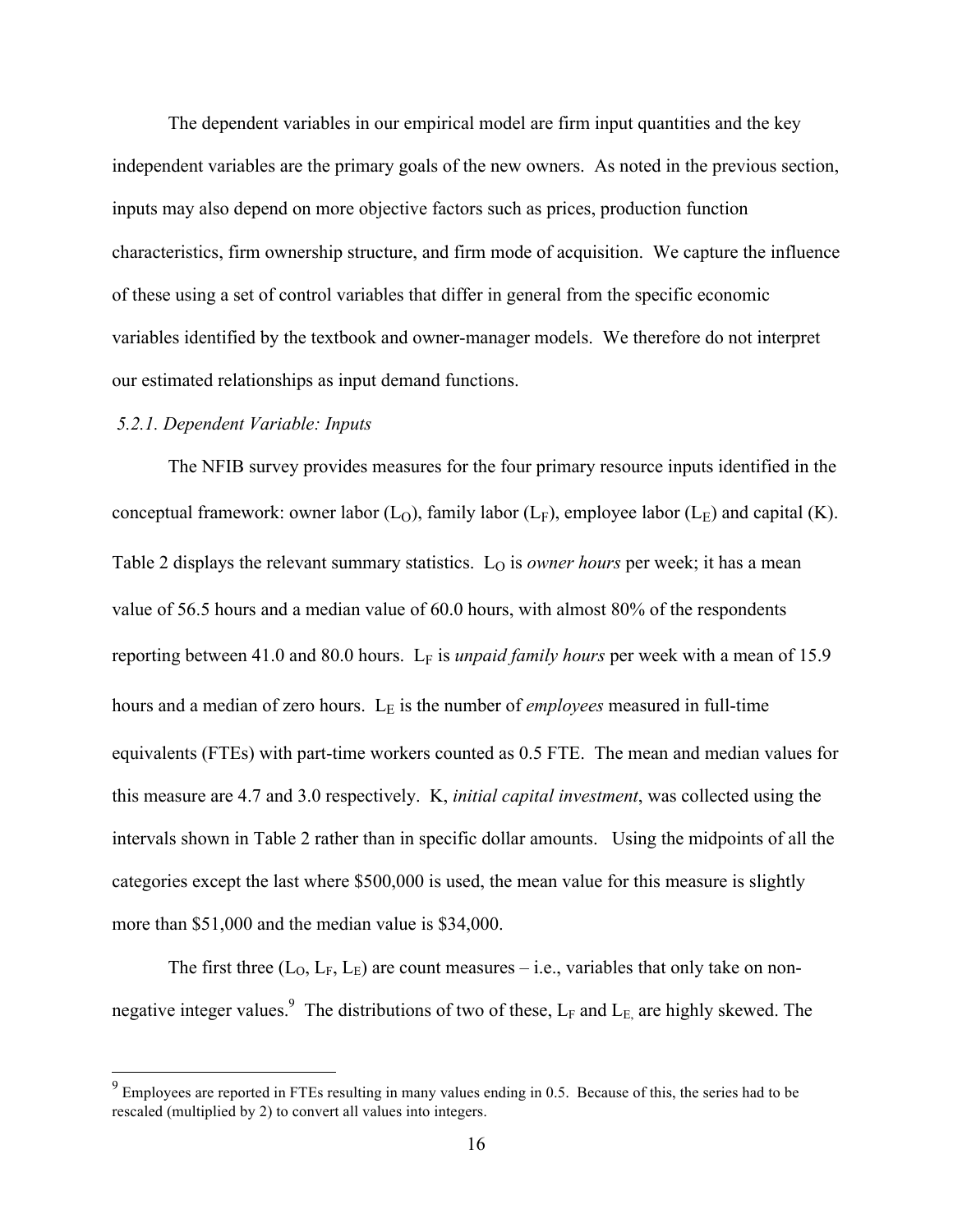The dependent variables in our empirical model are firm input quantities and the key independent variables are the primary goals of the new owners. As noted in the previous section, inputs may also depend on more objective factors such as prices, production function characteristics, firm ownership structure, and firm mode of acquisition. We capture the influence of these using a set of control variables that differ in general from the specific economic variables identified by the textbook and owner-manager models. We therefore do not interpret our estimated relationships as input demand functions.

### *5.2.1. Dependent Variable: Inputs*

The NFIB survey provides measures for the four primary resource inputs identified in the conceptual framework: owner labor ($L_O$), family labor ($L_F$), employee labor ($L_E$) and capital (K). Table 2 displays the relevant summary statistics. $L_O$ is *owner hours* per week; it has a mean value of 56.5 hours and a median value of 60.0 hours, with almost 80% of the respondents reporting between 41.0 and 80.0 hours. $L_F$ is *unpaid family hours* per week with a mean of 15.9 hours and a median of zero hours. $L_E$ is the number of *employees* measured in full-time equivalents (FTEs) with part-time workers counted as 0.5 FTE. The mean and median values for this measure are 4.7 and 3.0 respectively. K, *initial capital investment*, was collected using the intervals shown in Table 2 rather than in specific dollar amounts. Using the midpoints of all the categories except the last where $500,000 is used, the mean value for this measure is slightly more than $51,000 and the median value is $34,000.

The first three ($L_O$, $L_F$, $L_E$) are count measures – i.e., variables that only take on non-negative integer values.[9] The distributions of two of these, $L_F$ and $L_E$, are highly skewed. The

[9] Employees are reported in FTEs resulting in many values ending in 0.5. Because of this, the series had to be rescaled (multiplied by 2) to convert all values into integers.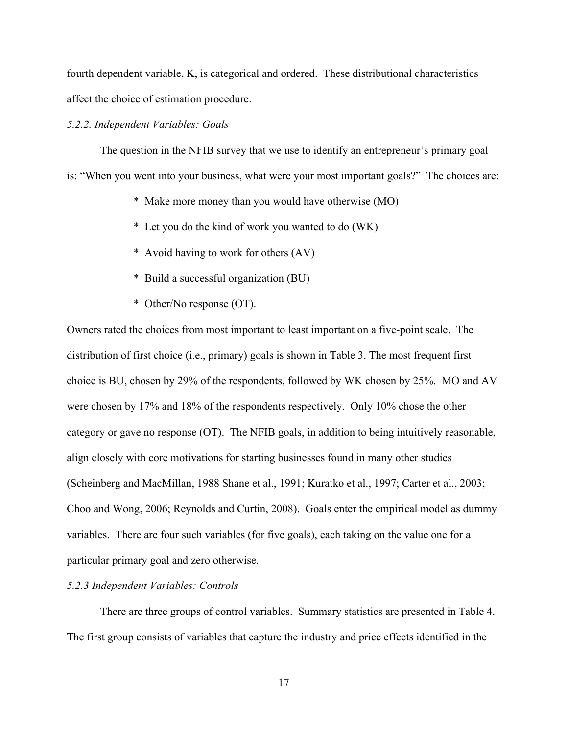fourth dependent variable, K, is categorical and ordered. These distributional characteristics affect the choice of estimation procedure.

### *5.2.2. Independent Variables: Goals*

The question in the NFIB survey that we use to identify an entrepreneur's primary goal is: "When you went into your business, what were your most important goals?" The choices are:

- Make more money than you would have otherwise (MO)
- Let you do the kind of work you wanted to do (WK)
- Avoid having to work for others (AV)
- Build a successful organization (BU)
- Other/No response (OT).

Owners rated the choices from most important to least important on a five-point scale. The distribution of first choice (i.e., primary) goals is shown in Table 3. The most frequent first choice is BU, chosen by 29% of the respondents, followed by WK chosen by 25%. MO and AV were chosen by 17% and 18% of the respondents respectively. Only 10% chose the other category or gave no response (OT). The NFIB goals, in addition to being intuitively reasonable, align closely with core motivations for starting businesses found in many other studies (Scheinberg and MacMillan, 1988 Shane et al., 1991; Kuratko et al., 1997; Carter et al., 2003; Choo and Wong, 2006; Reynolds and Curtin, 2008). Goals enter the empirical model as dummy variables. There are four such variables (for five goals), each taking on the value one for a particular primary goal and zero otherwise.

### *5.2.3 Independent Variables: Controls*

There are three groups of control variables. Summary statistics are presented in Table 4. The first group consists of variables that capture the industry and price effects identified in the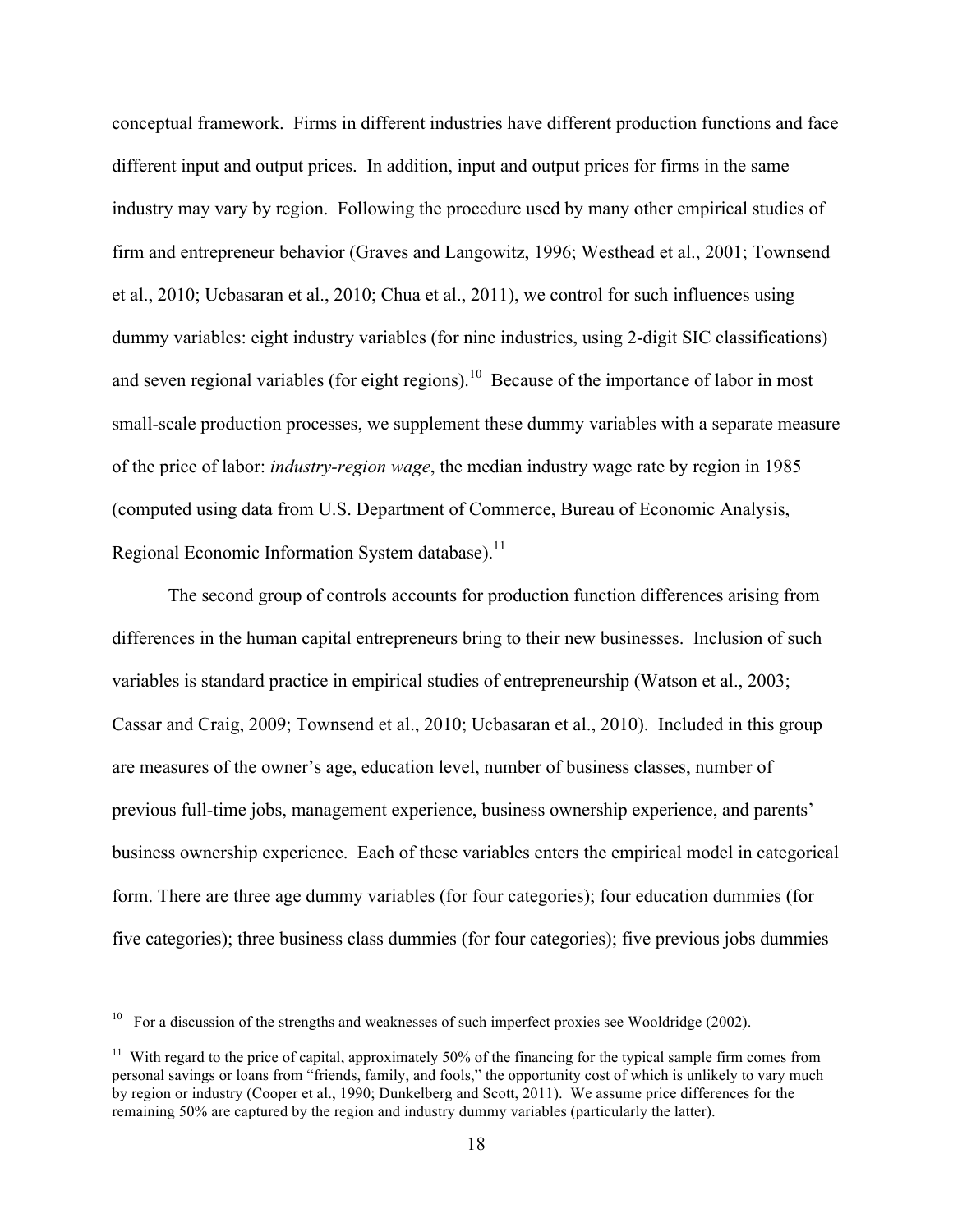conceptual framework. Firms in different industries have different production functions and face different input and output prices. In addition, input and output prices for firms in the same industry may vary by region. Following the procedure used by many other empirical studies of firm and entrepreneur behavior (Graves and Langowitz, 1996; Westhead et al., 2001; Townsend et al., 2010; Ucbasaran et al., 2010; Chua et al., 2011), we control for such influences using dummy variables: eight industry variables (for nine industries, using 2-digit SIC classifications) and seven regional variables (for eight regions).[10] Because of the importance of labor in most small-scale production processes, we supplement these dummy variables with a separate measure of the price of labor: *industry-region wage*, the median industry wage rate by region in 1985 (computed using data from U.S. Department of Commerce, Bureau of Economic Analysis, Regional Economic Information System database).[11]

The second group of controls accounts for production function differences arising from differences in the human capital entrepreneurs bring to their new businesses. Inclusion of such variables is standard practice in empirical studies of entrepreneurship (Watson et al., 2003; Cassar and Craig, 2009; Townsend et al., 2010; Ucbasaran et al., 2010). Included in this group are measures of the owner's age, education level, number of business classes, number of previous full-time jobs, management experience, business ownership experience, and parents' business ownership experience. Each of these variables enters the empirical model in categorical form. There are three age dummy variables (for four categories); four education dummies (for five categories); three business class dummies (for four categories); five previous jobs dummies

[10] For a discussion of the strengths and weaknesses of such imperfect proxies see Wooldridge (2002).

[11] With regard to the price of capital, approximately 50% of the financing for the typical sample firm comes from personal savings or loans from "friends, family, and fools," the opportunity cost of which is unlikely to vary much by region or industry (Cooper et al., 1990; Dunkelberg and Scott, 2011). We assume price differences for the remaining 50% are captured by the region and industry dummy variables (particularly the latter).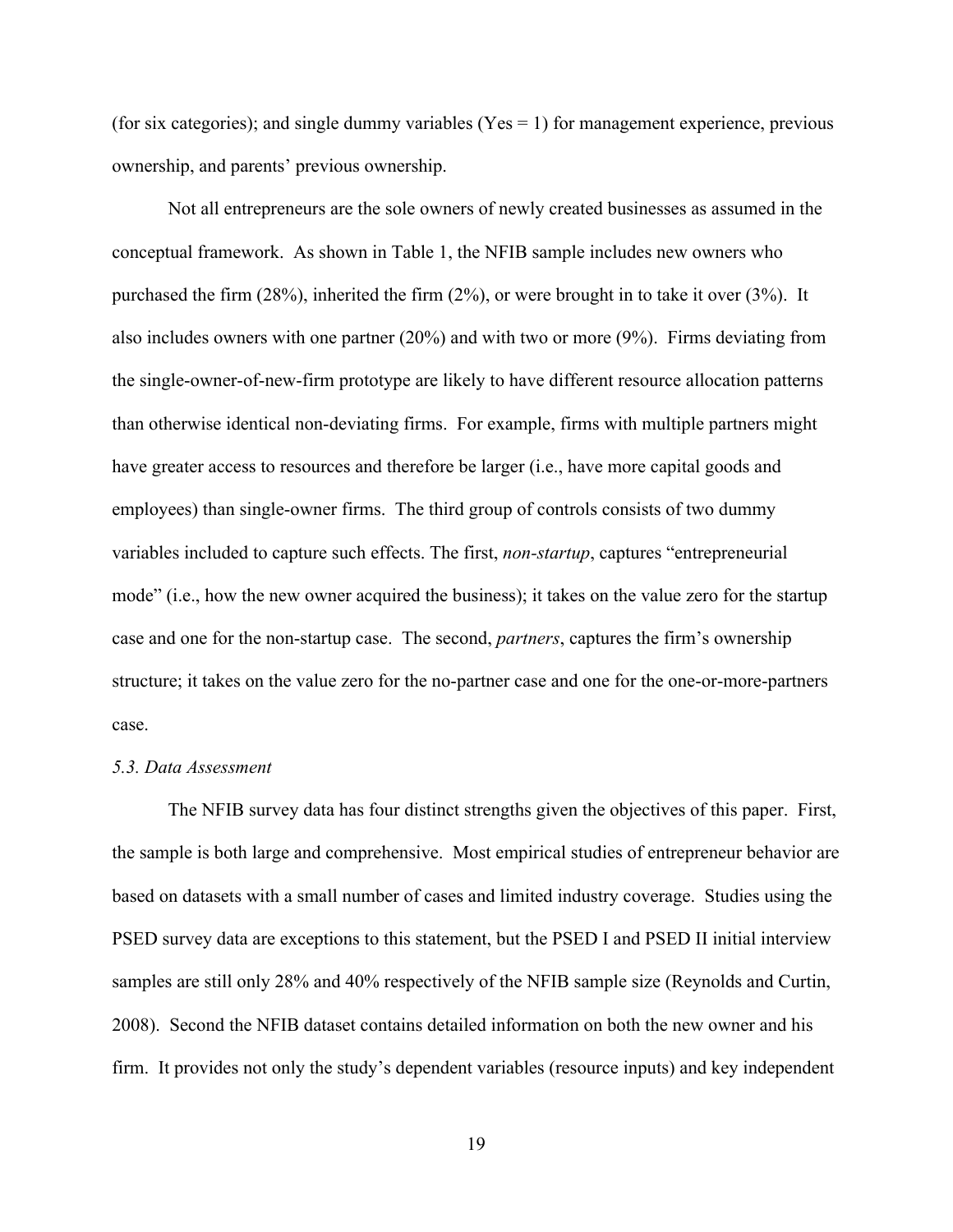(for six categories); and single dummy variables (Yes = 1) for management experience, previous ownership, and parents' previous ownership.

Not all entrepreneurs are the sole owners of newly created businesses as assumed in the conceptual framework. As shown in Table 1, the NFIB sample includes new owners who purchased the firm (28%), inherited the firm (2%), or were brought in to take it over (3%). It also includes owners with one partner (20%) and with two or more (9%). Firms deviating from the single-owner-of-new-firm prototype are likely to have different resource allocation patterns than otherwise identical non-deviating firms. For example, firms with multiple partners might have greater access to resources and therefore be larger (i.e., have more capital goods and employees) than single-owner firms. The third group of controls consists of two dummy variables included to capture such effects. The first, *non-startup*, captures "entrepreneurial mode" (i.e., how the new owner acquired the business); it takes on the value zero for the startup case and one for the non-startup case. The second, *partners*, captures the firm's ownership structure; it takes on the value zero for the no-partner case and one for the one-or-more-partners case.

### *5.3. Data Assessment*

The NFIB survey data has four distinct strengths given the objectives of this paper. First, the sample is both large and comprehensive. Most empirical studies of entrepreneur behavior are based on datasets with a small number of cases and limited industry coverage. Studies using the PSED survey data are exceptions to this statement, but the PSED I and PSED II initial interview samples are still only 28% and 40% respectively of the NFIB sample size (Reynolds and Curtin, 2008). Second the NFIB dataset contains detailed information on both the new owner and his firm. It provides not only the study's dependent variables (resource inputs) and key independent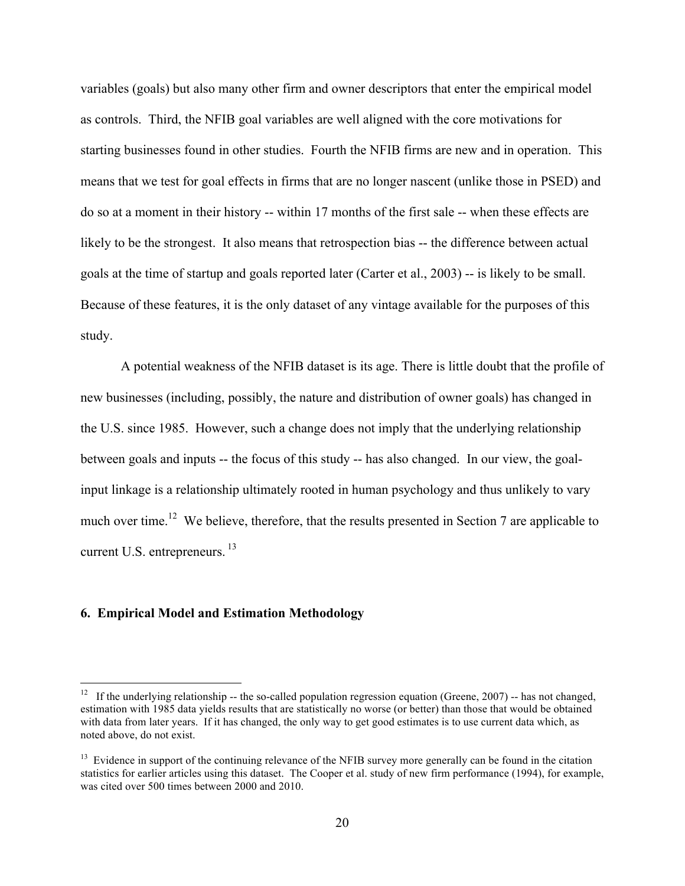variables (goals) but also many other firm and owner descriptors that enter the empirical model as controls. Third, the NFIB goal variables are well aligned with the core motivations for starting businesses found in other studies. Fourth the NFIB firms are new and in operation. This means that we test for goal effects in firms that are no longer nascent (unlike those in PSED) and do so at a moment in their history -- within 17 months of the first sale -- when these effects are likely to be the strongest. It also means that retrospection bias -- the difference between actual goals at the time of startup and goals reported later (Carter et al., 2003) -- is likely to be small. Because of these features, it is the only dataset of any vintage available for the purposes of this study.

A potential weakness of the NFIB dataset is its age. There is little doubt that the profile of new businesses (including, possibly, the nature and distribution of owner goals) has changed in the U.S. since 1985. However, such a change does not imply that the underlying relationship between goals and inputs -- the focus of this study -- has also changed. In our view, the goal-input linkage is a relationship ultimately rooted in human psychology and thus unlikely to vary much over time.[12] We believe, therefore, that the results presented in Section 7 are applicable to current U.S. entrepreneurs.[13]

## 6. Empirical Model and Estimation Methodology

---

[12] If the underlying relationship -- the so-called population regression equation (Greene, 2007) -- has not changed, estimation with 1985 data yields results that are statistically no worse (or better) than those that would be obtained with data from later years. If it has changed, the only way to get good estimates is to use current data which, as noted above, do not exist.

[13] Evidence in support of the continuing relevance of the NFIB survey more generally can be found in the citation statistics for earlier articles using this dataset. The Cooper et al. study of new firm performance (1994), for example, was cited over 500 times between 2000 and 2010.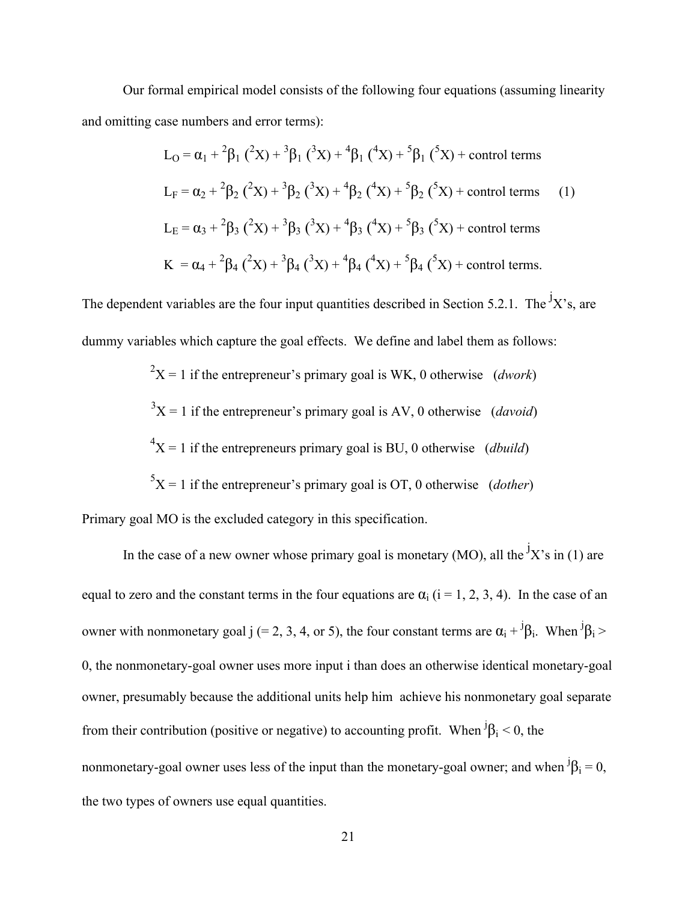Our formal empirical model consists of the following four equations (assuming linearity and omitting case numbers and error terms):

$$
\begin{aligned}
L_O &= \alpha_1 + {}^2\beta_1\,({}^2X) + {}^3\beta_1\,({}^3X) + {}^4\beta_1\,({}^4X) + {}^5\beta_1\,({}^5X) + \text{control terms} \\
L_F &= \alpha_2 + {}^2\beta_2\,({}^2X) + {}^3\beta_2\,({}^3X) + {}^4\beta_2\,({}^4X) + {}^5\beta_2\,({}^5X) + \text{control terms} \qquad (1) \\
L_E &= \alpha_3 + {}^2\beta_3\,({}^2X) + {}^3\beta_3\,({}^3X) + {}^4\beta_3\,({}^4X) + {}^5\beta_3\,({}^5X) + \text{control terms} \\
K &= \alpha_4 + {}^2\beta_4\,({}^2X) + {}^3\beta_4\,({}^3X) + {}^4\beta_4\,({}^4X) + {}^5\beta_4\,({}^5X) + \text{control terms.}
\end{aligned}
$$

The dependent variables are the four input quantities described in Section 5.2.1. The ${}^jX$'s, are dummy variables which capture the goal effects. We define and label them as follows:

${}^2X = 1$ if the entrepreneur's primary goal is WK, 0 otherwise (*dwork*)

${}^3X = 1$ if the entrepreneur's primary goal is AV, 0 otherwise (*davoid*)

${}^4X = 1$ if the entrepreneurs primary goal is BU, 0 otherwise (*dbuild*)

${}^5X = 1$ if the entrepreneur's primary goal is OT, 0 otherwise (*dother*)

Primary goal MO is the excluded category in this specification.

In the case of a new owner whose primary goal is monetary (MO), all the ${}^jX$'s in (1) are equal to zero and the constant terms in the four equations are $\alpha_i$ (i = 1, 2, 3, 4). In the case of an owner with nonmonetary goal j (= 2, 3, 4, or 5), the four constant terms are $\alpha_i + {}^j\beta_i$. When ${}^j\beta_i > 0$, the nonmonetary-goal owner uses more input i than does an otherwise identical monetary-goal owner, presumably because the additional units help him achieve his nonmonetary goal separate from their contribution (positive or negative) to accounting profit. When ${}^j\beta_i < 0$, the nonmonetary-goal owner uses less of the input than the monetary-goal owner; and when ${}^j\beta_i = 0$, the two types of owners use equal quantities.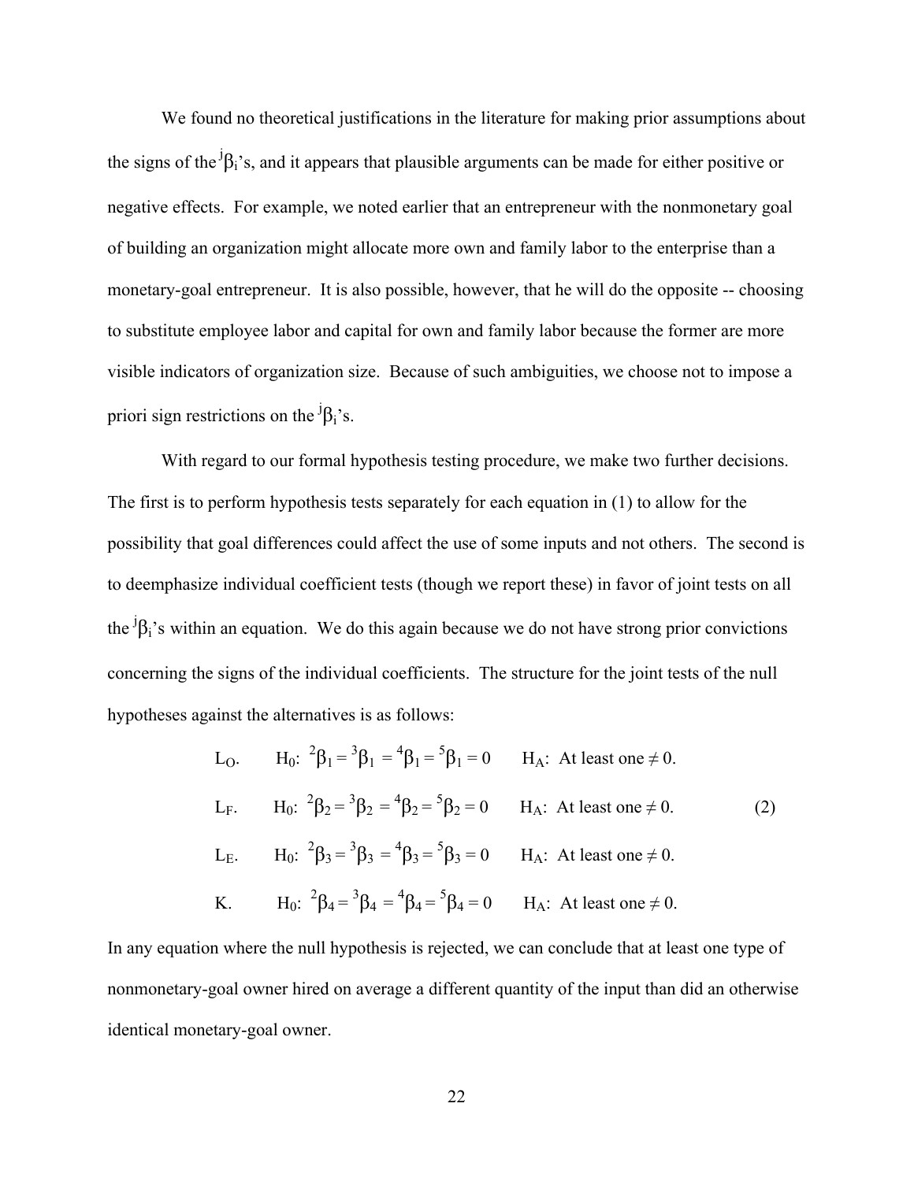We found no theoretical justifications in the literature for making prior assumptions about the signs of the ${}^{j}\beta_{i}$'s, and it appears that plausible arguments can be made for either positive or negative effects. For example, we noted earlier that an entrepreneur with the nonmonetary goal of building an organization might allocate more own and family labor to the enterprise than a monetary-goal entrepreneur. It is also possible, however, that he will do the opposite -- choosing to substitute employee labor and capital for own and family labor because the former are more visible indicators of organization size. Because of such ambiguities, we choose not to impose a priori sign restrictions on the ${}^{j}\beta_{i}$'s.

With regard to our formal hypothesis testing procedure, we make two further decisions. The first is to perform hypothesis tests separately for each equation in (1) to allow for the possibility that goal differences could affect the use of some inputs and not others. The second is to deemphasize individual coefficient tests (though we report these) in favor of joint tests on all the ${}^{j}\beta_{i}$'s within an equation. We do this again because we do not have strong prior convictions concerning the signs of the individual coefficients. The structure for the joint tests of the null hypotheses against the alternatives is as follows:

$$
\begin{array}{lll}
L_O. & H_0:\ {}^{2}\beta_1 = {}^{3}\beta_1 = {}^{4}\beta_1 = {}^{5}\beta_1 = 0 & H_A:\ \text{At least one} \neq 0. \\
L_F. & H_0:\ {}^{2}\beta_2 = {}^{3}\beta_2 = {}^{4}\beta_2 = {}^{5}\beta_2 = 0 & H_A:\ \text{At least one} \neq 0. \\
L_E. & H_0:\ {}^{2}\beta_3 = {}^{3}\beta_3 = {}^{4}\beta_3 = {}^{5}\beta_3 = 0 & H_A:\ \text{At least one} \neq 0. \\
K. & H_0:\ {}^{2}\beta_4 = {}^{3}\beta_4 = {}^{4}\beta_4 = {}^{5}\beta_4 = 0 & H_A:\ \text{At least one} \neq 0.
\end{array}
\qquad (2)
$$

In any equation where the null hypothesis is rejected, we can conclude that at least one type of nonmonetary-goal owner hired on average a different quantity of the input than did an otherwise identical monetary-goal owner.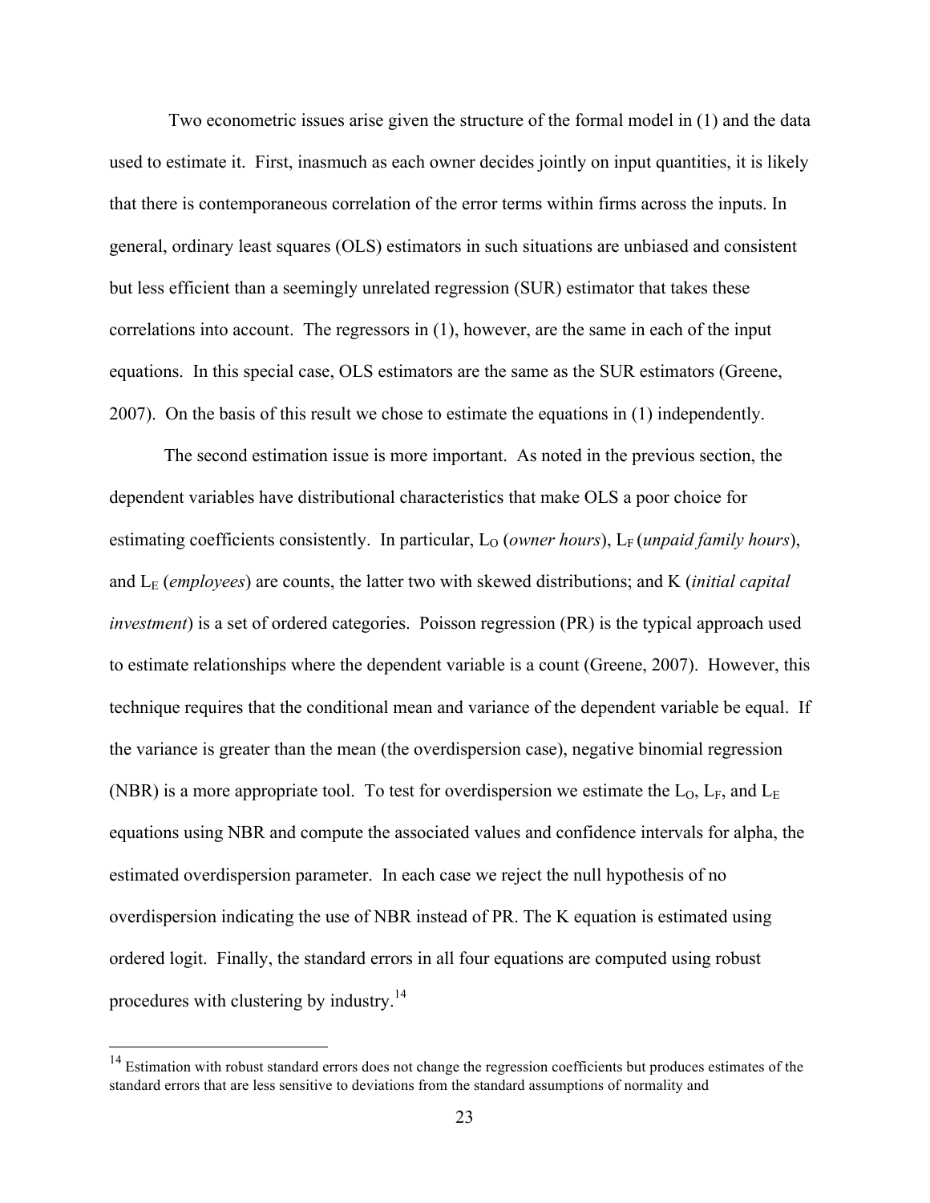Two econometric issues arise given the structure of the formal model in (1) and the data used to estimate it. First, inasmuch as each owner decides jointly on input quantities, it is likely that there is contemporaneous correlation of the error terms within firms across the inputs. In general, ordinary least squares (OLS) estimators in such situations are unbiased and consistent but less efficient than a seemingly unrelated regression (SUR) estimator that takes these correlations into account. The regressors in (1), however, are the same in each of the input equations. In this special case, OLS estimators are the same as the SUR estimators (Greene, 2007). On the basis of this result we chose to estimate the equations in (1) independently.

The second estimation issue is more important. As noted in the previous section, the dependent variables have distributional characteristics that make OLS a poor choice for estimating coefficients consistently. In particular, $L_O$ (*owner hours*), $L_F$ (*unpaid family hours*), and $L_E$ (*employees*) are counts, the latter two with skewed distributions; and K (*initial capital investment*) is a set of ordered categories. Poisson regression (PR) is the typical approach used to estimate relationships where the dependent variable is a count (Greene, 2007). However, this technique requires that the conditional mean and variance of the dependent variable be equal. If the variance is greater than the mean (the overdispersion case), negative binomial regression (NBR) is a more appropriate tool. To test for overdispersion we estimate the $L_O$, $L_F$, and $L_E$ equations using NBR and compute the associated values and confidence intervals for alpha, the estimated overdispersion parameter. In each case we reject the null hypothesis of no overdispersion indicating the use of NBR instead of PR. The K equation is estimated using ordered logit. Finally, the standard errors in all four equations are computed using robust procedures with clustering by industry.[14]

---

[14] Estimation with robust standard errors does not change the regression coefficients but produces estimates of the standard errors that are less sensitive to deviations from the standard assumptions of normality and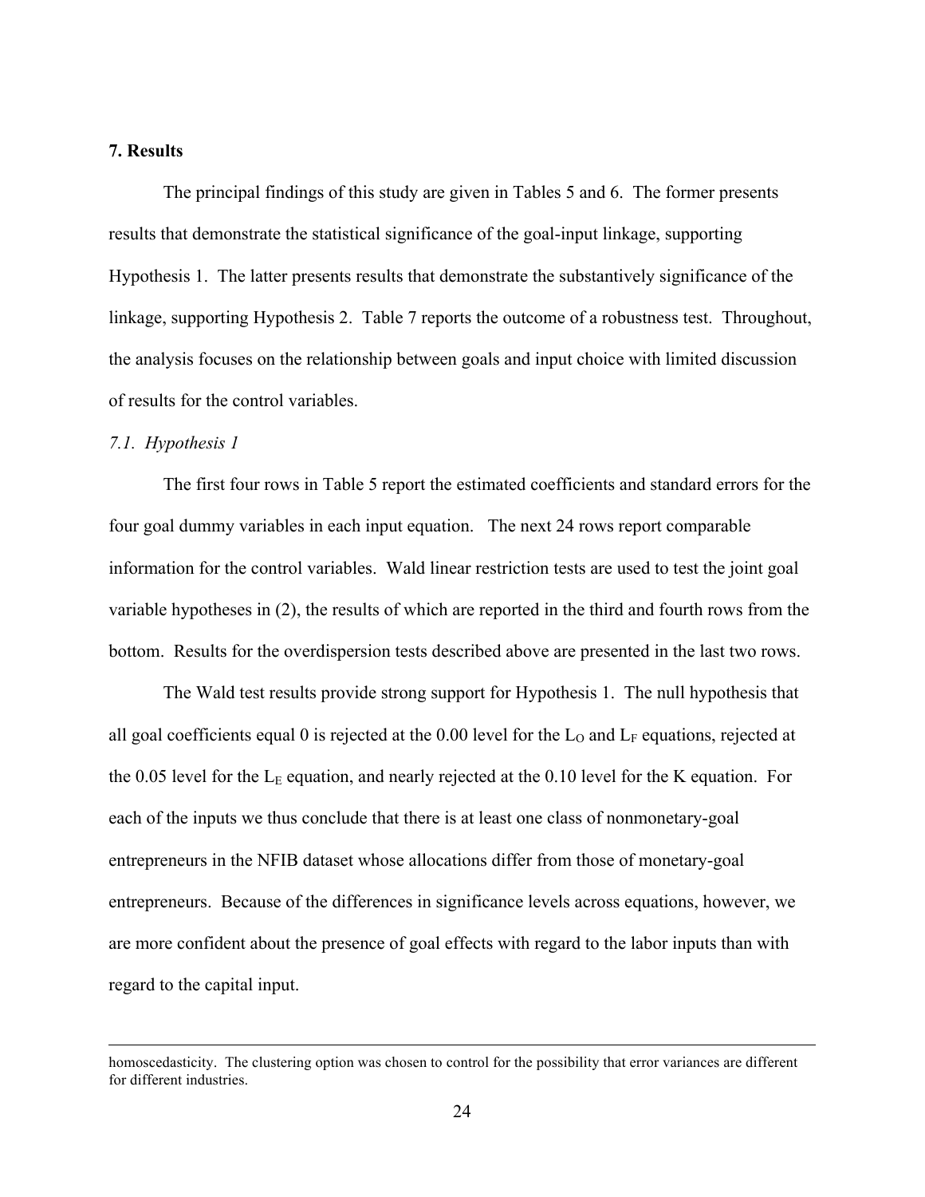**7. Results**

The principal findings of this study are given in Tables 5 and 6. The former presents results that demonstrate the statistical significance of the goal-input linkage, supporting Hypothesis 1. The latter presents results that demonstrate the substantively significance of the linkage, supporting Hypothesis 2. Table 7 reports the outcome of a robustness test. Throughout, the analysis focuses on the relationship between goals and input choice with limited discussion of results for the control variables.

*7.1. Hypothesis 1*

The first four rows in Table 5 report the estimated coefficients and standard errors for the four goal dummy variables in each input equation. The next 24 rows report comparable information for the control variables. Wald linear restriction tests are used to test the joint goal variable hypotheses in (2), the results of which are reported in the third and fourth rows from the bottom. Results for the overdispersion tests described above are presented in the last two rows.

The Wald test results provide strong support for Hypothesis 1. The null hypothesis that all goal coefficients equal 0 is rejected at the 0.00 level for the $L_O$ and $L_F$ equations, rejected at the 0.05 level for the $L_E$ equation, and nearly rejected at the 0.10 level for the K equation. For each of the inputs we thus conclude that there is at least one class of nonmonetary-goal entrepreneurs in the NFIB dataset whose allocations differ from those of monetary-goal entrepreneurs. Because of the differences in significance levels across equations, however, we are more confident about the presence of goal effects with regard to the labor inputs than with regard to the capital input.

---

homoscedasticity. The clustering option was chosen to control for the possibility that error variances are different for different industries.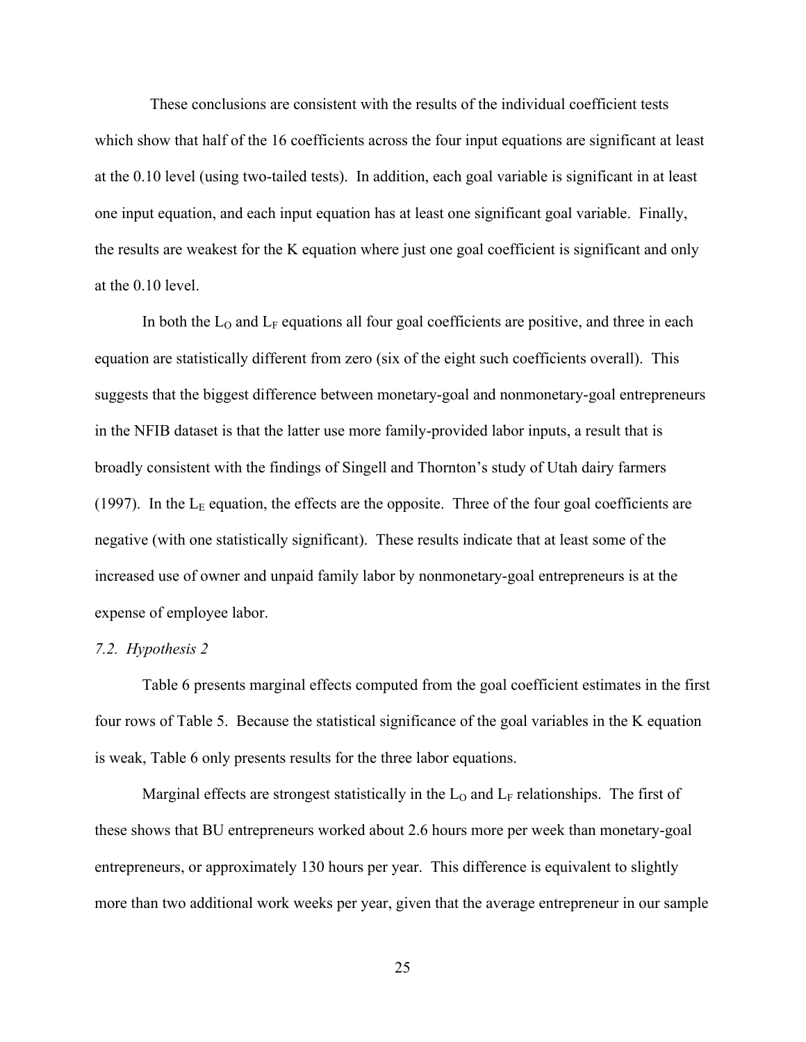These conclusions are consistent with the results of the individual coefficient tests which show that half of the 16 coefficients across the four input equations are significant at least at the 0.10 level (using two-tailed tests). In addition, each goal variable is significant in at least one input equation, and each input equation has at least one significant goal variable. Finally, the results are weakest for the K equation where just one goal coefficient is significant and only at the 0.10 level.

In both the $L_O$ and $L_F$ equations all four goal coefficients are positive, and three in each equation are statistically different from zero (six of the eight such coefficients overall). This suggests that the biggest difference between monetary-goal and nonmonetary-goal entrepreneurs in the NFIB dataset is that the latter use more family-provided labor inputs, a result that is broadly consistent with the findings of Singell and Thornton's study of Utah dairy farmers (1997). In the $L_E$ equation, the effects are the opposite. Three of the four goal coefficients are negative (with one statistically significant). These results indicate that at least some of the increased use of owner and unpaid family labor by nonmonetary-goal entrepreneurs is at the expense of employee labor.

*7.2. Hypothesis 2*

Table 6 presents marginal effects computed from the goal coefficient estimates in the first four rows of Table 5. Because the statistical significance of the goal variables in the K equation is weak, Table 6 only presents results for the three labor equations.

Marginal effects are strongest statistically in the $L_O$ and $L_F$ relationships. The first of these shows that BU entrepreneurs worked about 2.6 hours more per week than monetary-goal entrepreneurs, or approximately 130 hours per year. This difference is equivalent to slightly more than two additional work weeks per year, given that the average entrepreneur in our sample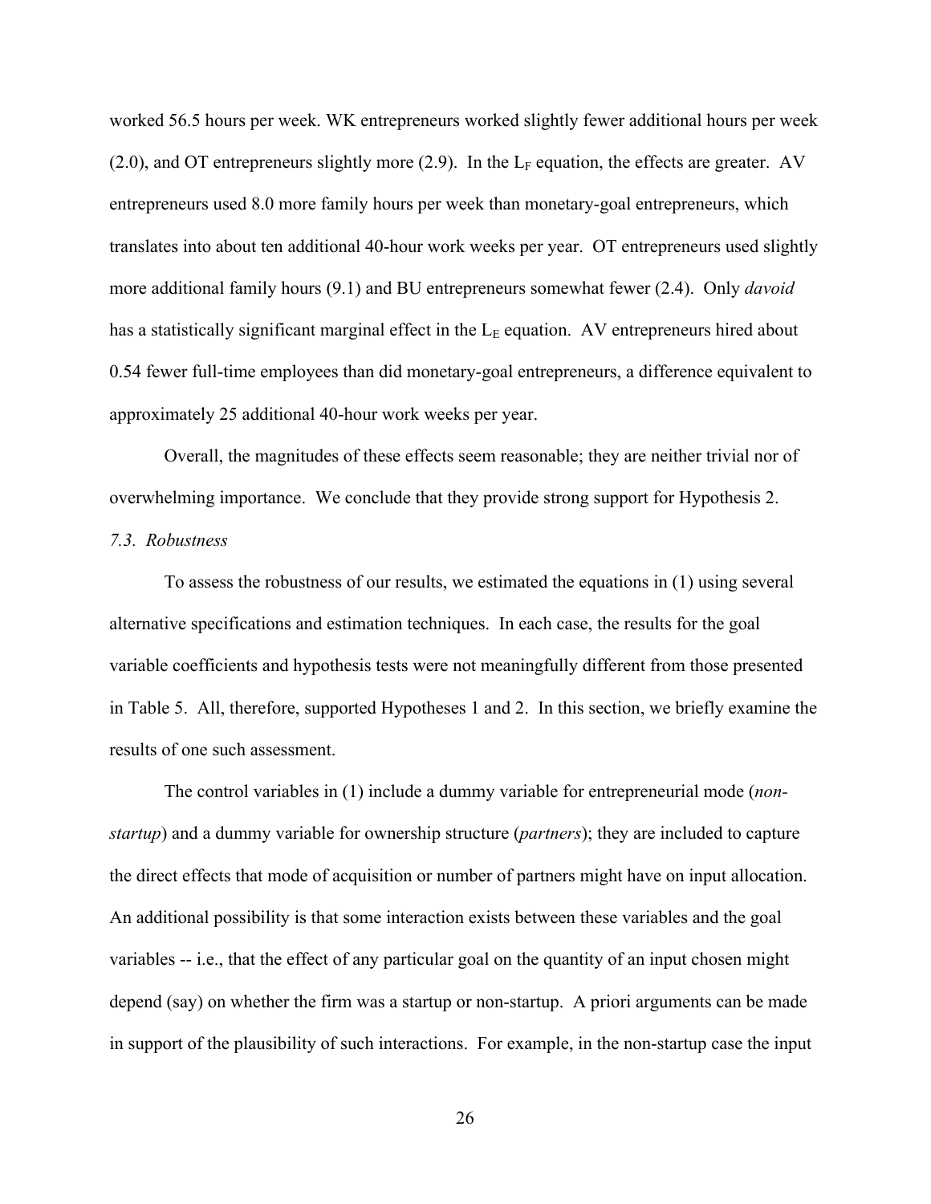worked 56.5 hours per week. WK entrepreneurs worked slightly fewer additional hours per week (2.0), and OT entrepreneurs slightly more (2.9). In the $L_F$ equation, the effects are greater. AV entrepreneurs used 8.0 more family hours per week than monetary-goal entrepreneurs, which translates into about ten additional 40-hour work weeks per year. OT entrepreneurs used slightly more additional family hours (9.1) and BU entrepreneurs somewhat fewer (2.4). Only *davoid* has a statistically significant marginal effect in the $L_E$ equation. AV entrepreneurs hired about 0.54 fewer full-time employees than did monetary-goal entrepreneurs, a difference equivalent to approximately 25 additional 40-hour work weeks per year.

Overall, the magnitudes of these effects seem reasonable; they are neither trivial nor of overwhelming importance. We conclude that they provide strong support for Hypothesis 2.

*7.3. Robustness*

To assess the robustness of our results, we estimated the equations in (1) using several alternative specifications and estimation techniques. In each case, the results for the goal variable coefficients and hypothesis tests were not meaningfully different from those presented in Table 5. All, therefore, supported Hypotheses 1 and 2. In this section, we briefly examine the results of one such assessment.

The control variables in (1) include a dummy variable for entrepreneurial mode (*non-startup*) and a dummy variable for ownership structure (*partners*); they are included to capture the direct effects that mode of acquisition or number of partners might have on input allocation. An additional possibility is that some interaction exists between these variables and the goal variables -- i.e., that the effect of any particular goal on the quantity of an input chosen might depend (say) on whether the firm was a startup or non-startup. A priori arguments can be made in support of the plausibility of such interactions. For example, in the non-startup case the input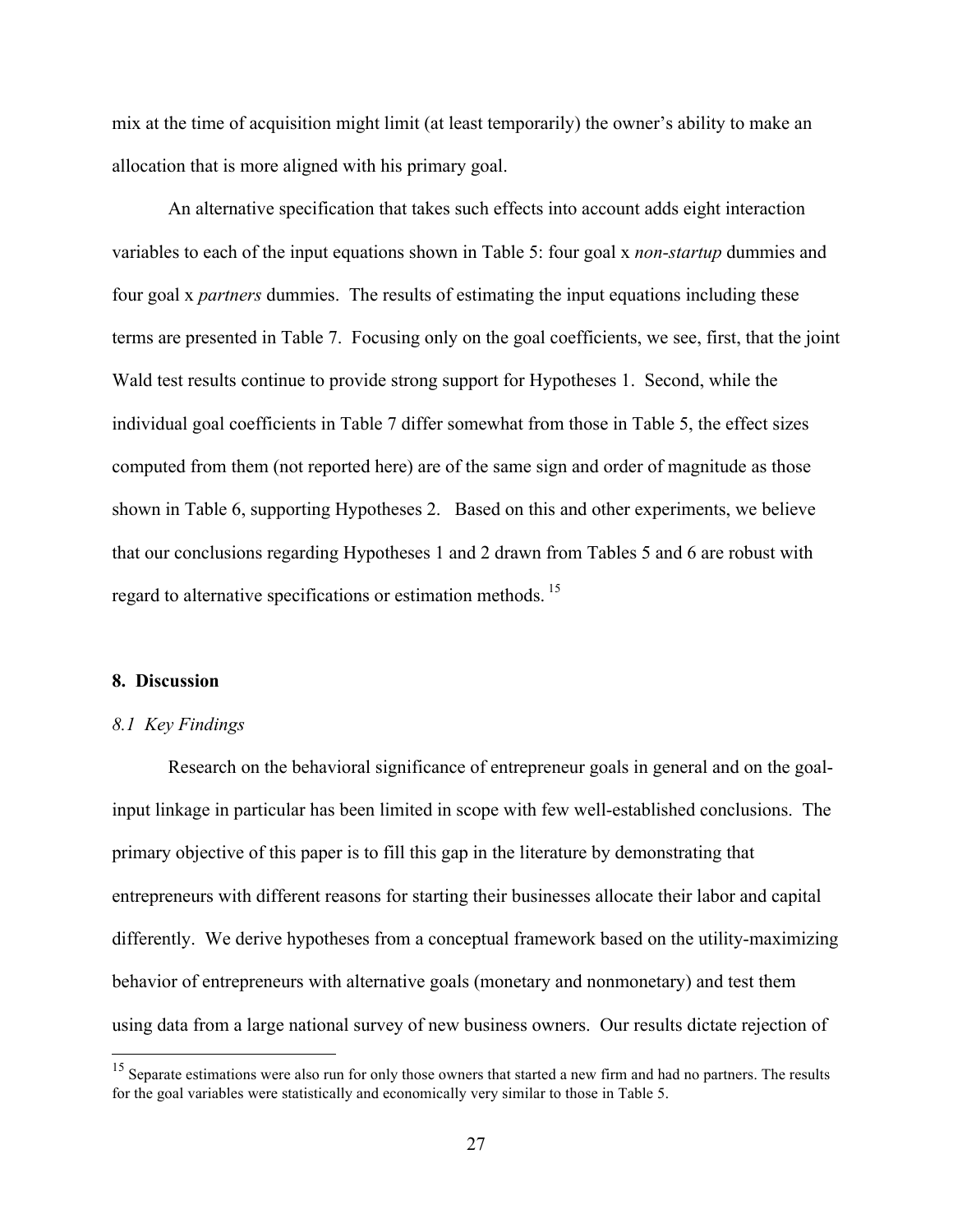mix at the time of acquisition might limit (at least temporarily) the owner's ability to make an allocation that is more aligned with his primary goal.

An alternative specification that takes such effects into account adds eight interaction variables to each of the input equations shown in Table 5: four goal x *non-startup* dummies and four goal x *partners* dummies. The results of estimating the input equations including these terms are presented in Table 7. Focusing only on the goal coefficients, we see, first, that the joint Wald test results continue to provide strong support for Hypotheses 1. Second, while the individual goal coefficients in Table 7 differ somewhat from those in Table 5, the effect sizes computed from them (not reported here) are of the same sign and order of magnitude as those shown in Table 6, supporting Hypotheses 2. Based on this and other experiments, we believe that our conclusions regarding Hypotheses 1 and 2 drawn from Tables 5 and 6 are robust with regard to alternative specifications or estimation methods. [15]

## 8. Discussion

### *8.1 Key Findings*

Research on the behavioral significance of entrepreneur goals in general and on the goal-input linkage in particular has been limited in scope with few well-established conclusions. The primary objective of this paper is to fill this gap in the literature by demonstrating that entrepreneurs with different reasons for starting their businesses allocate their labor and capital differently. We derive hypotheses from a conceptual framework based on the utility-maximizing behavior of entrepreneurs with alternative goals (monetary and nonmonetary) and test them using data from a large national survey of new business owners. Our results dictate rejection of

[15] Separate estimations were also run for only those owners that started a new firm and had no partners. The results for the goal variables were statistically and economically very similar to those in Table 5.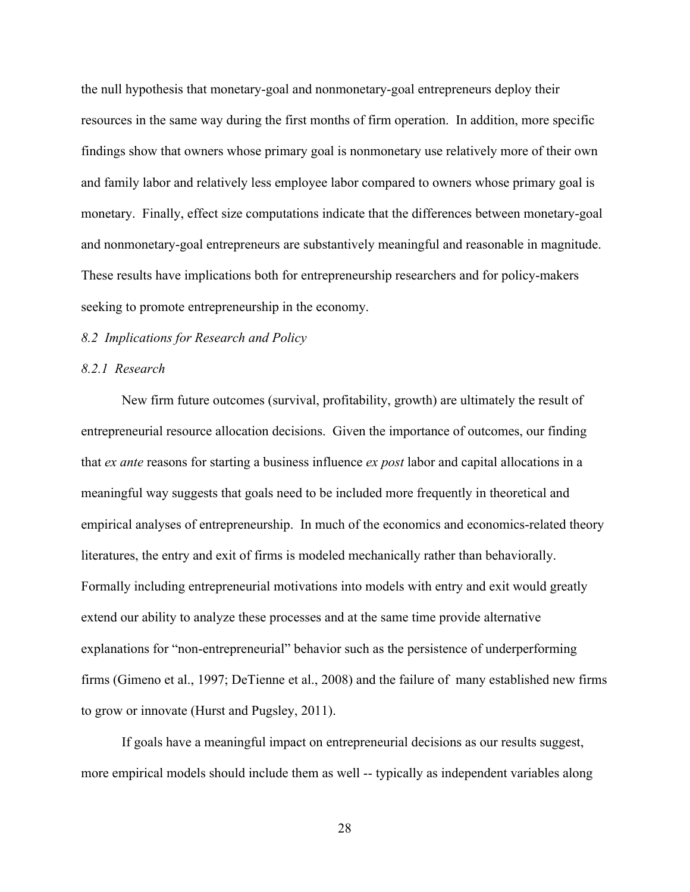the null hypothesis that monetary-goal and nonmonetary-goal entrepreneurs deploy their resources in the same way during the first months of firm operation. In addition, more specific findings show that owners whose primary goal is nonmonetary use relatively more of their own and family labor and relatively less employee labor compared to owners whose primary goal is monetary. Finally, effect size computations indicate that the differences between monetary-goal and nonmonetary-goal entrepreneurs are substantively meaningful and reasonable in magnitude. These results have implications both for entrepreneurship researchers and for policy-makers seeking to promote entrepreneurship in the economy.

### *8.2 Implications for Research and Policy*

#### *8.2.1 Research*

New firm future outcomes (survival, profitability, growth) are ultimately the result of entrepreneurial resource allocation decisions. Given the importance of outcomes, our finding that *ex ante* reasons for starting a business influence *ex post* labor and capital allocations in a meaningful way suggests that goals need to be included more frequently in theoretical and empirical analyses of entrepreneurship. In much of the economics and economics-related theory literatures, the entry and exit of firms is modeled mechanically rather than behaviorally. Formally including entrepreneurial motivations into models with entry and exit would greatly extend our ability to analyze these processes and at the same time provide alternative explanations for "non-entrepreneurial" behavior such as the persistence of underperforming firms (Gimeno et al., 1997; DeTienne et al., 2008) and the failure of many established new firms to grow or innovate (Hurst and Pugsley, 2011).

If goals have a meaningful impact on entrepreneurial decisions as our results suggest, more empirical models should include them as well -- typically as independent variables along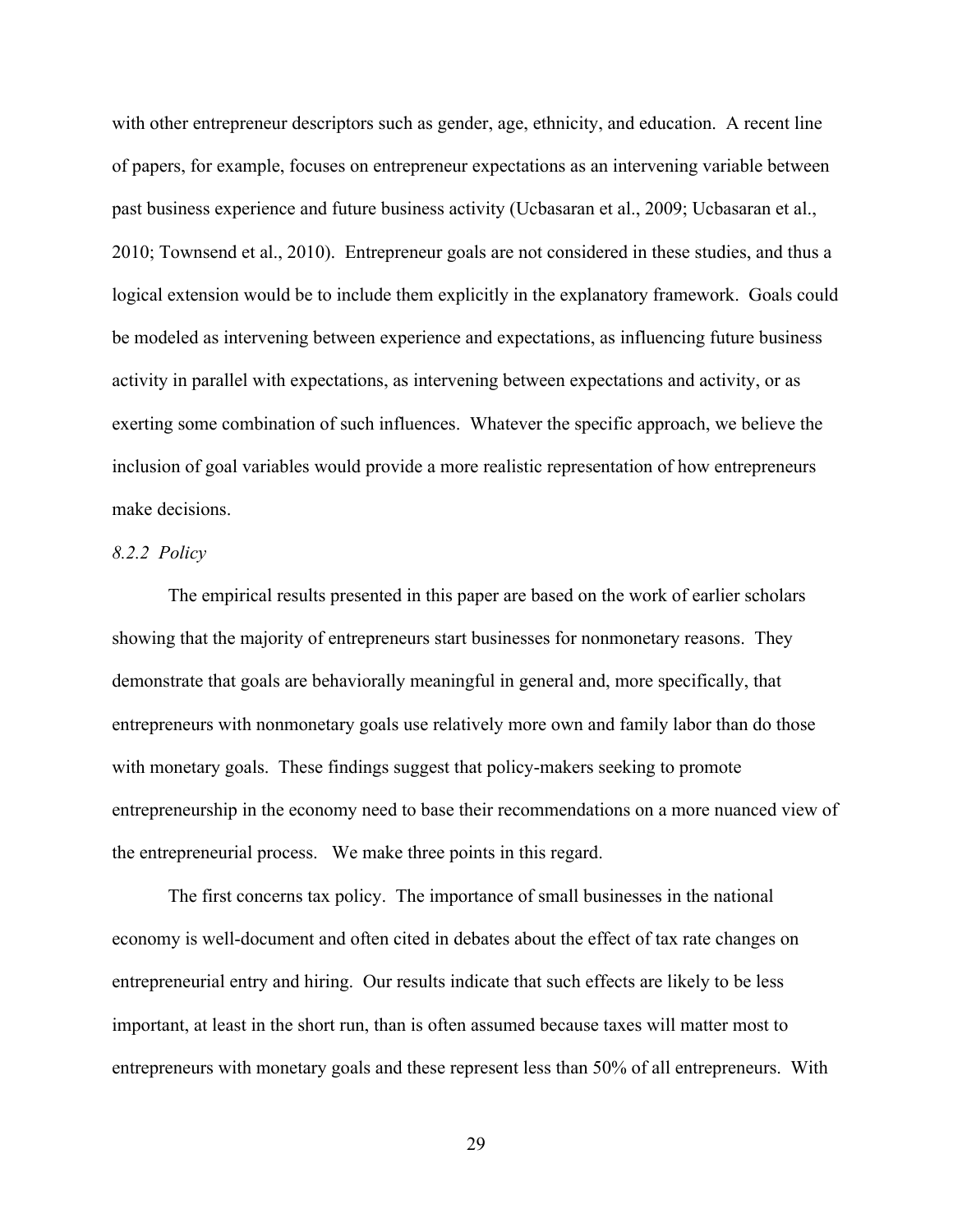with other entrepreneur descriptors such as gender, age, ethnicity, and education. A recent line of papers, for example, focuses on entrepreneur expectations as an intervening variable between past business experience and future business activity (Ucbasaran et al., 2009; Ucbasaran et al., 2010; Townsend et al., 2010). Entrepreneur goals are not considered in these studies, and thus a logical extension would be to include them explicitly in the explanatory framework. Goals could be modeled as intervening between experience and expectations, as influencing future business activity in parallel with expectations, as intervening between expectations and activity, or as exerting some combination of such influences. Whatever the specific approach, we believe the inclusion of goal variables would provide a more realistic representation of how entrepreneurs make decisions.

*8.2.2 Policy*

The empirical results presented in this paper are based on the work of earlier scholars showing that the majority of entrepreneurs start businesses for nonmonetary reasons. They demonstrate that goals are behaviorally meaningful in general and, more specifically, that entrepreneurs with nonmonetary goals use relatively more own and family labor than do those with monetary goals. These findings suggest that policy-makers seeking to promote entrepreneurship in the economy need to base their recommendations on a more nuanced view of the entrepreneurial process. We make three points in this regard.

The first concerns tax policy. The importance of small businesses in the national economy is well-document and often cited in debates about the effect of tax rate changes on entrepreneurial entry and hiring. Our results indicate that such effects are likely to be less important, at least in the short run, than is often assumed because taxes will matter most to entrepreneurs with monetary goals and these represent less than 50% of all entrepreneurs. With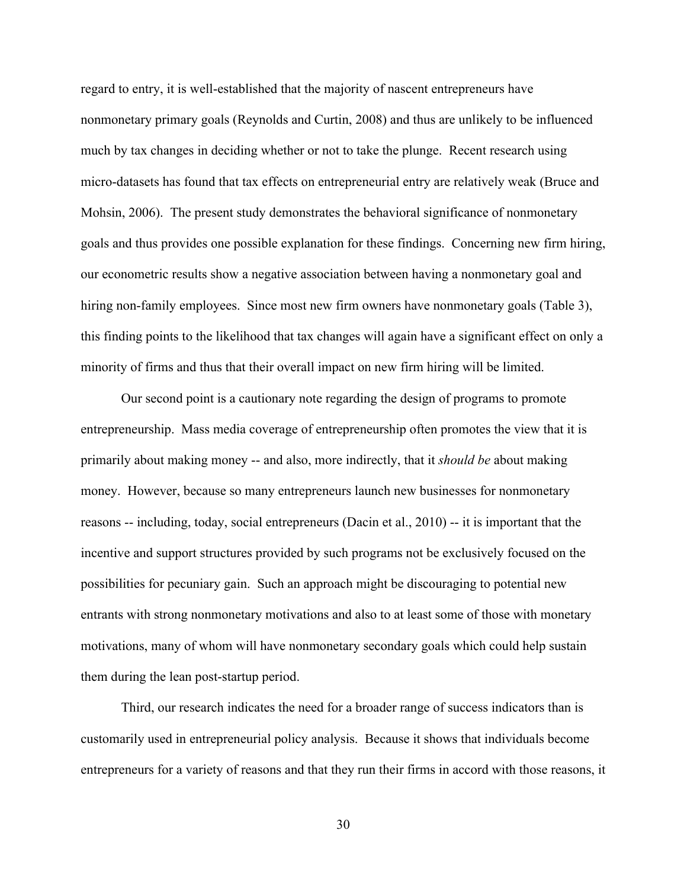regard to entry, it is well-established that the majority of nascent entrepreneurs have nonmonetary primary goals (Reynolds and Curtin, 2008) and thus are unlikely to be influenced much by tax changes in deciding whether or not to take the plunge. Recent research using micro-datasets has found that tax effects on entrepreneurial entry are relatively weak (Bruce and Mohsin, 2006). The present study demonstrates the behavioral significance of nonmonetary goals and thus provides one possible explanation for these findings. Concerning new firm hiring, our econometric results show a negative association between having a nonmonetary goal and hiring non-family employees. Since most new firm owners have nonmonetary goals (Table 3), this finding points to the likelihood that tax changes will again have a significant effect on only a minority of firms and thus that their overall impact on new firm hiring will be limited.

Our second point is a cautionary note regarding the design of programs to promote entrepreneurship. Mass media coverage of entrepreneurship often promotes the view that it is primarily about making money -- and also, more indirectly, that it *should be* about making money. However, because so many entrepreneurs launch new businesses for nonmonetary reasons -- including, today, social entrepreneurs (Dacin et al., 2010) -- it is important that the incentive and support structures provided by such programs not be exclusively focused on the possibilities for pecuniary gain. Such an approach might be discouraging to potential new entrants with strong nonmonetary motivations and also to at least some of those with monetary motivations, many of whom will have nonmonetary secondary goals which could help sustain them during the lean post-startup period.

Third, our research indicates the need for a broader range of success indicators than is customarily used in entrepreneurial policy analysis. Because it shows that individuals become entrepreneurs for a variety of reasons and that they run their firms in accord with those reasons, it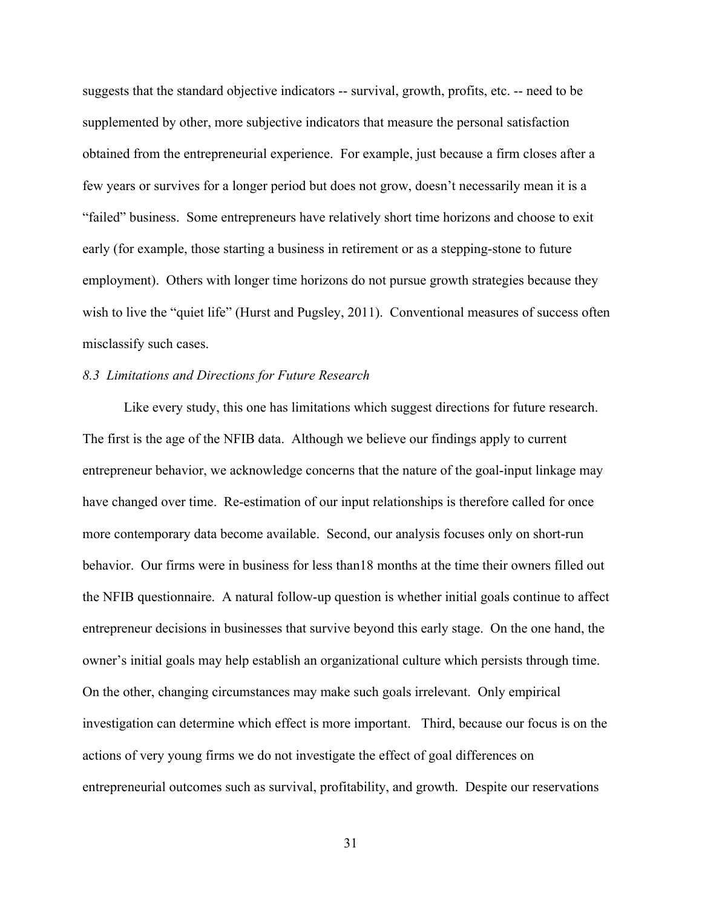suggests that the standard objective indicators -- survival, growth, profits, etc. -- need to be supplemented by other, more subjective indicators that measure the personal satisfaction obtained from the entrepreneurial experience. For example, just because a firm closes after a few years or survives for a longer period but does not grow, doesn't necessarily mean it is a "failed" business. Some entrepreneurs have relatively short time horizons and choose to exit early (for example, those starting a business in retirement or as a stepping-stone to future employment). Others with longer time horizons do not pursue growth strategies because they wish to live the "quiet life" (Hurst and Pugsley, 2011). Conventional measures of success often misclassify such cases.

### *8.3 Limitations and Directions for Future Research*

Like every study, this one has limitations which suggest directions for future research. The first is the age of the NFIB data. Although we believe our findings apply to current entrepreneur behavior, we acknowledge concerns that the nature of the goal-input linkage may have changed over time. Re-estimation of our input relationships is therefore called for once more contemporary data become available. Second, our analysis focuses only on short-run behavior. Our firms were in business for less than18 months at the time their owners filled out the NFIB questionnaire. A natural follow-up question is whether initial goals continue to affect entrepreneur decisions in businesses that survive beyond this early stage. On the one hand, the owner's initial goals may help establish an organizational culture which persists through time. On the other, changing circumstances may make such goals irrelevant. Only empirical investigation can determine which effect is more important. Third, because our focus is on the actions of very young firms we do not investigate the effect of goal differences on entrepreneurial outcomes such as survival, profitability, and growth. Despite our reservations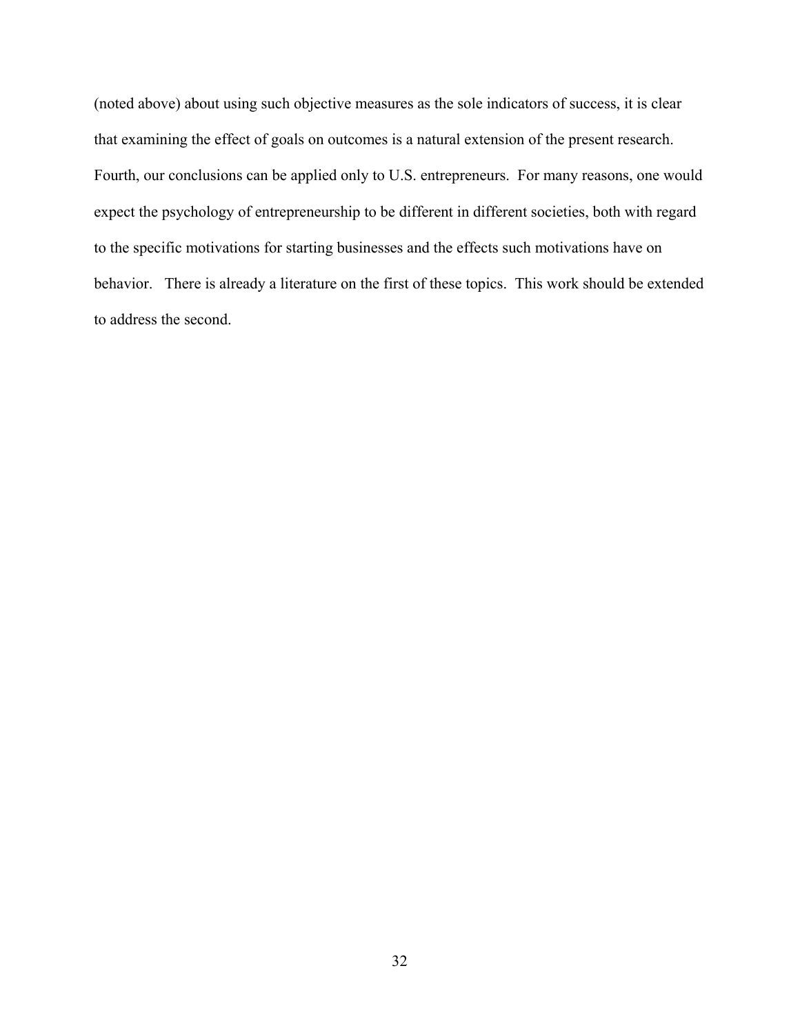(noted above) about using such objective measures as the sole indicators of success, it is clear that examining the effect of goals on outcomes is a natural extension of the present research. Fourth, our conclusions can be applied only to U.S. entrepreneurs. For many reasons, one would expect the psychology of entrepreneurship to be different in different societies, both with regard to the specific motivations for starting businesses and the effects such motivations have on behavior. There is already a literature on the first of these topics. This work should be extended to address the second.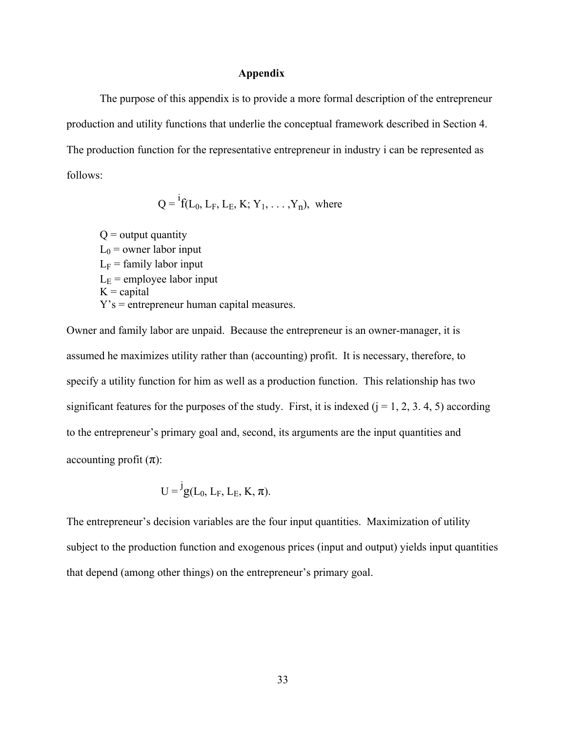## Appendix

The purpose of this appendix is to provide a more formal description of the entrepreneur production and utility functions that underlie the conceptual framework described in Section 4. The production function for the representative entrepreneur in industry i can be represented as follows:

$$Q = {}^{i}f(L_0, L_F, L_E, K; Y_1, \ldots, Y_n), \text{ where}$$

$Q$ = output quantity  
$L_0$ = owner labor input  
$L_F$ = family labor input  
$L_E$ = employee labor input  
$K$ = capital  
$Y$'s = entrepreneur human capital measures.

Owner and family labor are unpaid. Because the entrepreneur is an owner-manager, it is assumed he maximizes utility rather than (accounting) profit. It is necessary, therefore, to specify a utility function for him as well as a production function. This relationship has two significant features for the purposes of the study. First, it is indexed (j = 1, 2, 3. 4, 5) according to the entrepreneur's primary goal and, second, its arguments are the input quantities and accounting profit ($\pi$):

$$U = {}^{j}g(L_0, L_F, L_E, K, \pi).$$

The entrepreneur's decision variables are the four input quantities. Maximization of utility subject to the production function and exogenous prices (input and output) yields input quantities that depend (among other things) on the entrepreneur's primary goal.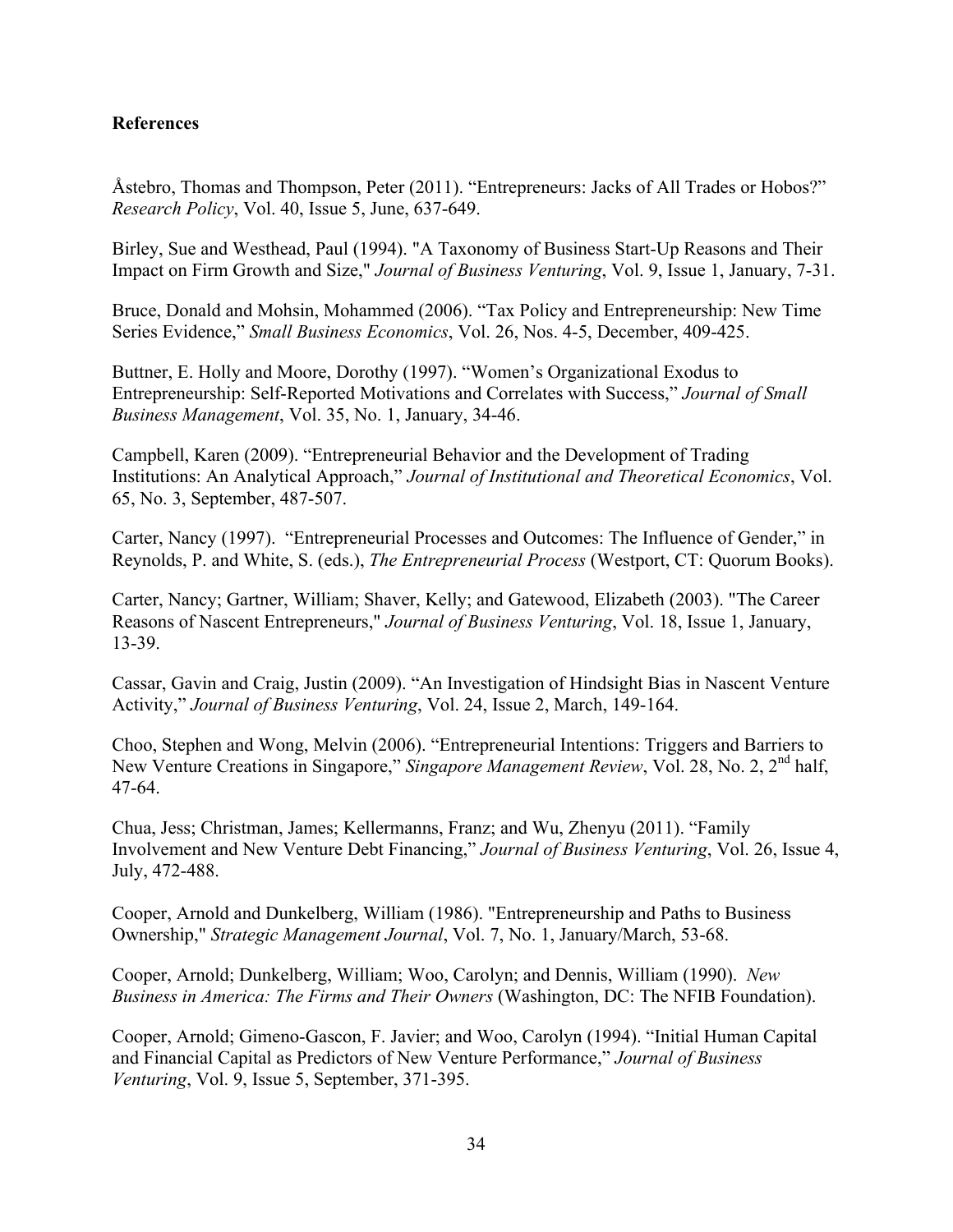**References**

Åstebro, Thomas and Thompson, Peter (2011). "Entrepreneurs: Jacks of All Trades or Hobos?" *Research Policy*, Vol. 40, Issue 5, June, 637-649.

Birley, Sue and Westhead, Paul (1994). "A Taxonomy of Business Start-Up Reasons and Their Impact on Firm Growth and Size," *Journal of Business Venturing*, Vol. 9, Issue 1, January, 7-31.

Bruce, Donald and Mohsin, Mohammed (2006). "Tax Policy and Entrepreneurship: New Time Series Evidence," *Small Business Economics*, Vol. 26, Nos. 4-5, December, 409-425.

Buttner, E. Holly and Moore, Dorothy (1997). "Women's Organizational Exodus to Entrepreneurship: Self-Reported Motivations and Correlates with Success," *Journal of Small Business Management*, Vol. 35, No. 1, January, 34-46.

Campbell, Karen (2009). "Entrepreneurial Behavior and the Development of Trading Institutions: An Analytical Approach," *Journal of Institutional and Theoretical Economics*, Vol. 65, No. 3, September, 487-507.

Carter, Nancy (1997). "Entrepreneurial Processes and Outcomes: The Influence of Gender," in Reynolds, P. and White, S. (eds.), *The Entrepreneurial Process* (Westport, CT: Quorum Books).

Carter, Nancy; Gartner, William; Shaver, Kelly; and Gatewood, Elizabeth (2003). "The Career Reasons of Nascent Entrepreneurs," *Journal of Business Venturing*, Vol. 18, Issue 1, January, 13-39.

Cassar, Gavin and Craig, Justin (2009). "An Investigation of Hindsight Bias in Nascent Venture Activity," *Journal of Business Venturing*, Vol. 24, Issue 2, March, 149-164.

Choo, Stephen and Wong, Melvin (2006). "Entrepreneurial Intentions: Triggers and Barriers to New Venture Creations in Singapore," *Singapore Management Review*, Vol. 28, No. 2, 2nd half, 47-64.

Chua, Jess; Christman, James; Kellermanns, Franz; and Wu, Zhenyu (2011). "Family Involvement and New Venture Debt Financing," *Journal of Business Venturing*, Vol. 26, Issue 4, July, 472-488.

Cooper, Arnold and Dunkelberg, William (1986). "Entrepreneurship and Paths to Business Ownership," *Strategic Management Journal*, Vol. 7, No. 1, January/March, 53-68.

Cooper, Arnold; Dunkelberg, William; Woo, Carolyn; and Dennis, William (1990). *New Business in America: The Firms and Their Owners* (Washington, DC: The NFIB Foundation).

Cooper, Arnold; Gimeno-Gascon, F. Javier; and Woo, Carolyn (1994). "Initial Human Capital and Financial Capital as Predictors of New Venture Performance," *Journal of Business Venturing*, Vol. 9, Issue 5, September, 371-395.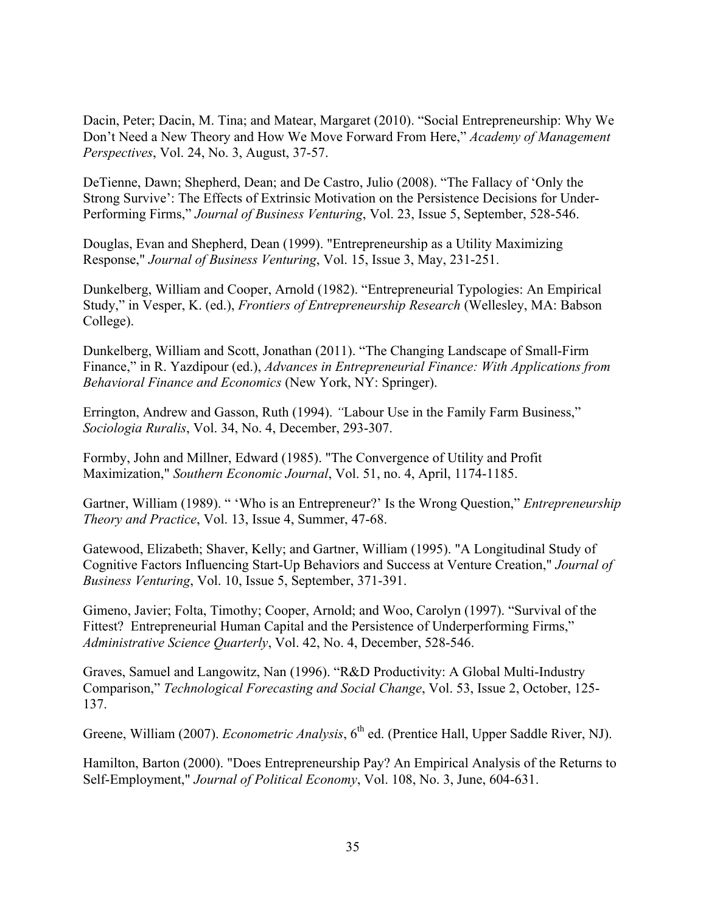Dacin, Peter; Dacin, M. Tina; and Matear, Margaret (2010). "Social Entrepreneurship: Why We Don't Need a New Theory and How We Move Forward From Here," *Academy of Management Perspectives*, Vol. 24, No. 3, August, 37-57.

DeTienne, Dawn; Shepherd, Dean; and De Castro, Julio (2008). "The Fallacy of 'Only the Strong Survive': The Effects of Extrinsic Motivation on the Persistence Decisions for Under-Performing Firms," *Journal of Business Venturing*, Vol. 23, Issue 5, September, 528-546.

Douglas, Evan and Shepherd, Dean (1999). "Entrepreneurship as a Utility Maximizing Response," *Journal of Business Venturing*, Vol. 15, Issue 3, May, 231-251.

Dunkelberg, William and Cooper, Arnold (1982). "Entrepreneurial Typologies: An Empirical Study," in Vesper, K. (ed.), *Frontiers of Entrepreneurship Research* (Wellesley, MA: Babson College).

Dunkelberg, William and Scott, Jonathan (2011). "The Changing Landscape of Small-Firm Finance," in R. Yazdipour (ed.), *Advances in Entrepreneurial Finance: With Applications from Behavioral Finance and Economics* (New York, NY: Springer).

Errington, Andrew and Gasson, Ruth (1994). "Labour Use in the Family Farm Business," *Sociologia Ruralis*, Vol. 34, No. 4, December, 293-307.

Formby, John and Millner, Edward (1985). "The Convergence of Utility and Profit Maximization," *Southern Economic Journal*, Vol. 51, no. 4, April, 1174-1185.

Gartner, William (1989). " 'Who is an Entrepreneur?' Is the Wrong Question," *Entrepreneurship Theory and Practice*, Vol. 13, Issue 4, Summer, 47-68.

Gatewood, Elizabeth; Shaver, Kelly; and Gartner, William (1995). "A Longitudinal Study of Cognitive Factors Influencing Start-Up Behaviors and Success at Venture Creation," *Journal of Business Venturing*, Vol. 10, Issue 5, September, 371-391.

Gimeno, Javier; Folta, Timothy; Cooper, Arnold; and Woo, Carolyn (1997). "Survival of the Fittest? Entrepreneurial Human Capital and the Persistence of Underperforming Firms," *Administrative Science Quarterly*, Vol. 42, No. 4, December, 528-546.

Graves, Samuel and Langowitz, Nan (1996). "R&D Productivity: A Global Multi-Industry Comparison," *Technological Forecasting and Social Change*, Vol. 53, Issue 2, October, 125-137.

Greene, William (2007). *Econometric Analysis*, 6th ed. (Prentice Hall, Upper Saddle River, NJ).

Hamilton, Barton (2000). "Does Entrepreneurship Pay? An Empirical Analysis of the Returns to Self-Employment," *Journal of Political Economy*, Vol. 108, No. 3, June, 604-631.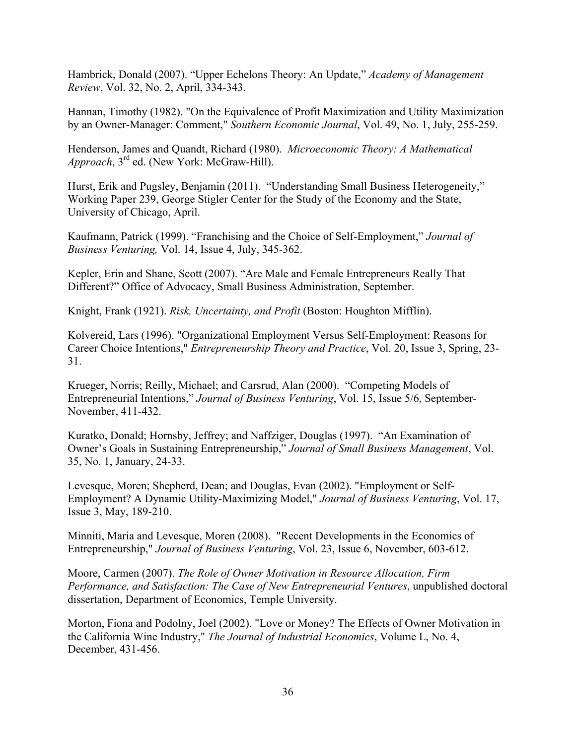Hambrick, Donald (2007). "Upper Echelons Theory: An Update," *Academy of Management Review*, Vol. 32, No. 2, April, 334-343.

Hannan, Timothy (1982). "On the Equivalence of Profit Maximization and Utility Maximization by an Owner-Manager: Comment," *Southern Economic Journal*, Vol. 49, No. 1, July, 255-259.

Henderson, James and Quandt, Richard (1980). *Microeconomic Theory: A Mathematical Approach*, 3rd ed. (New York: McGraw-Hill).

Hurst, Erik and Pugsley, Benjamin (2011). "Understanding Small Business Heterogeneity," Working Paper 239, George Stigler Center for the Study of the Economy and the State, University of Chicago, April.

Kaufmann, Patrick (1999). "Franchising and the Choice of Self-Employment," *Journal of Business Venturing,* Vol. 14, Issue 4, July, 345-362.

Kepler, Erin and Shane, Scott (2007). "Are Male and Female Entrepreneurs Really That Different?" Office of Advocacy, Small Business Administration, September.

Knight, Frank (1921). *Risk, Uncertainty, and Profit* (Boston: Houghton Mifflin).

Kolvereid, Lars (1996). "Organizational Employment Versus Self-Employment: Reasons for Career Choice Intentions," *Entrepreneurship Theory and Practice*, Vol. 20, Issue 3, Spring, 23-31.

Krueger, Norris; Reilly, Michael; and Carsrud, Alan (2000). "Competing Models of Entrepreneurial Intentions," *Journal of Business Venturing*, Vol. 15, Issue 5/6, September-November, 411-432.

Kuratko, Donald; Hornsby, Jeffrey; and Naffziger, Douglas (1997). "An Examination of Owner's Goals in Sustaining Entrepreneurship," *Journal of Small Business Management*, Vol. 35, No. 1, January, 24-33.

Levesque, Moren; Shepherd, Dean; and Douglas, Evan (2002). "Employment or Self-Employment? A Dynamic Utility-Maximizing Model," *Journal of Business Venturing*, Vol. 17, Issue 3, May, 189-210.

Minniti, Maria and Levesque, Moren (2008). "Recent Developments in the Economics of Entrepreneurship," *Journal of Business Venturing*, Vol. 23, Issue 6, November, 603-612.

Moore, Carmen (2007). *The Role of Owner Motivation in Resource Allocation, Firm Performance, and Satisfaction: The Case of New Entrepreneurial Ventures*, unpublished doctoral dissertation, Department of Economics, Temple University.

Morton, Fiona and Podolny, Joel (2002). "Love or Money? The Effects of Owner Motivation in the California Wine Industry," *The Journal of Industrial Economics*, Volume L, No. 4, December, 431-456.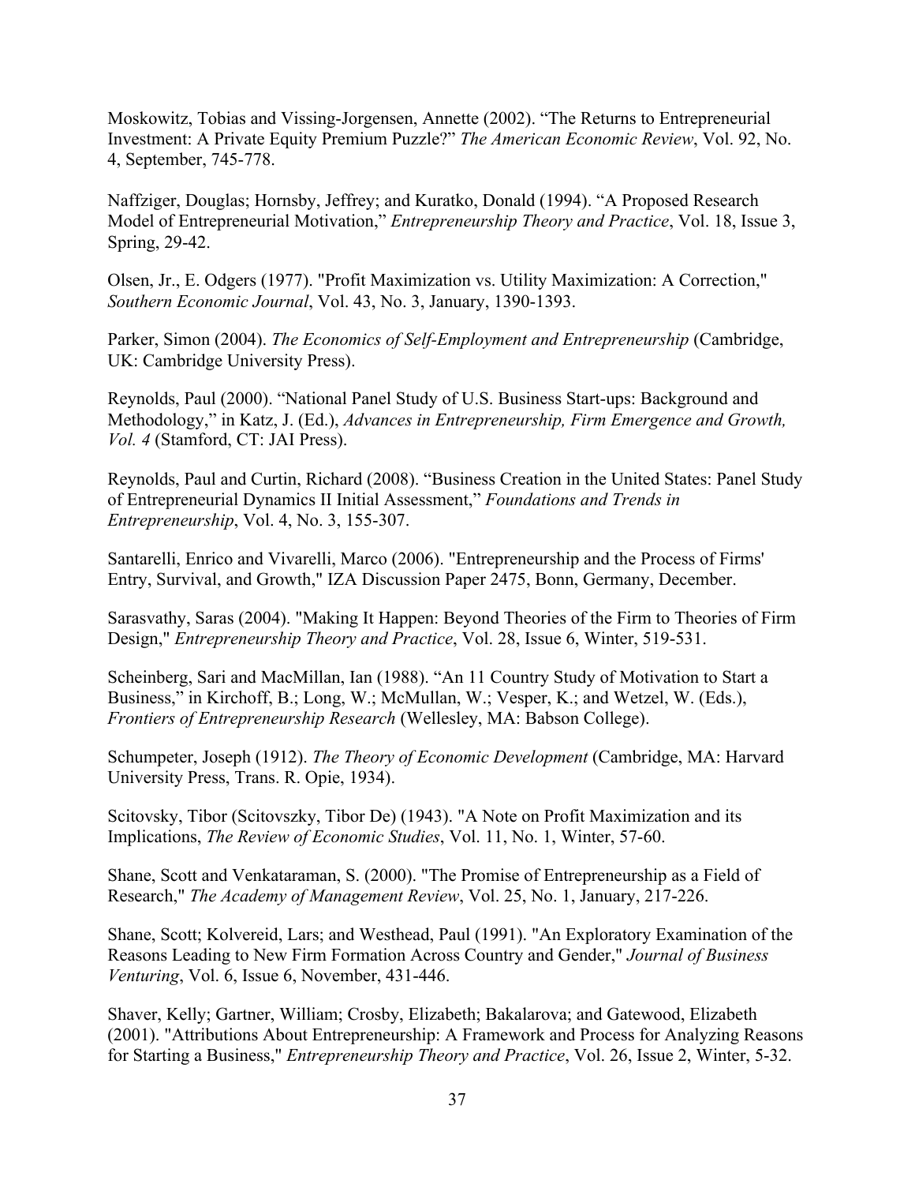Moskowitz, Tobias and Vissing-Jorgensen, Annette (2002). "The Returns to Entrepreneurial Investment: A Private Equity Premium Puzzle?" *The American Economic Review*, Vol. 92, No. 4, September, 745-778.

Naffziger, Douglas; Hornsby, Jeffrey; and Kuratko, Donald (1994). "A Proposed Research Model of Entrepreneurial Motivation," *Entrepreneurship Theory and Practice*, Vol. 18, Issue 3, Spring, 29-42.

Olsen, Jr., E. Odgers (1977). "Profit Maximization vs. Utility Maximization: A Correction," *Southern Economic Journal*, Vol. 43, No. 3, January, 1390-1393.

Parker, Simon (2004). *The Economics of Self-Employment and Entrepreneurship* (Cambridge, UK: Cambridge University Press).

Reynolds, Paul (2000). "National Panel Study of U.S. Business Start-ups: Background and Methodology," in Katz, J. (Ed.), *Advances in Entrepreneurship, Firm Emergence and Growth, Vol. 4* (Stamford, CT: JAI Press).

Reynolds, Paul and Curtin, Richard (2008). "Business Creation in the United States: Panel Study of Entrepreneurial Dynamics II Initial Assessment," *Foundations and Trends in Entrepreneurship*, Vol. 4, No. 3, 155-307.

Santarelli, Enrico and Vivarelli, Marco (2006). "Entrepreneurship and the Process of Firms' Entry, Survival, and Growth," IZA Discussion Paper 2475, Bonn, Germany, December.

Sarasvathy, Saras (2004). "Making It Happen: Beyond Theories of the Firm to Theories of Firm Design," *Entrepreneurship Theory and Practice*, Vol. 28, Issue 6, Winter, 519-531.

Scheinberg, Sari and MacMillan, Ian (1988). "An 11 Country Study of Motivation to Start a Business," in Kirchoff, B.; Long, W.; McMullan, W.; Vesper, K.; and Wetzel, W. (Eds.), *Frontiers of Entrepreneurship Research* (Wellesley, MA: Babson College).

Schumpeter, Joseph (1912). *The Theory of Economic Development* (Cambridge, MA: Harvard University Press, Trans. R. Opie, 1934).

Scitovsky, Tibor (Scitovszky, Tibor De) (1943). "A Note on Profit Maximization and its Implications, *The Review of Economic Studies*, Vol. 11, No. 1, Winter, 57-60.

Shane, Scott and Venkataraman, S. (2000). "The Promise of Entrepreneurship as a Field of Research," *The Academy of Management Review*, Vol. 25, No. 1, January, 217-226.

Shane, Scott; Kolvereid, Lars; and Westhead, Paul (1991). "An Exploratory Examination of the Reasons Leading to New Firm Formation Across Country and Gender," *Journal of Business Venturing*, Vol. 6, Issue 6, November, 431-446.

Shaver, Kelly; Gartner, William; Crosby, Elizabeth; Bakalarova; and Gatewood, Elizabeth (2001). "Attributions About Entrepreneurship: A Framework and Process for Analyzing Reasons for Starting a Business," *Entrepreneurship Theory and Practice*, Vol. 26, Issue 2, Winter, 5-32.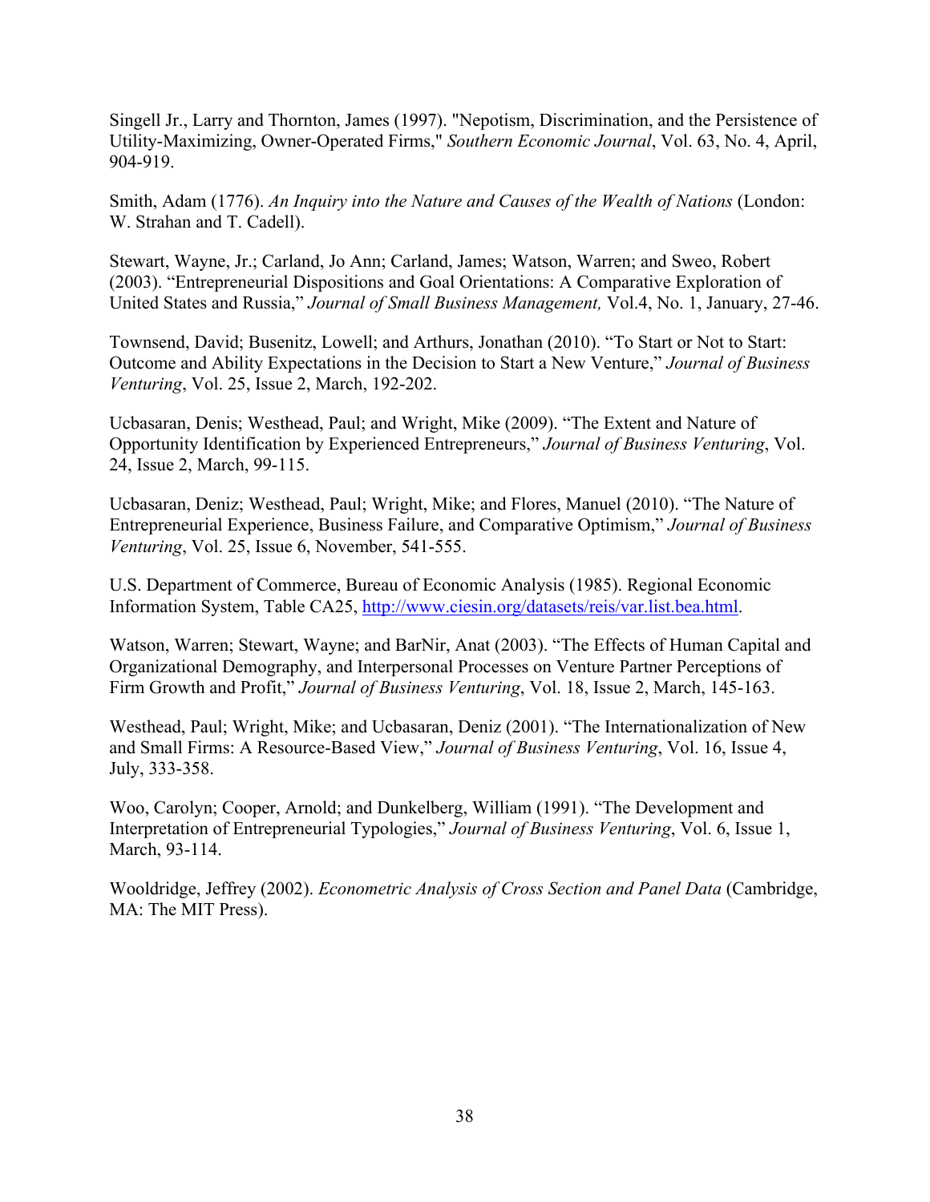Singell Jr., Larry and Thornton, James (1997). "Nepotism, Discrimination, and the Persistence of Utility-Maximizing, Owner-Operated Firms," *Southern Economic Journal*, Vol. 63, No. 4, April, 904-919.

Smith, Adam (1776). *An Inquiry into the Nature and Causes of the Wealth of Nations* (London: W. Strahan and T. Cadell).

Stewart, Wayne, Jr.; Carland, Jo Ann; Carland, James; Watson, Warren; and Sweo, Robert (2003). "Entrepreneurial Dispositions and Goal Orientations: A Comparative Exploration of United States and Russia," *Journal of Small Business Management,* Vol.4, No. 1, January, 27-46.

Townsend, David; Busenitz, Lowell; and Arthurs, Jonathan (2010). "To Start or Not to Start: Outcome and Ability Expectations in the Decision to Start a New Venture," *Journal of Business Venturing*, Vol. 25, Issue 2, March, 192-202.

Ucbasaran, Denis; Westhead, Paul; and Wright, Mike (2009). "The Extent and Nature of Opportunity Identification by Experienced Entrepreneurs," *Journal of Business Venturing*, Vol. 24, Issue 2, March, 99-115.

Ucbasaran, Deniz; Westhead, Paul; Wright, Mike; and Flores, Manuel (2010). "The Nature of Entrepreneurial Experience, Business Failure, and Comparative Optimism," *Journal of Business Venturing*, Vol. 25, Issue 6, November, 541-555.

U.S. Department of Commerce, Bureau of Economic Analysis (1985). Regional Economic Information System, Table CA25, http://www.ciesin.org/datasets/reis/var.list.bea.html.

Watson, Warren; Stewart, Wayne; and BarNir, Anat (2003). "The Effects of Human Capital and Organizational Demography, and Interpersonal Processes on Venture Partner Perceptions of Firm Growth and Profit," *Journal of Business Venturing*, Vol. 18, Issue 2, March, 145-163.

Westhead, Paul; Wright, Mike; and Ucbasaran, Deniz (2001). "The Internationalization of New and Small Firms: A Resource-Based View," *Journal of Business Venturing*, Vol. 16, Issue 4, July, 333-358.

Woo, Carolyn; Cooper, Arnold; and Dunkelberg, William (1991). "The Development and Interpretation of Entrepreneurial Typologies," *Journal of Business Venturing*, Vol. 6, Issue 1, March, 93-114.

Wooldridge, Jeffrey (2002). *Econometric Analysis of Cross Section and Panel Data* (Cambridge, MA: The MIT Press).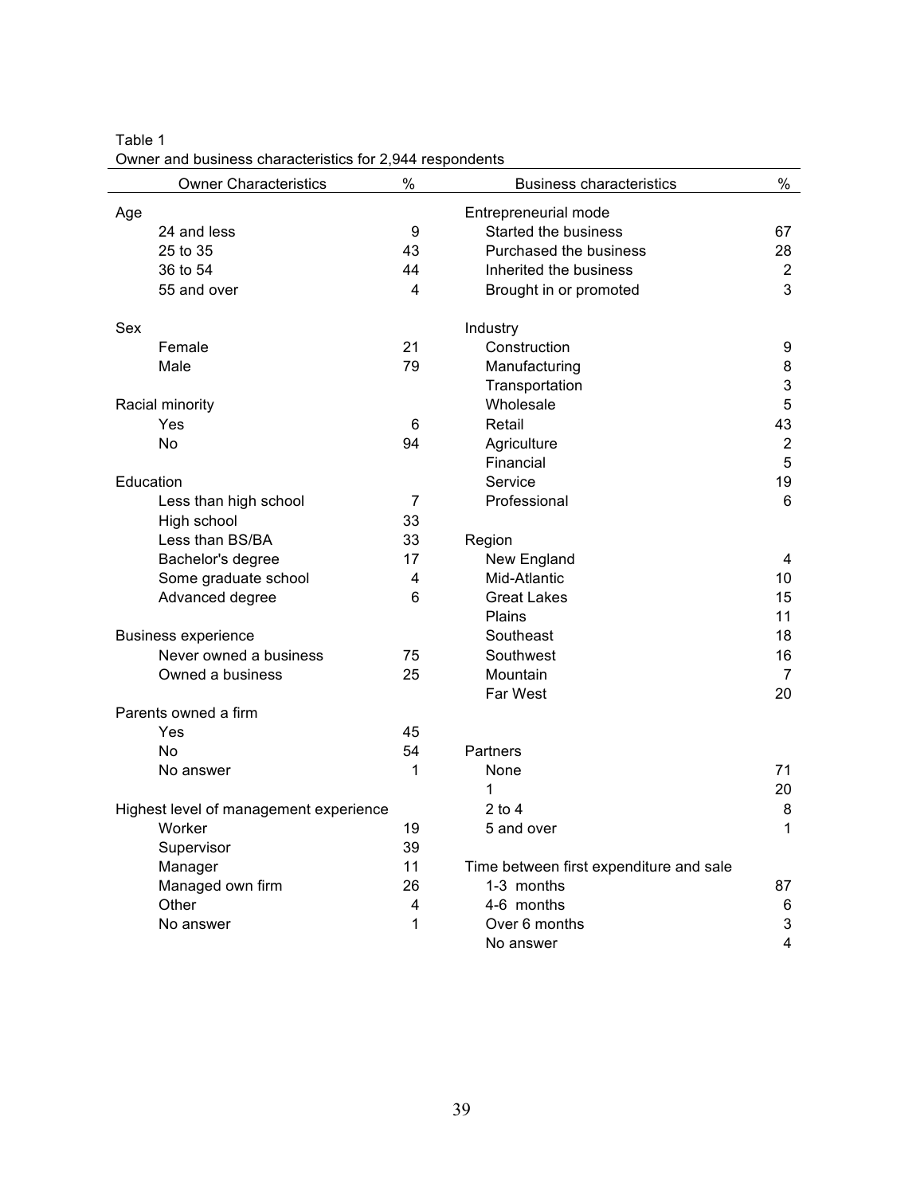Table 1
Owner and business characteristics for 2,944 respondents

| Owner Characteristics | % | Business characteristics | % |
|---|---|---|---|
| Age | | Entrepreneurial mode | |
| 24 and less | 9 | Started the business | 67 |
| 25 to 35 | 43 | Purchased the business | 28 |
| 36 to 54 | 44 | Inherited the business | 2 |
| 55 and over | 4 | Brought in or promoted | 3 |
| | | | |
| Sex | | Industry | |
| Female | 21 | Construction | 9 |
| Male | 79 | Manufacturing | 8 |
| | | Transportation | 3 |
| Racial minority | | Wholesale | 5 |
| Yes | 6 | Retail | 43 |
| No | 94 | Agriculture | 2 |
| | | Financial | 5 |
| Education | | Service | 19 |
| Less than high school | 7 | Professional | 6 |
| High school | 33 | | |
| Less than BS/BA | 33 | Region | |
| Bachelor's degree | 17 | New England | 4 |
| Some graduate school | 4 | Mid-Atlantic | 10 |
| Advanced degree | 6 | Great Lakes | 15 |
| | | Plains | 11 |
| Business experience | | Southeast | 18 |
| Never owned a business | 75 | Southwest | 16 |
| Owned a business | 25 | Mountain | 7 |
| | | Far West | 20 |
| Parents owned a firm | | | |
| Yes | 45 | | |
| No | 54 | Partners | |
| No answer | 1 | None | 71 |
| | | 1 | 20 |
| Highest level of management experience | | 2 to 4 | 8 |
| Worker | 19 | 5 and over | 1 |
| Supervisor | 39 | | |
| Manager | 11 | Time between first expenditure and sale | |
| Managed own firm | 26 | 1-3 months | 87 |
| Other | 4 | 4-6 months | 6 |
| No answer | 1 | Over 6 months | 3 |
| | | No answer | 4 |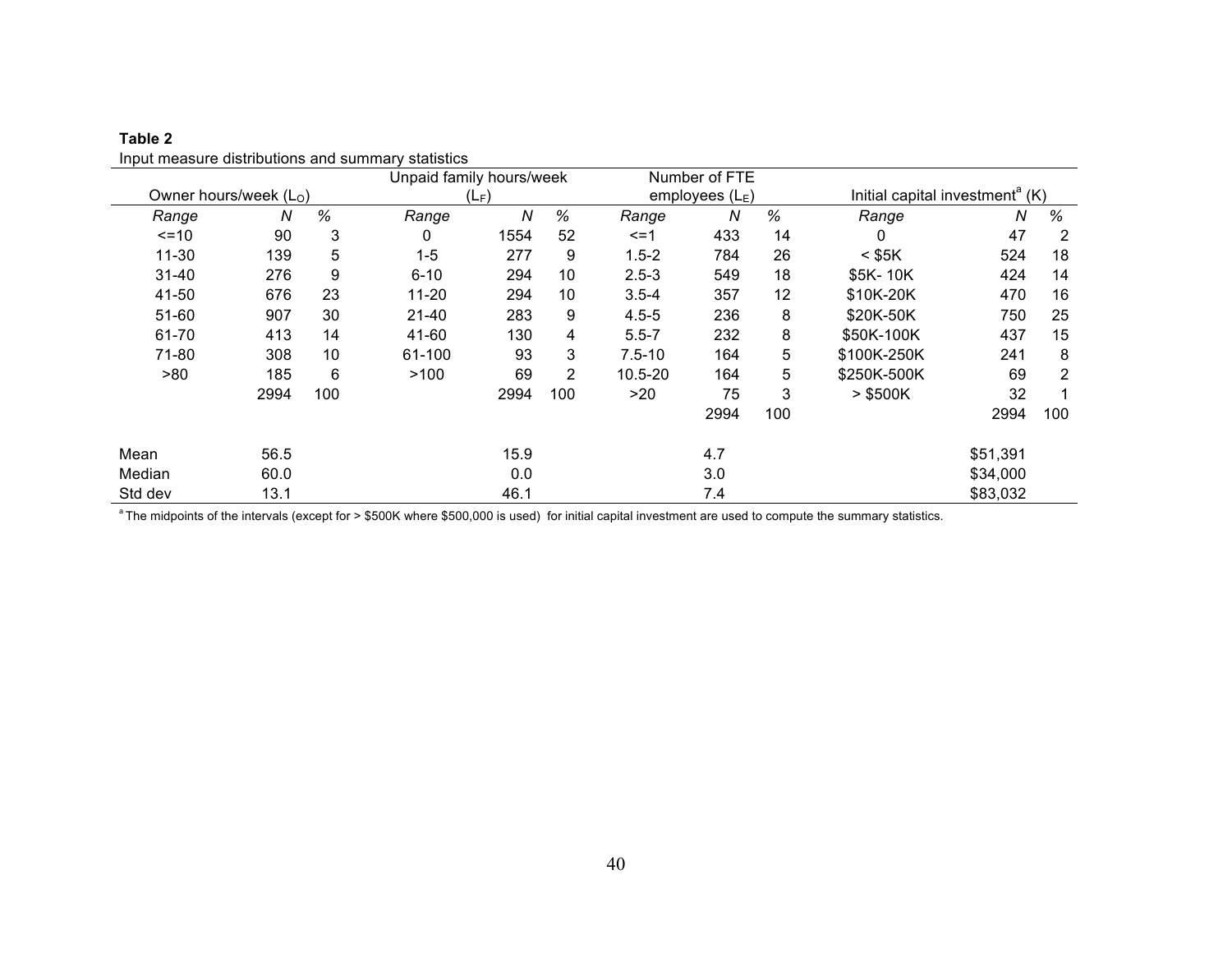**Table 2**

Input measure distributions and summary statistics

| Owner hours/week ($L_O$) | | | Unpaid family hours/week ($L_F$) | | | Number of FTE employees ($L_E$) | | | Initial capital investment[a] (K) | | |
|---|---|---|---|---|---|---|---|---|---|---|---|
| *Range* | *N* | *%* | *Range* | *N* | *%* | *Range* | *N* | *%* | *Range* | *N* | *%* |
| <=10 | 90 | 3 | 0 | 1554 | 52 | <=1 | 433 | 14 | 0 | 47 | 2 |
| 11-30 | 139 | 5 | 1-5 | 277 | 9 | 1.5-2 | 784 | 26 | < $5K | 524 | 18 |
| 31-40 | 276 | 9 | 6-10 | 294 | 10 | 2.5-3 | 549 | 18 | $5K- 10K | 424 | 14 |
| 41-50 | 676 | 23 | 11-20 | 294 | 10 | 3.5-4 | 357 | 12 | $10K-20K | 470 | 16 |
| 51-60 | 907 | 30 | 21-40 | 283 | 9 | 4.5-5 | 236 | 8 | $20K-50K | 750 | 25 |
| 61-70 | 413 | 14 | 41-60 | 130 | 4 | 5.5-7 | 232 | 8 | $50K-100K | 437 | 15 |
| 71-80 | 308 | 10 | 61-100 | 93 | 3 | 7.5-10 | 164 | 5 | $100K-250K | 241 | 8 |
| >80 | 185 | 6 | >100 | 69 | 2 | 10.5-20 | 164 | 5 | $250K-500K | 69 | 2 |
| | 2994 | 100 | | 2994 | 100 | >20 | 75 | 3 | > $500K | 32 | 1 |
| | | | | | | | 2994 | 100 | | 2994 | 100 |
| Mean | 56.5 | | | 15.9 | | | 4.7 | | | $51,391 | |
| Median | 60.0 | | | 0.0 | | | 3.0 | | | $34,000 | |
| Std dev | 13.1 | | | 46.1 | | | 7.4 | | | $83,032 | |

[a] The midpoints of the intervals (except for > $500K where $500,000 is used) for initial capital investment are used to compute the summary statistics.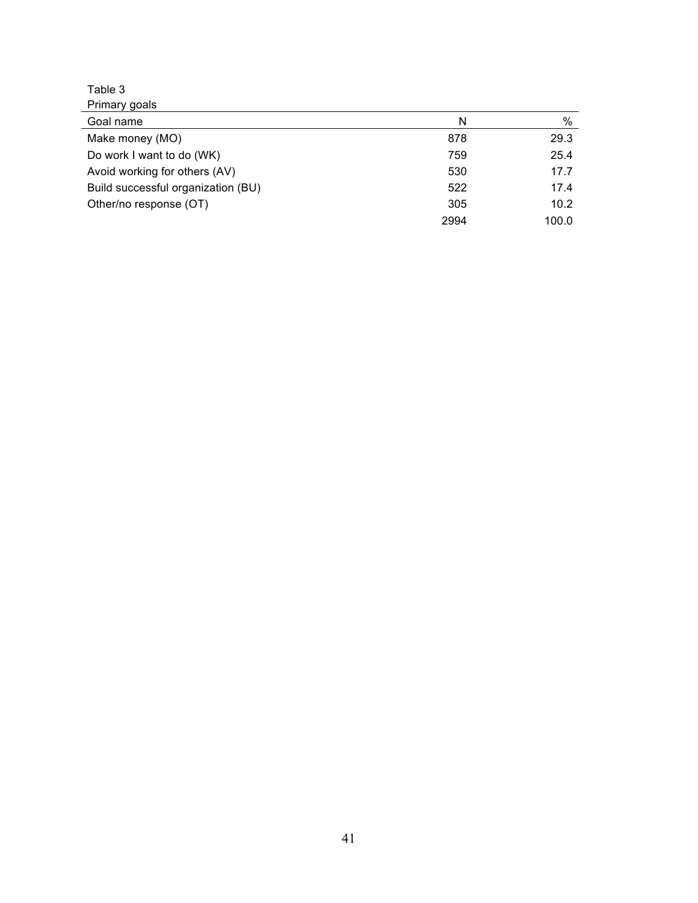Table 3
Primary goals

| Goal name | N | % |
|---|---|---|
| Make money (MO) | 878 | 29.3 |
| Do work I want to do (WK) | 759 | 25.4 |
| Avoid working for others (AV) | 530 | 17.7 |
| Build successful organization (BU) | 522 | 17.4 |
| Other/no response (OT) | 305 | 10.2 |
| | 2994 | 100.0 |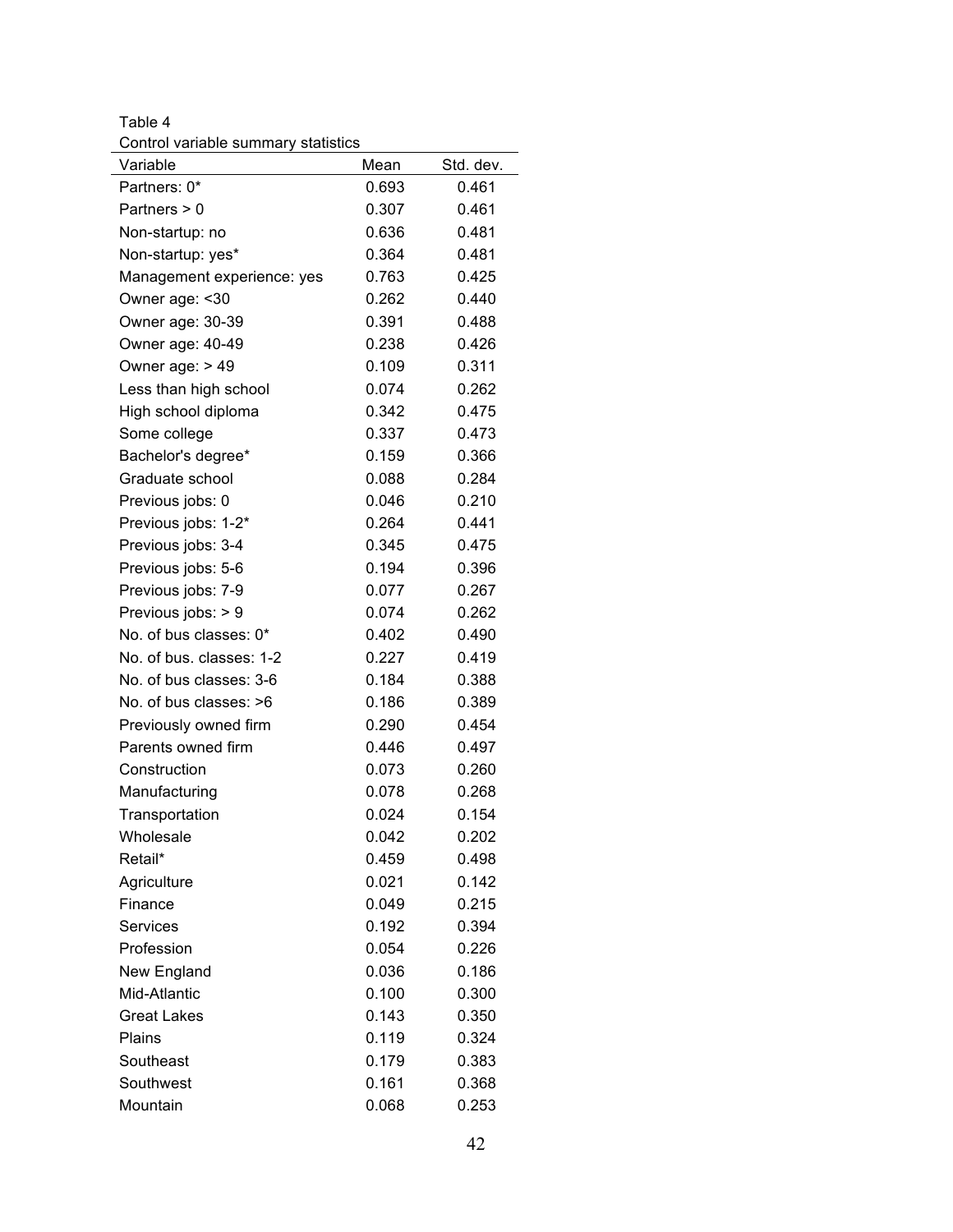Table 4

Control variable summary statistics

| Variable | Mean | Std. dev. |
|---|---|---|
| Partners: 0* | 0.693 | 0.461 |
| Partners > 0 | 0.307 | 0.461 |
| Non-startup: no | 0.636 | 0.481 |
| Non-startup: yes* | 0.364 | 0.481 |
| Management experience: yes | 0.763 | 0.425 |
| Owner age: <30 | 0.262 | 0.440 |
| Owner age: 30-39 | 0.391 | 0.488 |
| Owner age: 40-49 | 0.238 | 0.426 |
| Owner age: > 49 | 0.109 | 0.311 |
| Less than high school | 0.074 | 0.262 |
| High school diploma | 0.342 | 0.475 |
| Some college | 0.337 | 0.473 |
| Bachelor's degree* | 0.159 | 0.366 |
| Graduate school | 0.088 | 0.284 |
| Previous jobs: 0 | 0.046 | 0.210 |
| Previous jobs: 1-2* | 0.264 | 0.441 |
| Previous jobs: 3-4 | 0.345 | 0.475 |
| Previous jobs: 5-6 | 0.194 | 0.396 |
| Previous jobs: 7-9 | 0.077 | 0.267 |
| Previous jobs: > 9 | 0.074 | 0.262 |
| No. of bus classes: 0* | 0.402 | 0.490 |
| No. of bus. classes: 1-2 | 0.227 | 0.419 |
| No. of bus classes: 3-6 | 0.184 | 0.388 |
| No. of bus classes: >6 | 0.186 | 0.389 |
| Previously owned firm | 0.290 | 0.454 |
| Parents owned firm | 0.446 | 0.497 |
| Construction | 0.073 | 0.260 |
| Manufacturing | 0.078 | 0.268 |
| Transportation | 0.024 | 0.154 |
| Wholesale | 0.042 | 0.202 |
| Retail* | 0.459 | 0.498 |
| Agriculture | 0.021 | 0.142 |
| Finance | 0.049 | 0.215 |
| Services | 0.192 | 0.394 |
| Profession | 0.054 | 0.226 |
| New England | 0.036 | 0.186 |
| Mid-Atlantic | 0.100 | 0.300 |
| Great Lakes | 0.143 | 0.350 |
| Plains | 0.119 | 0.324 |
| Southeast | 0.179 | 0.383 |
| Southwest | 0.161 | 0.368 |
| Mountain | 0.068 | 0.253 |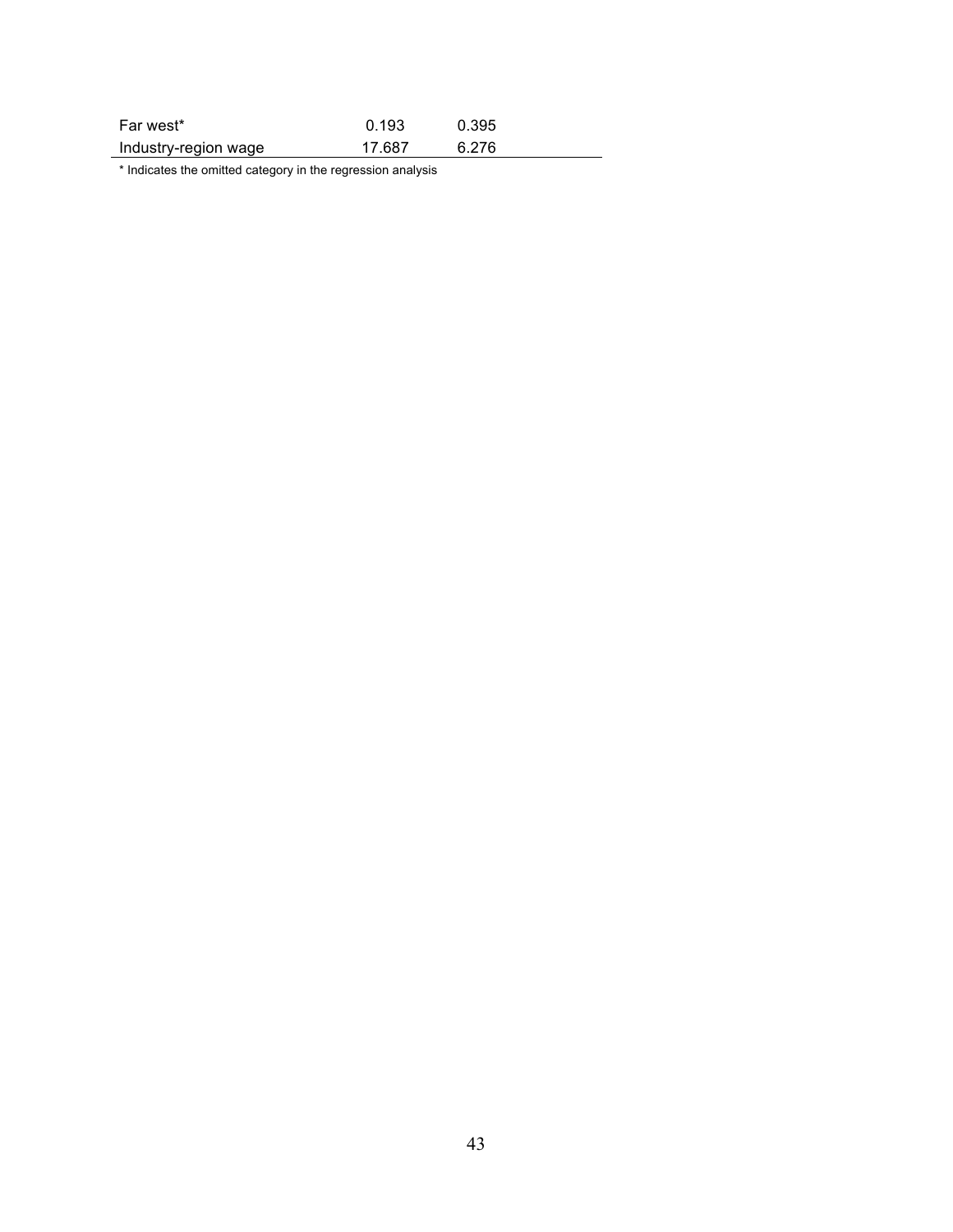| | | |
|---|---|---|
| Far west* | 0.193 | 0.395 |
| Industry-region wage | 17.687 | 6.276 |

* Indicates the omitted category in the regression analysis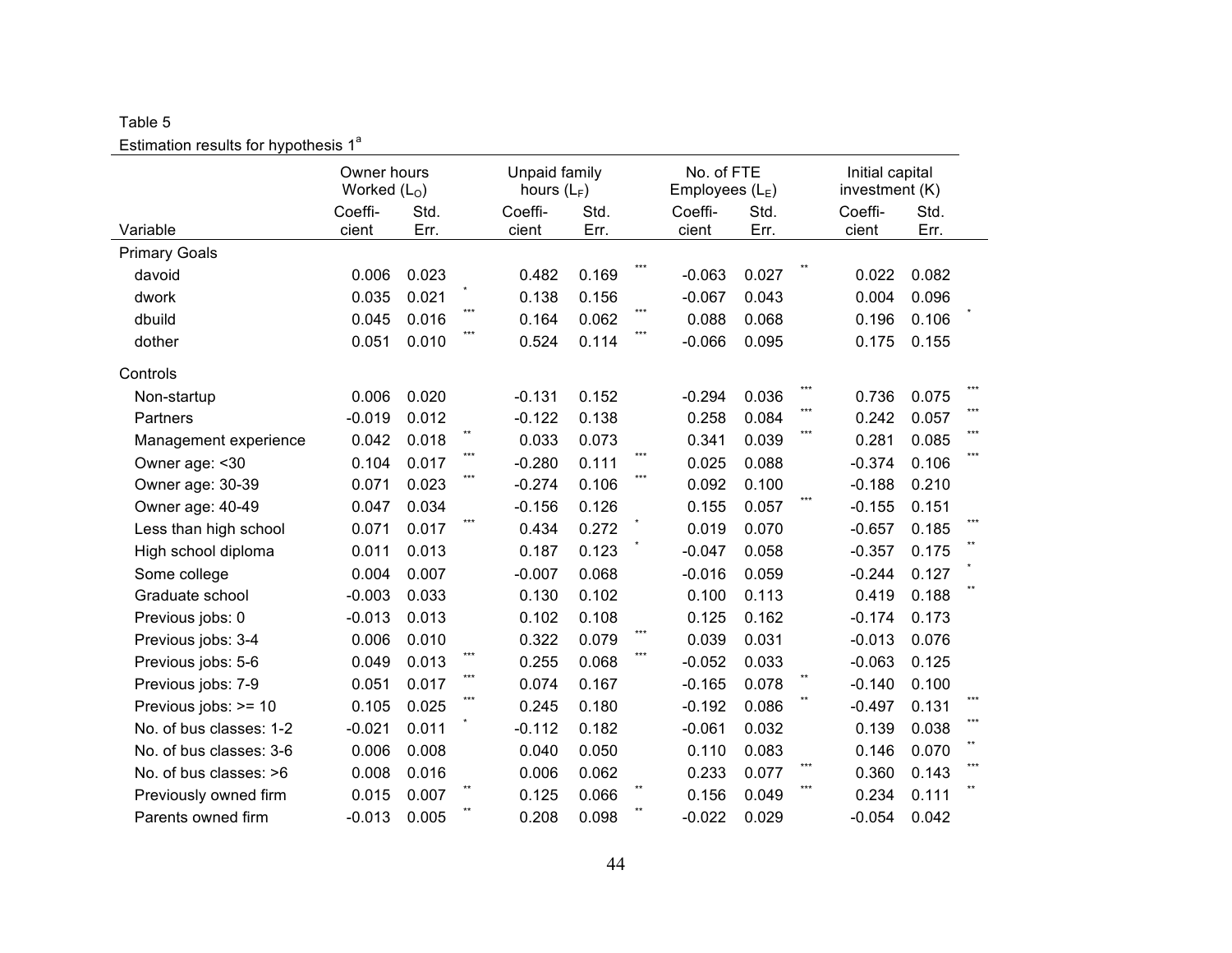Table 5

Estimation results for hypothesis 1[a]

| Variable | Owner hours Worked ($L_O$) Coefficient | Std. Err. | | Unpaid family hours ($L_F$) Coefficient | Std. Err. | | No. of FTE Employees ($L_E$) Coefficient | Std. Err. | | Initial capital investment (K) Coefficient | Std. Err. | |
|---|---|---|---|---|---|---|---|---|---|---|---|---|
| **Primary Goals** | | | | | | | | | | | | |
| davoid | 0.006 | 0.023 | | 0.482 | 0.169 | *** | -0.063 | 0.027 | ** | 0.022 | 0.082 | |
| dwork | 0.035 | 0.021 | * | 0.138 | 0.156 | | -0.067 | 0.043 | | 0.004 | 0.096 | |
| dbuild | 0.045 | 0.016 | *** | 0.164 | 0.062 | *** | 0.088 | 0.068 | | 0.196 | 0.106 | * |
| dother | 0.051 | 0.010 | *** | 0.524 | 0.114 | *** | -0.066 | 0.095 | | 0.175 | 0.155 | |
| **Controls** | | | | | | | | | | | | |
| Non-startup | 0.006 | 0.020 | | -0.131 | 0.152 | | -0.294 | 0.036 | *** | 0.736 | 0.075 | *** |
| Partners | -0.019 | 0.012 | | -0.122 | 0.138 | | 0.258 | 0.084 | *** | 0.242 | 0.057 | *** |
| Management experience | 0.042 | 0.018 | ** | 0.033 | 0.073 | | 0.341 | 0.039 | *** | 0.281 | 0.085 | *** |
| Owner age: <30 | 0.104 | 0.017 | *** | -0.280 | 0.111 | *** | 0.025 | 0.088 | | -0.374 | 0.106 | *** |
| Owner age: 30-39 | 0.071 | 0.023 | *** | -0.274 | 0.106 | *** | 0.092 | 0.100 | | -0.188 | 0.210 | |
| Owner age: 40-49 | 0.047 | 0.034 | | -0.156 | 0.126 | | 0.155 | 0.057 | *** | -0.155 | 0.151 | |
| Less than high school | 0.071 | 0.017 | *** | 0.434 | 0.272 | * | 0.019 | 0.070 | | -0.657 | 0.185 | *** |
| High school diploma | 0.011 | 0.013 | | 0.187 | 0.123 | * | -0.047 | 0.058 | | -0.357 | 0.175 | ** |
| Some college | 0.004 | 0.007 | | -0.007 | 0.068 | | -0.016 | 0.059 | | -0.244 | 0.127 | * |
| Graduate school | -0.003 | 0.033 | | 0.130 | 0.102 | | 0.100 | 0.113 | | 0.419 | 0.188 | ** |
| Previous jobs: 0 | -0.013 | 0.013 | | 0.102 | 0.108 | | 0.125 | 0.162 | | -0.174 | 0.173 | |
| Previous jobs: 3-4 | 0.006 | 0.010 | | 0.322 | 0.079 | *** | 0.039 | 0.031 | | -0.013 | 0.076 | |
| Previous jobs: 5-6 | 0.049 | 0.013 | *** | 0.255 | 0.068 | *** | -0.052 | 0.033 | | -0.063 | 0.125 | |
| Previous jobs: 7-9 | 0.051 | 0.017 | *** | 0.074 | 0.167 | | -0.165 | 0.078 | ** | -0.140 | 0.100 | |
| Previous jobs: >= 10 | 0.105 | 0.025 | *** | 0.245 | 0.180 | | -0.192 | 0.086 | ** | -0.497 | 0.131 | *** |
| No. of bus classes: 1-2 | -0.021 | 0.011 | * | -0.112 | 0.182 | | -0.061 | 0.032 | | 0.139 | 0.038 | *** |
| No. of bus classes: 3-6 | 0.006 | 0.008 | | 0.040 | 0.050 | | 0.110 | 0.083 | | 0.146 | 0.070 | ** |
| No. of bus classes: >6 | 0.008 | 0.016 | | 0.006 | 0.062 | | 0.233 | 0.077 | *** | 0.360 | 0.143 | *** |
| Previously owned firm | 0.015 | 0.007 | ** | 0.125 | 0.066 | ** | 0.156 | 0.049 | *** | 0.234 | 0.111 | ** |
| Parents owned firm | -0.013 | 0.005 | ** | 0.208 | 0.098 | ** | -0.022 | 0.029 | | -0.054 | 0.042 | |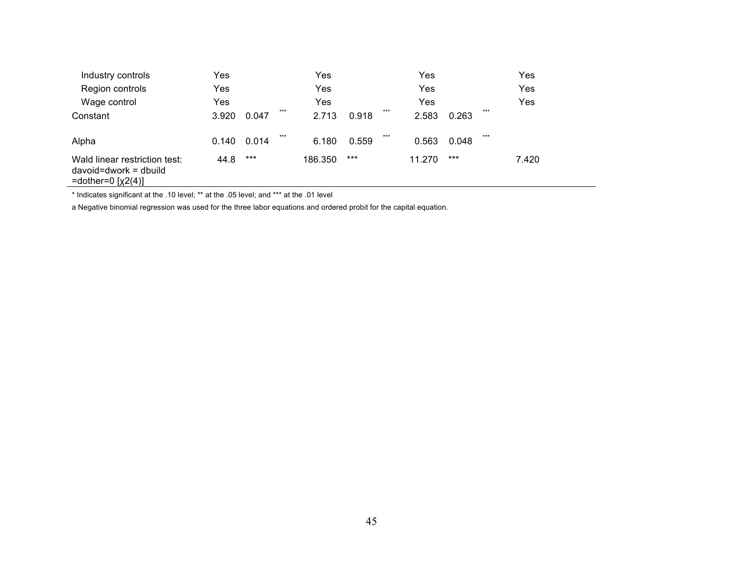| | | | | | | | | | | |
|---|---|---|---|---|---|---|---|---|---|---|
| Industry controls | Yes | | | Yes | | | Yes | | | Yes |
| Region controls | Yes | | | Yes | | | Yes | | | Yes |
| Wage control | Yes | | | Yes | | | Yes | | | Yes |
| Constant | 3.920 | 0.047 | *** | 2.713 | 0.918 | *** | 2.583 | 0.263 | *** | |
| Alpha | 0.140 | 0.014 | *** | 6.180 | 0.559 | *** | 0.563 | 0.048 | *** | |
| Wald linear restriction test: davoid=dwork = dbuild =dother=0 [χ2(4)] | 44.8 | *** | | 186.350 | *** | | 11.270 | *** | | 7.420 |

* Indicates significant at the .10 level; ** at the .05 level; and *** at the .01 level

a Negative binomial regression was used for the three labor equations and ordered probit for the capital equation.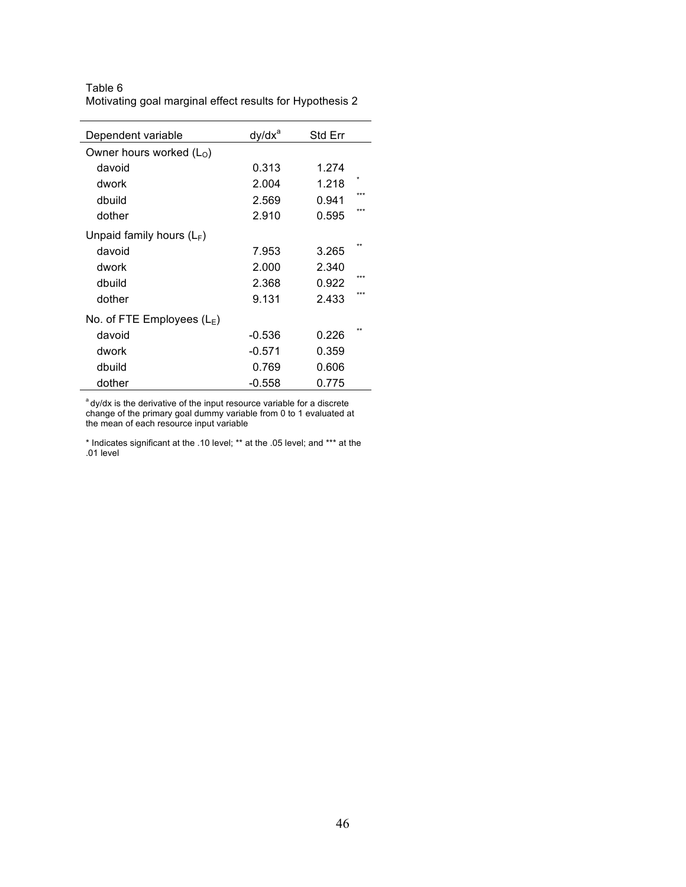Table 6
Motivating goal marginal effect results for Hypothesis 2

| Dependent variable | dy/dx[a] | Std Err | |
|---|---|---|---|
| Owner hours worked ($L_O$) | | | |
| davoid | 0.313 | 1.274 | |
| dwork | 2.004 | 1.218 | * |
| dbuild | 2.569 | 0.941 | *** |
| dother | 2.910 | 0.595 | *** |
| Unpaid family hours ($L_F$) | | | |
| davoid | 7.953 | 3.265 | ** |
| dwork | 2.000 | 2.340 | |
| dbuild | 2.368 | 0.922 | *** |
| dother | 9.131 | 2.433 | *** |
| No. of FTE Employees ($L_E$) | | | |
| davoid | -0.536 | 0.226 | ** |
| dwork | -0.571 | 0.359 | |
| dbuild | 0.769 | 0.606 | |
| dother | -0.558 | 0.775 | |

[a] dy/dx is the derivative of the input resource variable for a discrete change of the primary goal dummy variable from 0 to 1 evaluated at the mean of each resource input variable

* Indicates significant at the .10 level; ** at the .05 level; and *** at the .01 level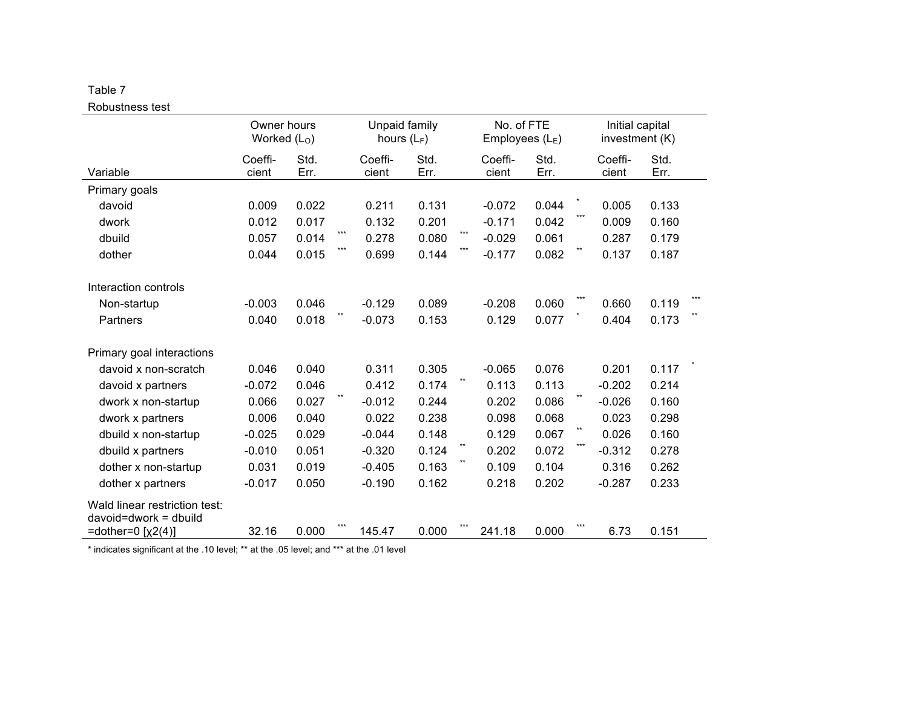Table 7

Robustness test

| Variable | Owner hours Worked ($L_O$) | | | Unpaid family hours ($L_F$) | | | No. of FTE Employees ($L_E$) | | | Initial capital investment (K) | | |
|---|---|---|---|---|---|---|---|---|---|---|---|---|
| | Coeffi-cient | Std. Err. | | Coeffi-cient | Std. Err. | | Coeffi-cient | Std. Err. | | Coeffi-cient | Std. Err. | |
| Primary goals | | | | | | | | | | | | |
| davoid | 0.009 | 0.022 | | 0.211 | 0.131 | | -0.072 | 0.044 | * | 0.005 | 0.133 | |
| dwork | 0.012 | 0.017 | | 0.132 | 0.201 | | -0.171 | 0.042 | *** | 0.009 | 0.160 | |
| dbuild | 0.057 | 0.014 | *** | 0.278 | 0.080 | *** | -0.029 | 0.061 | | 0.287 | 0.179 | |
| dother | 0.044 | 0.015 | *** | 0.699 | 0.144 | *** | -0.177 | 0.082 | ** | 0.137 | 0.187 | |
| Interaction controls | | | | | | | | | | | | |
| Non-startup | -0.003 | 0.046 | | -0.129 | 0.089 | | -0.208 | 0.060 | *** | 0.660 | 0.119 | *** |
| Partners | 0.040 | 0.018 | ** | -0.073 | 0.153 | | 0.129 | 0.077 | * | 0.404 | 0.173 | ** |
| Primary goal interactions | | | | | | | | | | | | |
| davoid x non-scratch | 0.046 | 0.040 | | 0.311 | 0.305 | | -0.065 | 0.076 | | 0.201 | 0.117 | * |
| davoid x partners | -0.072 | 0.046 | | 0.412 | 0.174 | ** | 0.113 | 0.113 | | -0.202 | 0.214 | |
| dwork x non-startup | 0.066 | 0.027 | ** | -0.012 | 0.244 | | 0.202 | 0.086 | ** | -0.026 | 0.160 | |
| dwork x partners | 0.006 | 0.040 | | 0.022 | 0.238 | | 0.098 | 0.068 | | 0.023 | 0.298 | |
| dbuild x non-startup | -0.025 | 0.029 | | -0.044 | 0.148 | | 0.129 | 0.067 | ** | 0.026 | 0.160 | |
| dbuild x partners | -0.010 | 0.051 | | -0.320 | 0.124 | ** | 0.202 | 0.072 | *** | -0.312 | 0.278 | |
| dother x non-startup | 0.031 | 0.019 | | -0.405 | 0.163 | ** | 0.109 | 0.104 | | 0.316 | 0.262 | |
| dother x partners | -0.017 | 0.050 | | -0.190 | 0.162 | | 0.218 | 0.202 | | -0.287 | 0.233 | |
| Wald linear restriction test: davoid=dwork = dbuild =dother=0 [$\chi2(4)$] | 32.16 | 0.000 | *** | 145.47 | 0.000 | *** | 241.18 | 0.000 | *** | 6.73 | 0.151 | |

\* indicates significant at the .10 level; ** at the .05 level; and *** at the .01 level